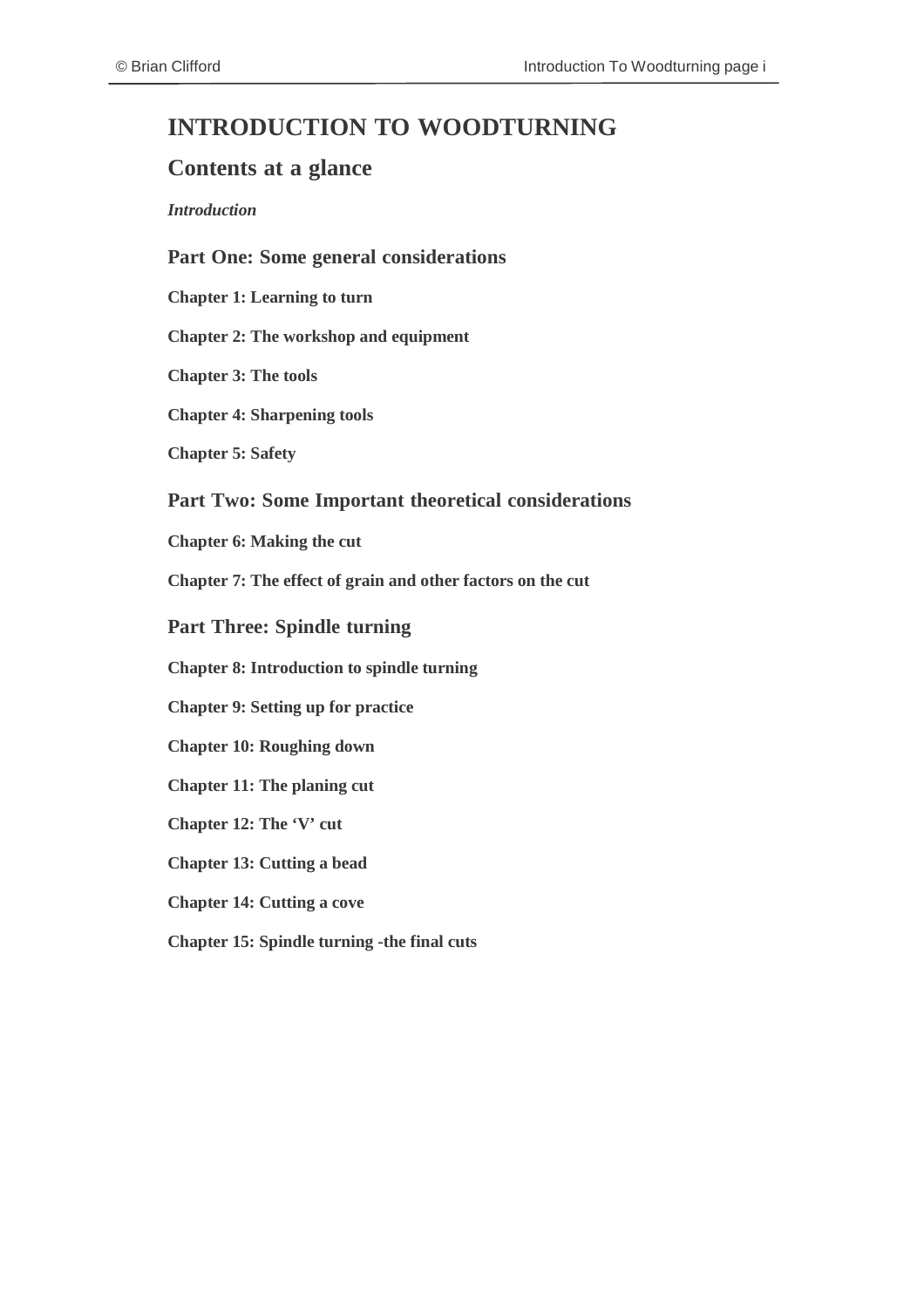# INTRODUCTION TO WOODTURNING

## Contents at a glance

***Introduction***

### Part One: Some general considerations

**Chapter 1: Learning to turn**

**Chapter 2: The workshop and equipment**

**Chapter 3: The tools**

**Chapter 4: Sharpening tools**

**Chapter 5: Safety**

### Part Two: Some Important theoretical considerations

**Chapter 6: Making the cut**

**Chapter 7: The effect of grain and other factors on the cut**

### Part Three: Spindle turning

**Chapter 8: Introduction to spindle turning**

**Chapter 9: Setting up for practice**

**Chapter 10: Roughing down**

**Chapter 11: The planing cut**

**Chapter 12: The 'V' cut**

**Chapter 13: Cutting a bead**

**Chapter 14: Cutting a cove**

**Chapter 15: Spindle turning -the final cuts**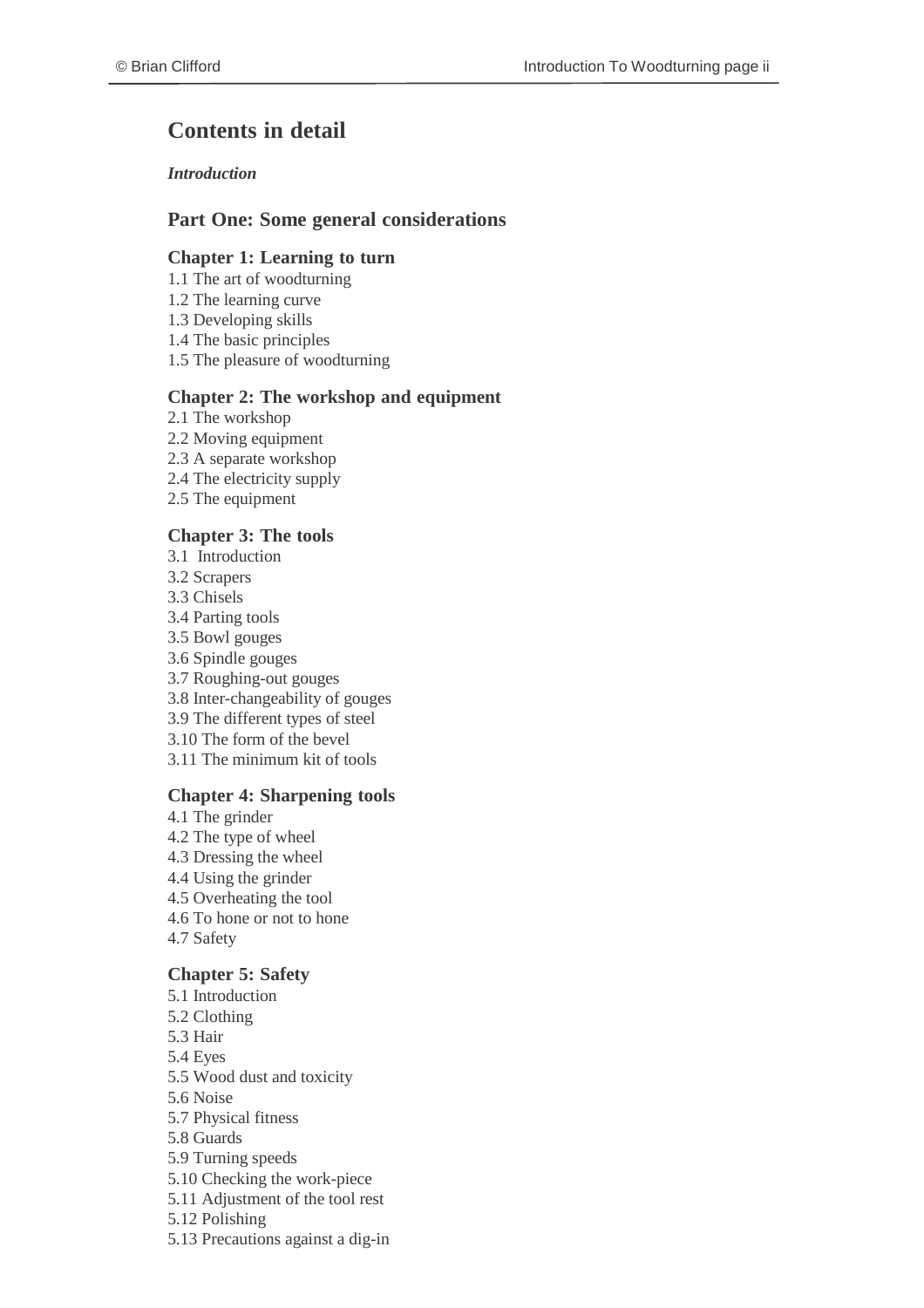# Contents in detail

*Introduction*

## Part One: Some general considerations

### Chapter 1: Learning to turn

1.1 The art of woodturning
1.2 The learning curve
1.3 Developing skills
1.4 The basic principles
1.5 The pleasure of woodturning

### Chapter 2: The workshop and equipment

2.1 The workshop
2.2 Moving equipment
2.3 A separate workshop
2.4 The electricity supply
2.5 The equipment

### Chapter 3: The tools

3.1 Introduction
3.2 Scrapers
3.3 Chisels
3.4 Parting tools
3.5 Bowl gouges
3.6 Spindle gouges
3.7 Roughing-out gouges
3.8 Inter-changeability of gouges
3.9 The different types of steel
3.10 The form of the bevel
3.11 The minimum kit of tools

### Chapter 4: Sharpening tools

4.1 The grinder
4.2 The type of wheel
4.3 Dressing the wheel
4.4 Using the grinder
4.5 Overheating the tool
4.6 To hone or not to hone
4.7 Safety

### Chapter 5: Safety

5.1 Introduction
5.2 Clothing
5.3 Hair
5.4 Eyes
5.5 Wood dust and toxicity
5.6 Noise
5.7 Physical fitness
5.8 Guards
5.9 Turning speeds
5.10 Checking the work-piece
5.11 Adjustment of the tool rest
5.12 Polishing
5.13 Precautions against a dig-in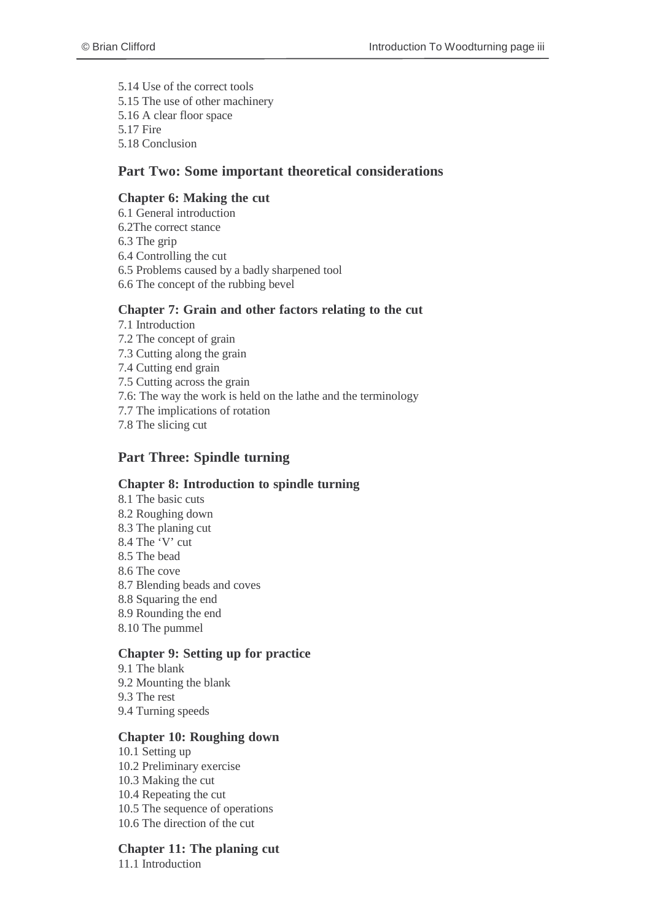5.14 Use of the correct tools
5.15 The use of other machinery
5.16 A clear floor space
5.17 Fire
5.18 Conclusion

## Part Two: Some important theoretical considerations

### Chapter 6: Making the cut

6.1 General introduction
6.2The correct stance
6.3 The grip
6.4 Controlling the cut
6.5 Problems caused by a badly sharpened tool
6.6 The concept of the rubbing bevel

### Chapter 7: Grain and other factors relating to the cut

7.1 Introduction
7.2 The concept of grain
7.3 Cutting along the grain
7.4 Cutting end grain
7.5 Cutting across the grain
7.6: The way the work is held on the lathe and the terminology
7.7 The implications of rotation
7.8 The slicing cut

## Part Three: Spindle turning

### Chapter 8: Introduction to spindle turning

8.1 The basic cuts
8.2 Roughing down
8.3 The planing cut
8.4 The 'V' cut
8.5 The bead
8.6 The cove
8.7 Blending beads and coves
8.8 Squaring the end
8.9 Rounding the end
8.10 The pummel

### Chapter 9: Setting up for practice

9.1 The blank
9.2 Mounting the blank
9.3 The rest
9.4 Turning speeds

### Chapter 10: Roughing down

10.1 Setting up
10.2 Preliminary exercise
10.3 Making the cut
10.4 Repeating the cut
10.5 The sequence of operations
10.6 The direction of the cut

### Chapter 11: The planing cut

11.1 Introduction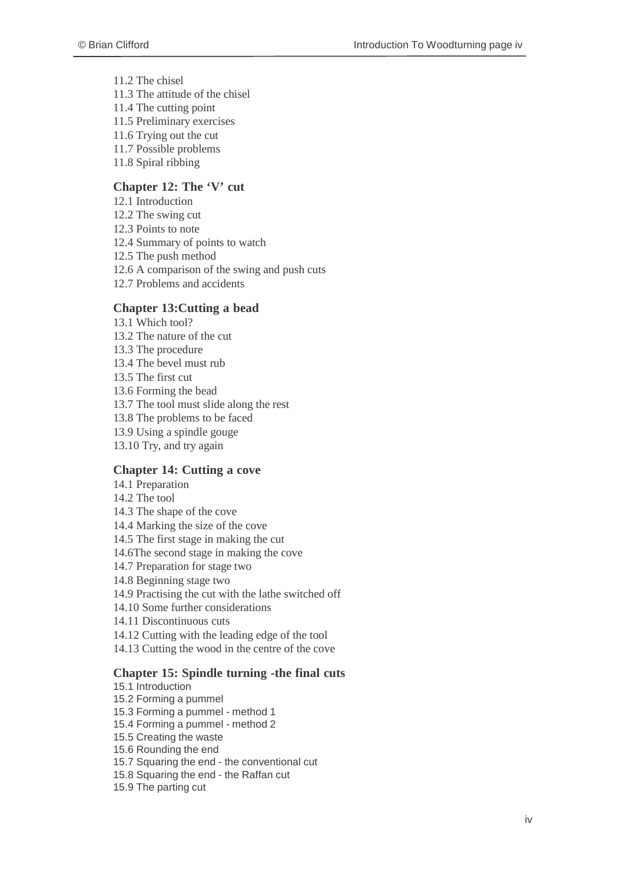11.2 The chisel
11.3 The attitude of the chisel
11.4 The cutting point
11.5 Preliminary exercises
11.6 Trying out the cut
11.7 Possible problems
11.8 Spiral ribbing

**Chapter 12: The 'V' cut**

12.1 Introduction
12.2 The swing cut
12.3 Points to note
12.4 Summary of points to watch
12.5 The push method
12.6 A comparison of the swing and push cuts
12.7 Problems and accidents

**Chapter 13:Cutting a bead**

13.1 Which tool?
13.2 The nature of the cut
13.3 The procedure
13.4 The bevel must rub
13.5 The first cut
13.6 Forming the bead
13.7 The tool must slide along the rest
13.8 The problems to be faced
13.9 Using a spindle gouge
13.10 Try, and try again

**Chapter 14: Cutting a cove**

14.1 Preparation
14.2 The tool
14.3 The shape of the cove
14.4 Marking the size of the cove
14.5 The first stage in making the cut
14.6The second stage in making the cove
14.7 Preparation for stage two
14.8 Beginning stage two
14.9 Practising the cut with the lathe switched off
14.10 Some further considerations
14.11 Discontinuous cuts
14.12 Cutting with the leading edge of the tool
14.13 Cutting the wood in the centre of the cove

**Chapter 15: Spindle turning -the final cuts**

15.1 Introduction
15.2 Forming a pummel
15.3 Forming a pummel - method 1
15.4 Forming a pummel - method 2
15.5 Creating the waste
15.6 Rounding the end
15.7 Squaring the end - the conventional cut
15.8 Squaring the end - the Raffan cut
15.9 The parting cut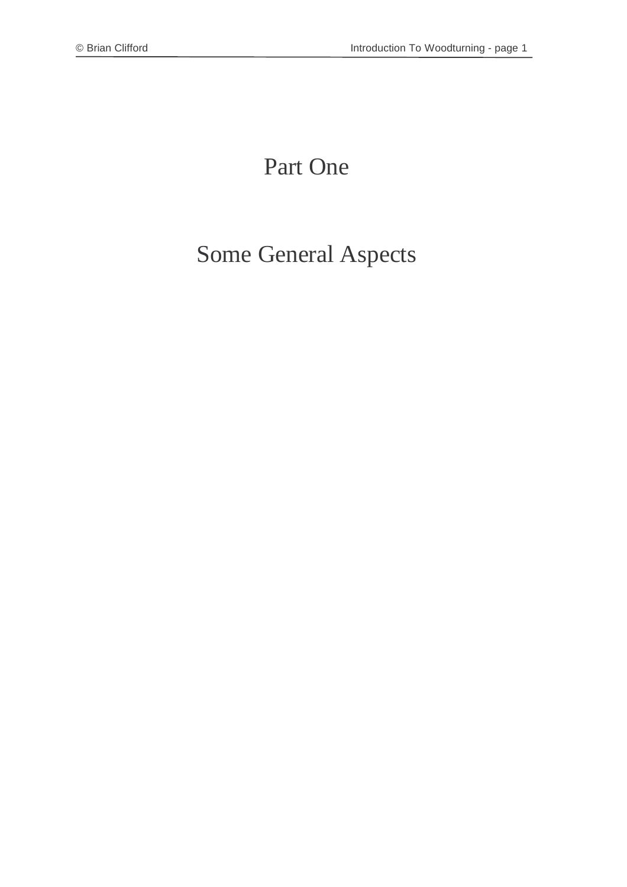# Part One

# Some General Aspects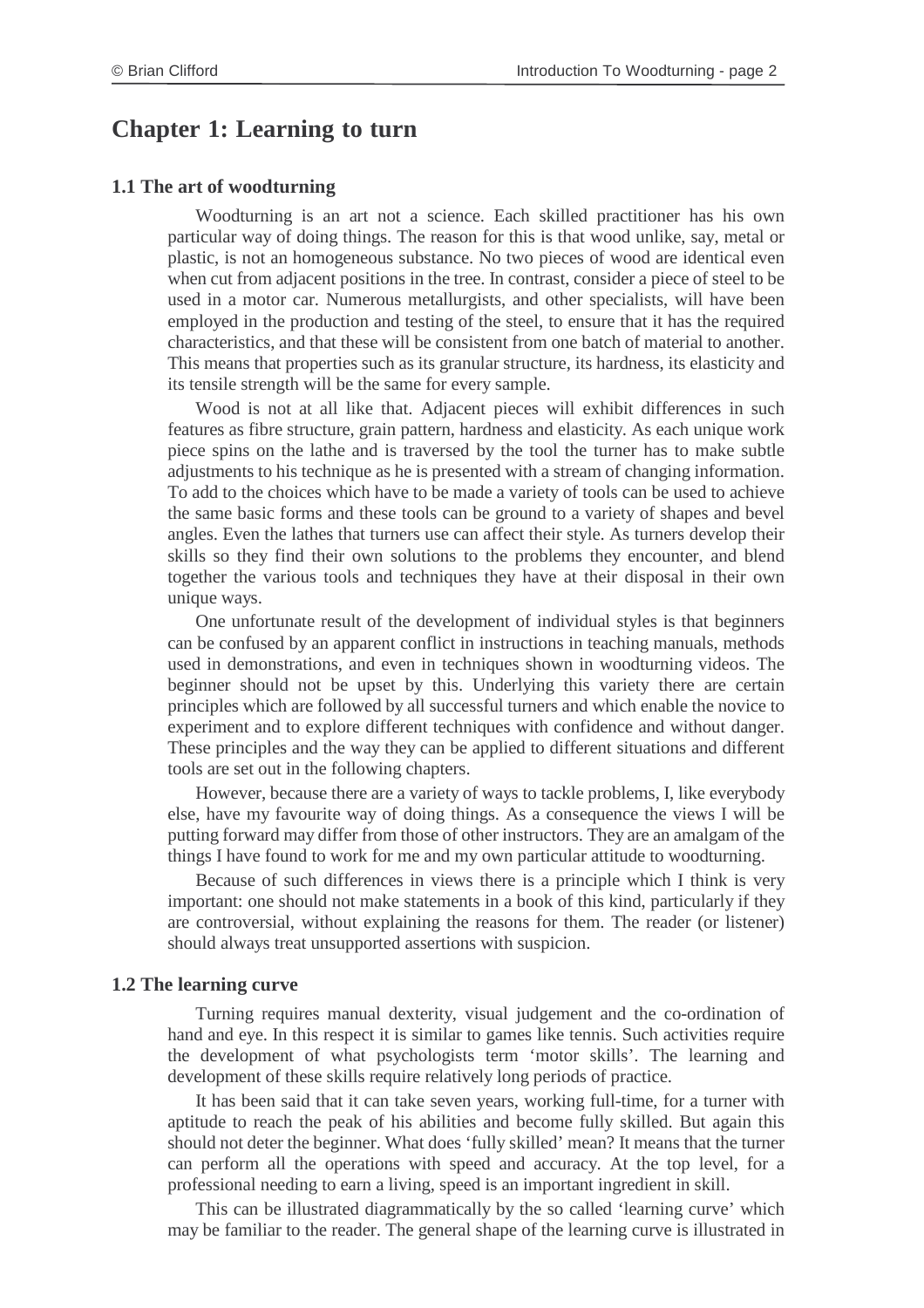# Chapter 1: Learning to turn

### 1.1 The art of woodturning

Woodturning is an art not a science. Each skilled practitioner has his own particular way of doing things. The reason for this is that wood unlike, say, metal or plastic, is not an homogeneous substance. No two pieces of wood are identical even when cut from adjacent positions in the tree. In contrast, consider a piece of steel to be used in a motor car. Numerous metallurgists, and other specialists, will have been employed in the production and testing of the steel, to ensure that it has the required characteristics, and that these will be consistent from one batch of material to another. This means that properties such as its granular structure, its hardness, its elasticity and its tensile strength will be the same for every sample.

Wood is not at all like that. Adjacent pieces will exhibit differences in such features as fibre structure, grain pattern, hardness and elasticity. As each unique work piece spins on the lathe and is traversed by the tool the turner has to make subtle adjustments to his technique as he is presented with a stream of changing information. To add to the choices which have to be made a variety of tools can be used to achieve the same basic forms and these tools can be ground to a variety of shapes and bevel angles. Even the lathes that turners use can affect their style. As turners develop their skills so they find their own solutions to the problems they encounter, and blend together the various tools and techniques they have at their disposal in their own unique ways.

One unfortunate result of the development of individual styles is that beginners can be confused by an apparent conflict in instructions in teaching manuals, methods used in demonstrations, and even in techniques shown in woodturning videos. The beginner should not be upset by this. Underlying this variety there are certain principles which are followed by all successful turners and which enable the novice to experiment and to explore different techniques with confidence and without danger. These principles and the way they can be applied to different situations and different tools are set out in the following chapters.

However, because there are a variety of ways to tackle problems, I, like everybody else, have my favourite way of doing things. As a consequence the views I will be putting forward may differ from those of other instructors. They are an amalgam of the things I have found to work for me and my own particular attitude to woodturning.

Because of such differences in views there is a principle which I think is very important: one should not make statements in a book of this kind, particularly if they are controversial, without explaining the reasons for them. The reader (or listener) should always treat unsupported assertions with suspicion.

### 1.2 The learning curve

Turning requires manual dexterity, visual judgement and the co-ordination of hand and eye. In this respect it is similar to games like tennis. Such activities require the development of what psychologists term 'motor skills'. The learning and development of these skills require relatively long periods of practice.

It has been said that it can take seven years, working full-time, for a turner with aptitude to reach the peak of his abilities and become fully skilled. But again this should not deter the beginner. What does 'fully skilled' mean? It means that the turner can perform all the operations with speed and accuracy. At the top level, for a professional needing to earn a living, speed is an important ingredient in skill.

This can be illustrated diagrammatically by the so called 'learning curve' which may be familiar to the reader. The general shape of the learning curve is illustrated in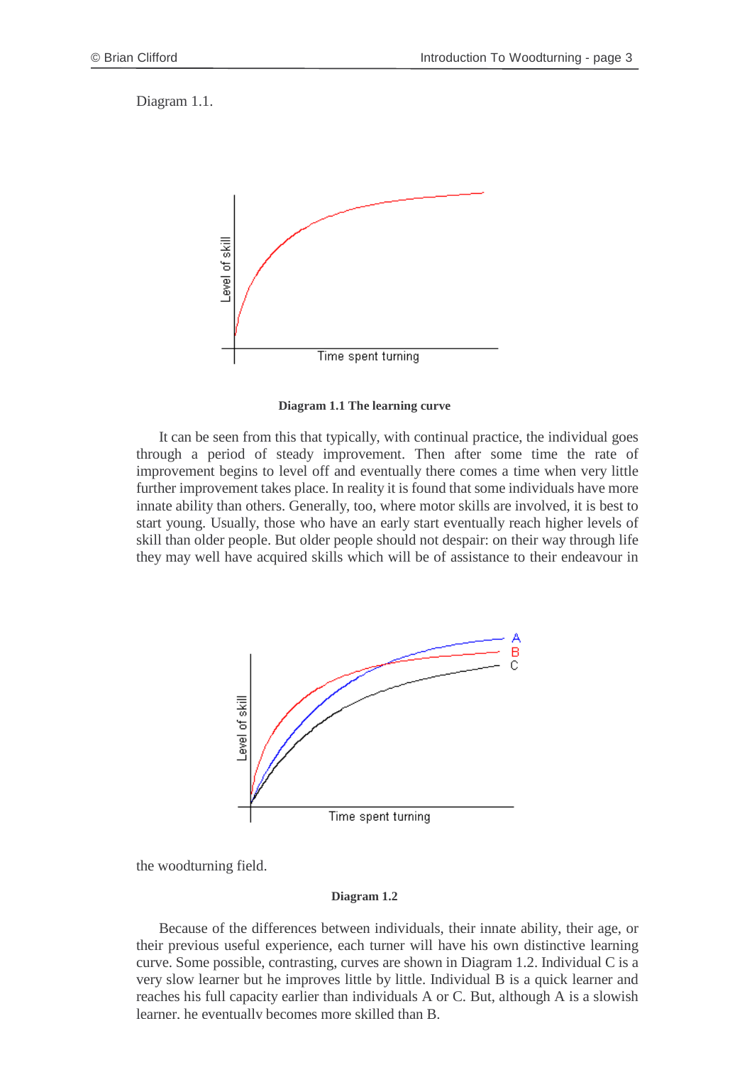Diagram 1.1.

**Diagram 1.1 The learning curve**

It can be seen from this that typically, with continual practice, the individual goes through a period of steady improvement. Then after some time the rate of improvement begins to level off and eventually there comes a time when very little further improvement takes place. In reality it is found that some individuals have more innate ability than others. Generally, too, where motor skills are involved, it is best to start young. Usually, those who have an early start eventually reach higher levels of skill than older people. But older people should not despair: on their way through life they may well have acquired skills which will be of assistance to their endeavour in the woodturning field.

**Diagram 1.2**

Because of the differences between individuals, their innate ability, their age, or their previous useful experience, each turner will have his own distinctive learning curve. Some possible, contrasting, curves are shown in Diagram 1.2. Individual C is a very slow learner but he improves little by little. Individual B is a quick learner and reaches his full capacity earlier than individuals A or C. But, although A is a slowish learner, he eventually becomes more skilled than B.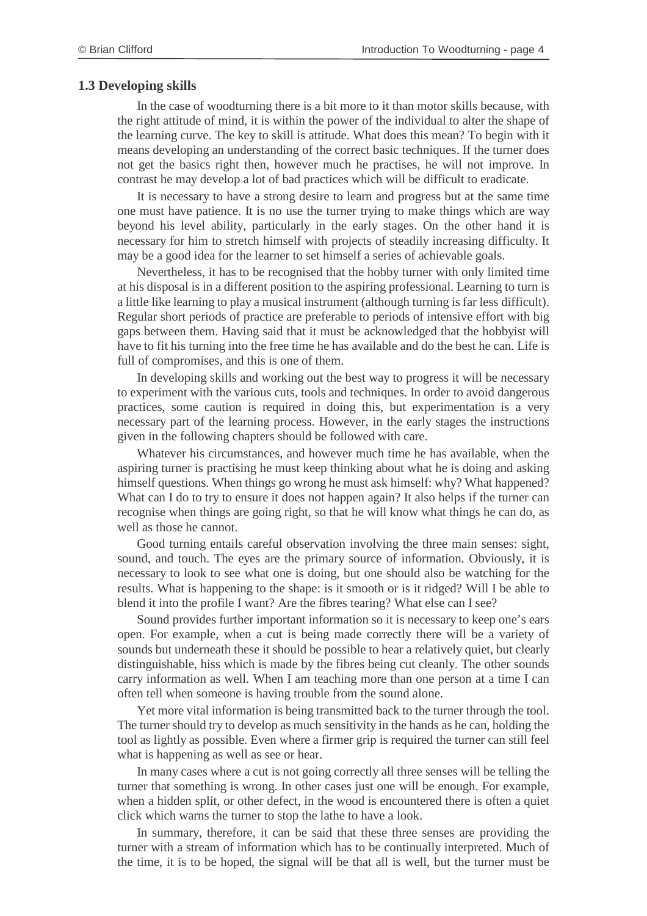### 1.3 Developing skills

In the case of woodturning there is a bit more to it than motor skills because, with the right attitude of mind, it is within the power of the individual to alter the shape of the learning curve. The key to skill is attitude. What does this mean? To begin with it means developing an understanding of the correct basic techniques. If the turner does not get the basics right then, however much he practises, he will not improve. In contrast he may develop a lot of bad practices which will be difficult to eradicate.

It is necessary to have a strong desire to learn and progress but at the same time one must have patience. It is no use the turner trying to make things which are way beyond his level ability, particularly in the early stages. On the other hand it is necessary for him to stretch himself with projects of steadily increasing difficulty. It may be a good idea for the learner to set himself a series of achievable goals.

Nevertheless, it has to be recognised that the hobby turner with only limited time at his disposal is in a different position to the aspiring professional. Learning to turn is a little like learning to play a musical instrument (although turning is far less difficult). Regular short periods of practice are preferable to periods of intensive effort with big gaps between them. Having said that it must be acknowledged that the hobbyist will have to fit his turning into the free time he has available and do the best he can. Life is full of compromises, and this is one of them.

In developing skills and working out the best way to progress it will be necessary to experiment with the various cuts, tools and techniques. In order to avoid dangerous practices, some caution is required in doing this, but experimentation is a very necessary part of the learning process. However, in the early stages the instructions given in the following chapters should be followed with care.

Whatever his circumstances, and however much time he has available, when the aspiring turner is practising he must keep thinking about what he is doing and asking himself questions. When things go wrong he must ask himself: why? What happened? What can I do to try to ensure it does not happen again? It also helps if the turner can recognise when things are going right, so that he will know what things he can do, as well as those he cannot.

Good turning entails careful observation involving the three main senses: sight, sound, and touch. The eyes are the primary source of information. Obviously, it is necessary to look to see what one is doing, but one should also be watching for the results. What is happening to the shape: is it smooth or is it ridged? Will I be able to blend it into the profile I want? Are the fibres tearing? What else can I see?

Sound provides further important information so it is necessary to keep one's ears open. For example, when a cut is being made correctly there will be a variety of sounds but underneath these it should be possible to hear a relatively quiet, but clearly distinguishable, hiss which is made by the fibres being cut cleanly. The other sounds carry information as well. When I am teaching more than one person at a time I can often tell when someone is having trouble from the sound alone.

Yet more vital information is being transmitted back to the turner through the tool. The turner should try to develop as much sensitivity in the hands as he can, holding the tool as lightly as possible. Even where a firmer grip is required the turner can still feel what is happening as well as see or hear.

In many cases where a cut is not going correctly all three senses will be telling the turner that something is wrong. In other cases just one will be enough. For example, when a hidden split, or other defect, in the wood is encountered there is often a quiet click which warns the turner to stop the lathe to have a look.

In summary, therefore, it can be said that these three senses are providing the turner with a stream of information which has to be continually interpreted. Much of the time, it is to be hoped, the signal will be that all is well, but the turner must be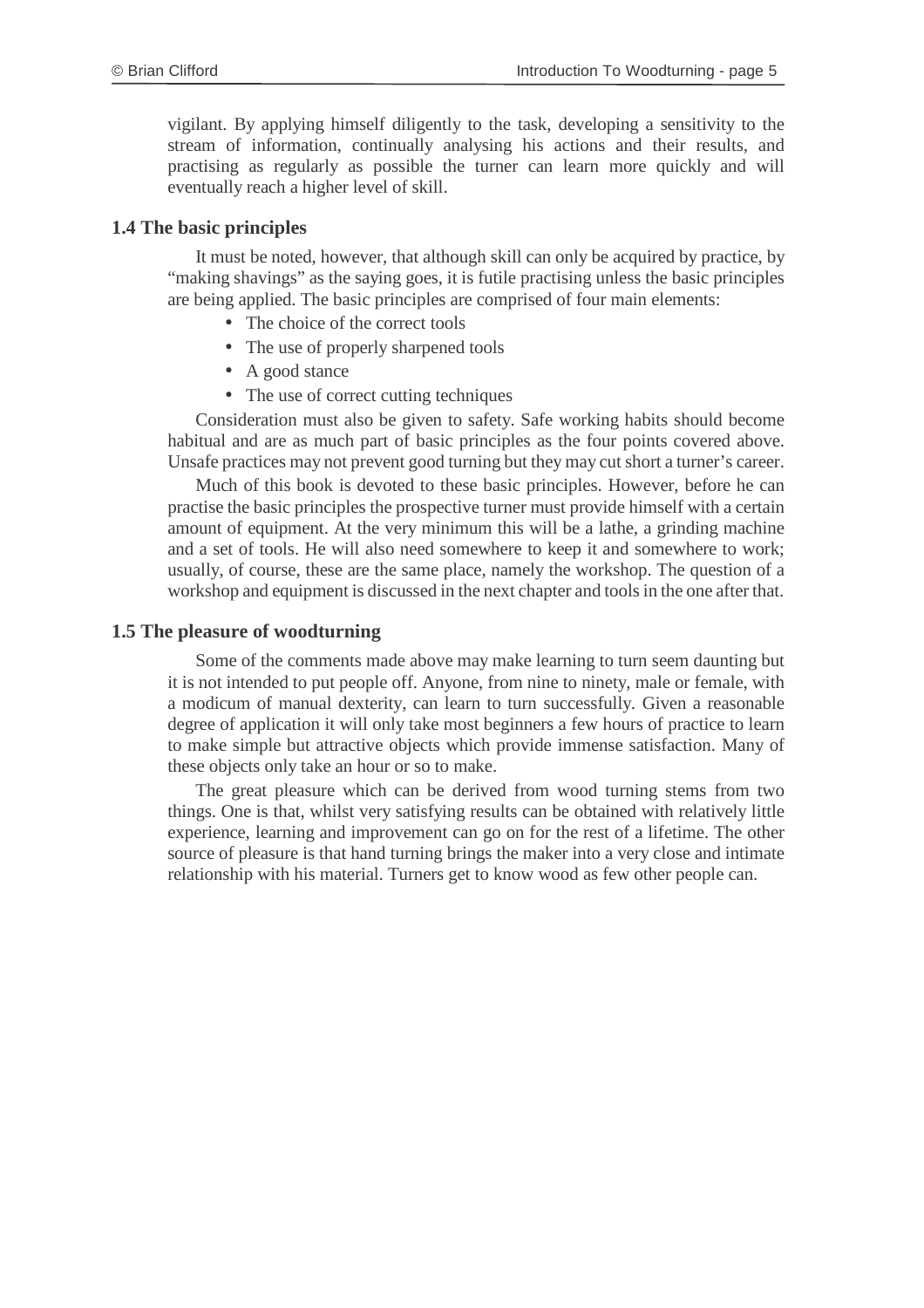vigilant. By applying himself diligently to the task, developing a sensitivity to the stream of information, continually analysing his actions and their results, and practising as regularly as possible the turner can learn more quickly and will eventually reach a higher level of skill.

## 1.4 The basic principles

It must be noted, however, that although skill can only be acquired by practice, by "making shavings" as the saying goes, it is futile practising unless the basic principles are being applied. The basic principles are comprised of four main elements:

- The choice of the correct tools
- The use of properly sharpened tools
- A good stance
- The use of correct cutting techniques

Consideration must also be given to safety. Safe working habits should become habitual and are as much part of basic principles as the four points covered above. Unsafe practices may not prevent good turning but they may cut short a turner's career.

Much of this book is devoted to these basic principles. However, before he can practise the basic principles the prospective turner must provide himself with a certain amount of equipment. At the very minimum this will be a lathe, a grinding machine and a set of tools. He will also need somewhere to keep it and somewhere to work; usually, of course, these are the same place, namely the workshop. The question of a workshop and equipment is discussed in the next chapter and tools in the one after that.

## 1.5 The pleasure of woodturning

Some of the comments made above may make learning to turn seem daunting but it is not intended to put people off. Anyone, from nine to ninety, male or female, with a modicum of manual dexterity, can learn to turn successfully. Given a reasonable degree of application it will only take most beginners a few hours of practice to learn to make simple but attractive objects which provide immense satisfaction. Many of these objects only take an hour or so to make.

The great pleasure which can be derived from wood turning stems from two things. One is that, whilst very satisfying results can be obtained with relatively little experience, learning and improvement can go on for the rest of a lifetime. The other source of pleasure is that hand turning brings the maker into a very close and intimate relationship with his material. Turners get to know wood as few other people can.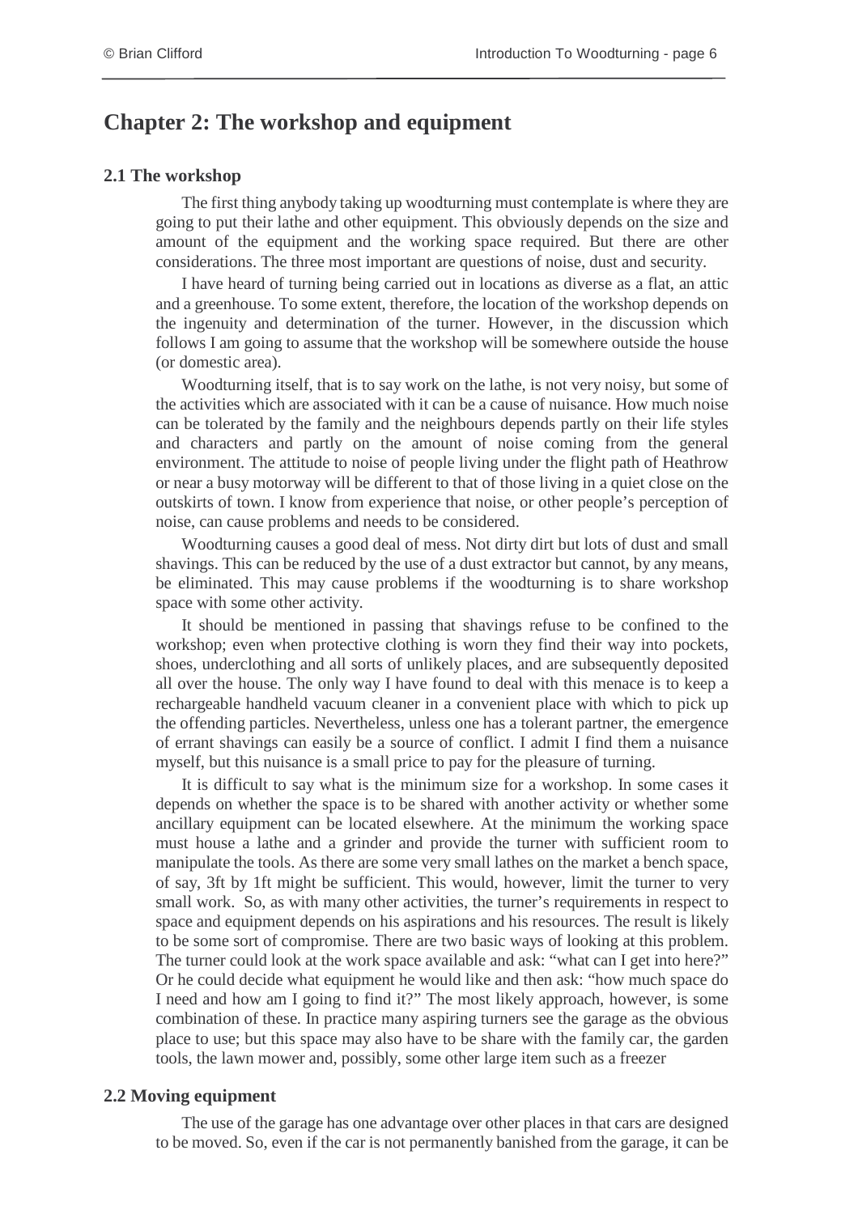# Chapter 2: The workshop and equipment

## 2.1 The workshop

The first thing anybody taking up woodturning must contemplate is where they are going to put their lathe and other equipment. This obviously depends on the size and amount of the equipment and the working space required. But there are other considerations. The three most important are questions of noise, dust and security.

I have heard of turning being carried out in locations as diverse as a flat, an attic and a greenhouse. To some extent, therefore, the location of the workshop depends on the ingenuity and determination of the turner. However, in the discussion which follows I am going to assume that the workshop will be somewhere outside the house (or domestic area).

Woodturning itself, that is to say work on the lathe, is not very noisy, but some of the activities which are associated with it can be a cause of nuisance. How much noise can be tolerated by the family and the neighbours depends partly on their life styles and characters and partly on the amount of noise coming from the general environment. The attitude to noise of people living under the flight path of Heathrow or near a busy motorway will be different to that of those living in a quiet close on the outskirts of town. I know from experience that noise, or other people's perception of noise, can cause problems and needs to be considered.

Woodturning causes a good deal of mess. Not dirty dirt but lots of dust and small shavings. This can be reduced by the use of a dust extractor but cannot, by any means, be eliminated. This may cause problems if the woodturning is to share workshop space with some other activity.

It should be mentioned in passing that shavings refuse to be confined to the workshop; even when protective clothing is worn they find their way into pockets, shoes, underclothing and all sorts of unlikely places, and are subsequently deposited all over the house. The only way I have found to deal with this menace is to keep a rechargeable handheld vacuum cleaner in a convenient place with which to pick up the offending particles. Nevertheless, unless one has a tolerant partner, the emergence of errant shavings can easily be a source of conflict. I admit I find them a nuisance myself, but this nuisance is a small price to pay for the pleasure of turning.

It is difficult to say what is the minimum size for a workshop. In some cases it depends on whether the space is to be shared with another activity or whether some ancillary equipment can be located elsewhere. At the minimum the working space must house a lathe and a grinder and provide the turner with sufficient room to manipulate the tools. As there are some very small lathes on the market a bench space, of say, 3ft by 1ft might be sufficient. This would, however, limit the turner to very small work. So, as with many other activities, the turner's requirements in respect to space and equipment depends on his aspirations and his resources. The result is likely to be some sort of compromise. There are two basic ways of looking at this problem. The turner could look at the work space available and ask: "what can I get into here?" Or he could decide what equipment he would like and then ask: "how much space do I need and how am I going to find it?" The most likely approach, however, is some combination of these. In practice many aspiring turners see the garage as the obvious place to use; but this space may also have to be share with the family car, the garden tools, the lawn mower and, possibly, some other large item such as a freezer

## 2.2 Moving equipment

The use of the garage has one advantage over other places in that cars are designed to be moved. So, even if the car is not permanently banished from the garage, it can be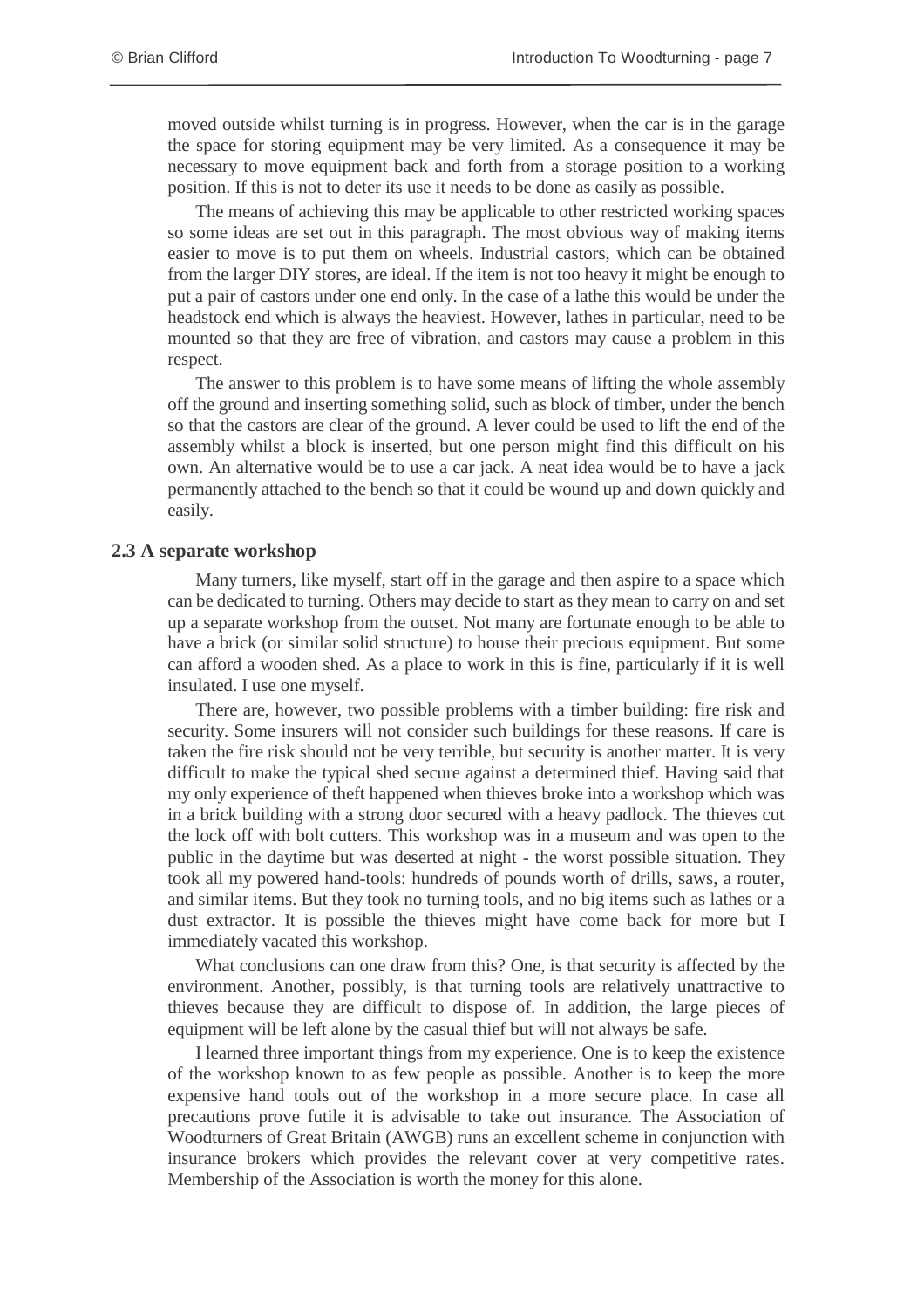moved outside whilst turning is in progress. However, when the car is in the garage the space for storing equipment may be very limited. As a consequence it may be necessary to move equipment back and forth from a storage position to a working position. If this is not to deter its use it needs to be done as easily as possible.

The means of achieving this may be applicable to other restricted working spaces so some ideas are set out in this paragraph. The most obvious way of making items easier to move is to put them on wheels. Industrial castors, which can be obtained from the larger DIY stores, are ideal. If the item is not too heavy it might be enough to put a pair of castors under one end only. In the case of a lathe this would be under the headstock end which is always the heaviest. However, lathes in particular, need to be mounted so that they are free of vibration, and castors may cause a problem in this respect.

The answer to this problem is to have some means of lifting the whole assembly off the ground and inserting something solid, such as block of timber, under the bench so that the castors are clear of the ground. A lever could be used to lift the end of the assembly whilst a block is inserted, but one person might find this difficult on his own. An alternative would be to use a car jack. A neat idea would be to have a jack permanently attached to the bench so that it could be wound up and down quickly and easily.

### 2.3 A separate workshop

Many turners, like myself, start off in the garage and then aspire to a space which can be dedicated to turning. Others may decide to start as they mean to carry on and set up a separate workshop from the outset. Not many are fortunate enough to be able to have a brick (or similar solid structure) to house their precious equipment. But some can afford a wooden shed. As a place to work in this is fine, particularly if it is well insulated. I use one myself.

There are, however, two possible problems with a timber building: fire risk and security. Some insurers will not consider such buildings for these reasons. If care is taken the fire risk should not be very terrible, but security is another matter. It is very difficult to make the typical shed secure against a determined thief. Having said that my only experience of theft happened when thieves broke into a workshop which was in a brick building with a strong door secured with a heavy padlock. The thieves cut the lock off with bolt cutters. This workshop was in a museum and was open to the public in the daytime but was deserted at night - the worst possible situation. They took all my powered hand-tools: hundreds of pounds worth of drills, saws, a router, and similar items. But they took no turning tools, and no big items such as lathes or a dust extractor. It is possible the thieves might have come back for more but I immediately vacated this workshop.

What conclusions can one draw from this? One, is that security is affected by the environment. Another, possibly, is that turning tools are relatively unattractive to thieves because they are difficult to dispose of. In addition, the large pieces of equipment will be left alone by the casual thief but will not always be safe.

I learned three important things from my experience. One is to keep the existence of the workshop known to as few people as possible. Another is to keep the more expensive hand tools out of the workshop in a more secure place. In case all precautions prove futile it is advisable to take out insurance. The Association of Woodturners of Great Britain (AWGB) runs an excellent scheme in conjunction with insurance brokers which provides the relevant cover at very competitive rates. Membership of the Association is worth the money for this alone.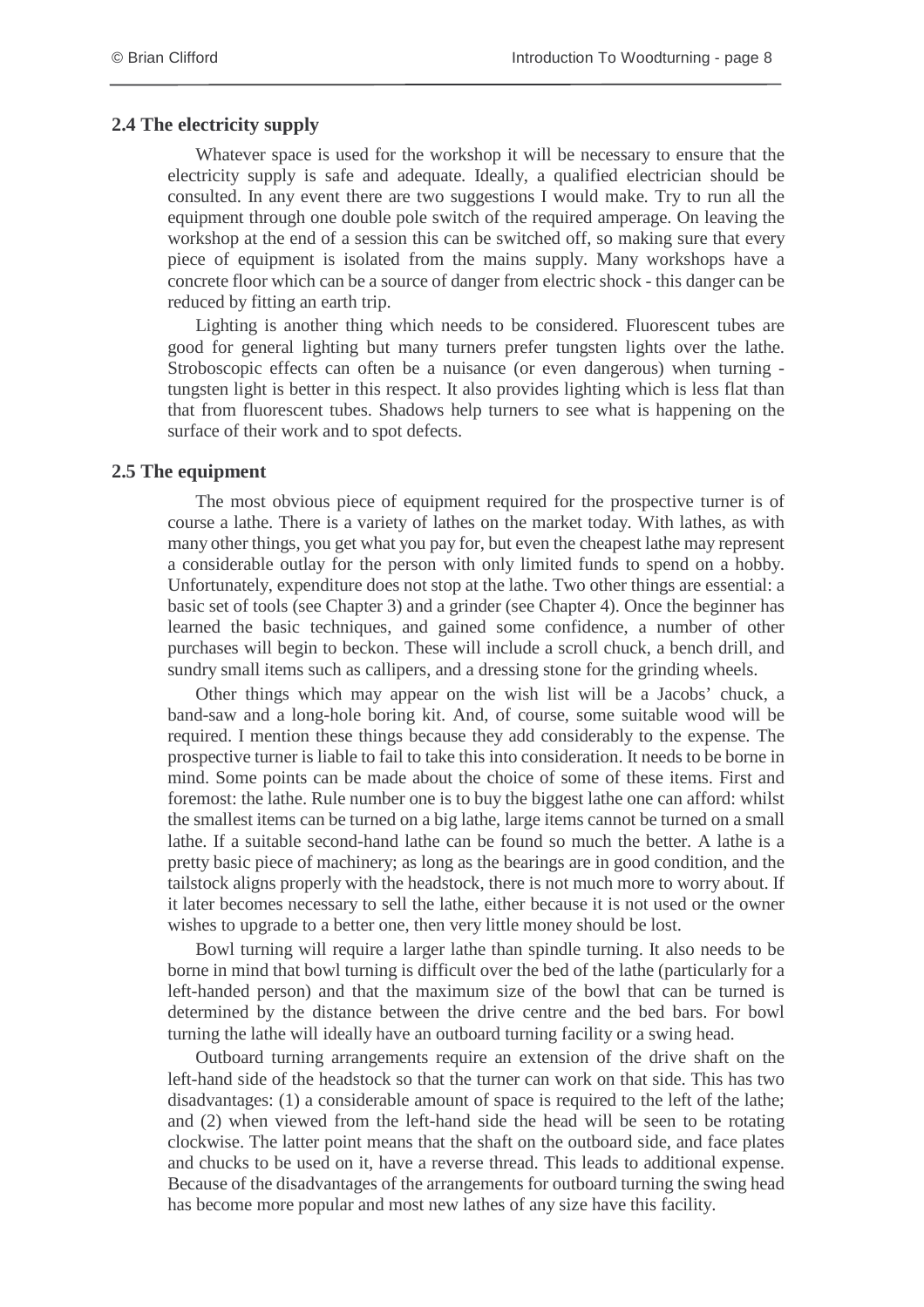## 2.4 The electricity supply

Whatever space is used for the workshop it will be necessary to ensure that the electricity supply is safe and adequate. Ideally, a qualified electrician should be consulted. In any event there are two suggestions I would make. Try to run all the equipment through one double pole switch of the required amperage. On leaving the workshop at the end of a session this can be switched off, so making sure that every piece of equipment is isolated from the mains supply. Many workshops have a concrete floor which can be a source of danger from electric shock - this danger can be reduced by fitting an earth trip.

Lighting is another thing which needs to be considered. Fluorescent tubes are good for general lighting but many turners prefer tungsten lights over the lathe. Stroboscopic effects can often be a nuisance (or even dangerous) when turning - tungsten light is better in this respect. It also provides lighting which is less flat than that from fluorescent tubes. Shadows help turners to see what is happening on the surface of their work and to spot defects.

## 2.5 The equipment

The most obvious piece of equipment required for the prospective turner is of course a lathe. There is a variety of lathes on the market today. With lathes, as with many other things, you get what you pay for, but even the cheapest lathe may represent a considerable outlay for the person with only limited funds to spend on a hobby. Unfortunately, expenditure does not stop at the lathe. Two other things are essential: a basic set of tools (see Chapter 3) and a grinder (see Chapter 4). Once the beginner has learned the basic techniques, and gained some confidence, a number of other purchases will begin to beckon. These will include a scroll chuck, a bench drill, and sundry small items such as callipers, and a dressing stone for the grinding wheels.

Other things which may appear on the wish list will be a Jacobs' chuck, a band-saw and a long-hole boring kit. And, of course, some suitable wood will be required. I mention these things because they add considerably to the expense. The prospective turner is liable to fail to take this into consideration. It needs to be borne in mind. Some points can be made about the choice of some of these items. First and foremost: the lathe. Rule number one is to buy the biggest lathe one can afford: whilst the smallest items can be turned on a big lathe, large items cannot be turned on a small lathe. If a suitable second-hand lathe can be found so much the better. A lathe is a pretty basic piece of machinery; as long as the bearings are in good condition, and the tailstock aligns properly with the headstock, there is not much more to worry about. If it later becomes necessary to sell the lathe, either because it is not used or the owner wishes to upgrade to a better one, then very little money should be lost.

Bowl turning will require a larger lathe than spindle turning. It also needs to be borne in mind that bowl turning is difficult over the bed of the lathe (particularly for a left-handed person) and that the maximum size of the bowl that can be turned is determined by the distance between the drive centre and the bed bars. For bowl turning the lathe will ideally have an outboard turning facility or a swing head.

Outboard turning arrangements require an extension of the drive shaft on the left-hand side of the headstock so that the turner can work on that side. This has two disadvantages: (1) a considerable amount of space is required to the left of the lathe; and (2) when viewed from the left-hand side the head will be seen to be rotating clockwise. The latter point means that the shaft on the outboard side, and face plates and chucks to be used on it, have a reverse thread. This leads to additional expense. Because of the disadvantages of the arrangements for outboard turning the swing head has become more popular and most new lathes of any size have this facility.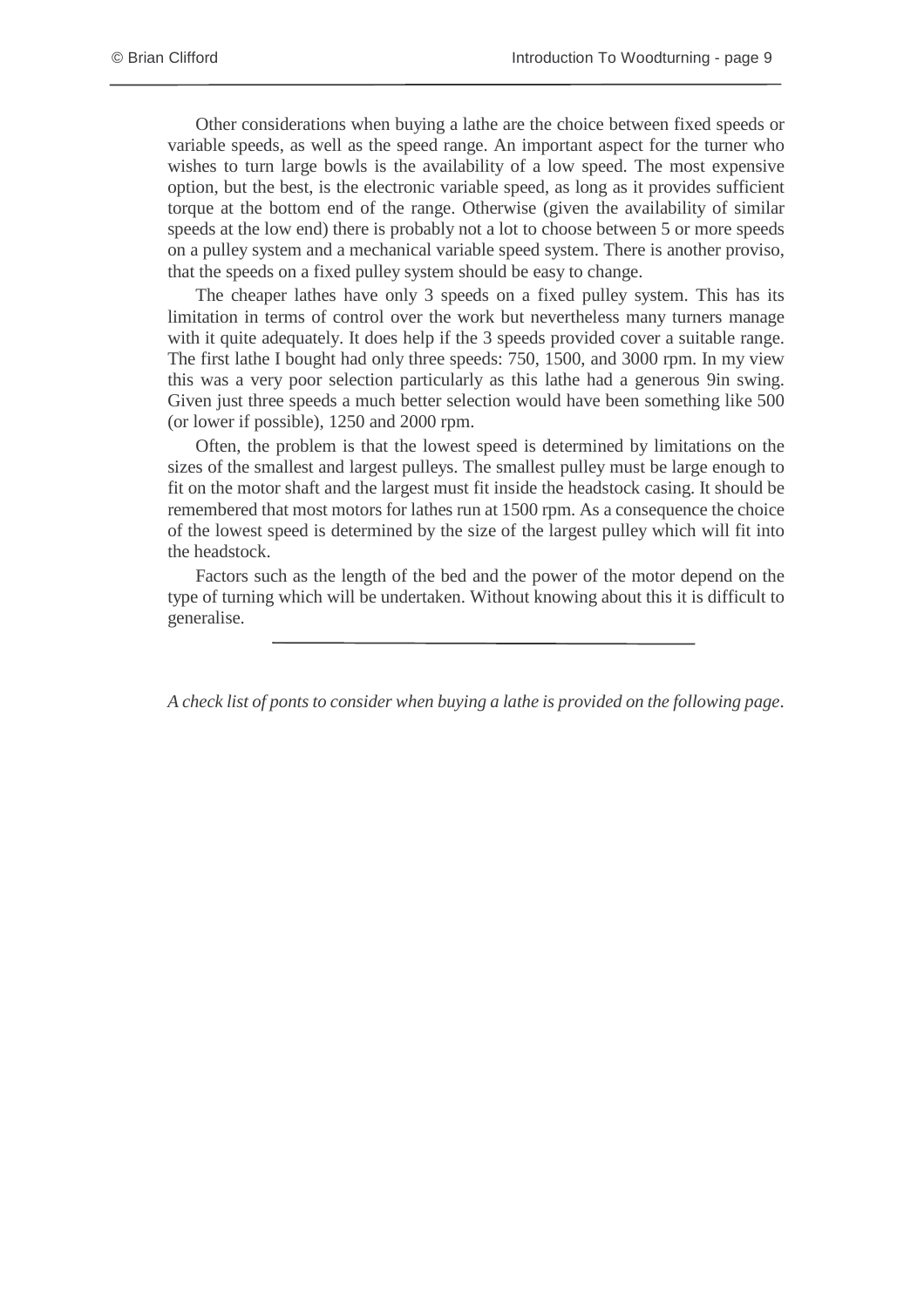Other considerations when buying a lathe are the choice between fixed speeds or variable speeds, as well as the speed range. An important aspect for the turner who wishes to turn large bowls is the availability of a low speed. The most expensive option, but the best, is the electronic variable speed, as long as it provides sufficient torque at the bottom end of the range. Otherwise (given the availability of similar speeds at the low end) there is probably not a lot to choose between 5 or more speeds on a pulley system and a mechanical variable speed system. There is another proviso, that the speeds on a fixed pulley system should be easy to change.

The cheaper lathes have only 3 speeds on a fixed pulley system. This has its limitation in terms of control over the work but nevertheless many turners manage with it quite adequately. It does help if the 3 speeds provided cover a suitable range. The first lathe I bought had only three speeds: 750, 1500, and 3000 rpm. In my view this was a very poor selection particularly as this lathe had a generous 9in swing. Given just three speeds a much better selection would have been something like 500 (or lower if possible), 1250 and 2000 rpm.

Often, the problem is that the lowest speed is determined by limitations on the sizes of the smallest and largest pulleys. The smallest pulley must be large enough to fit on the motor shaft and the largest must fit inside the headstock casing. It should be remembered that most motors for lathes run at 1500 rpm. As a consequence the choice of the lowest speed is determined by the size of the largest pulley which will fit into the headstock.

Factors such as the length of the bed and the power of the motor depend on the type of turning which will be undertaken. Without knowing about this it is difficult to generalise.

---

*A check list of ponts to consider when buying a lathe is provided on the following page.*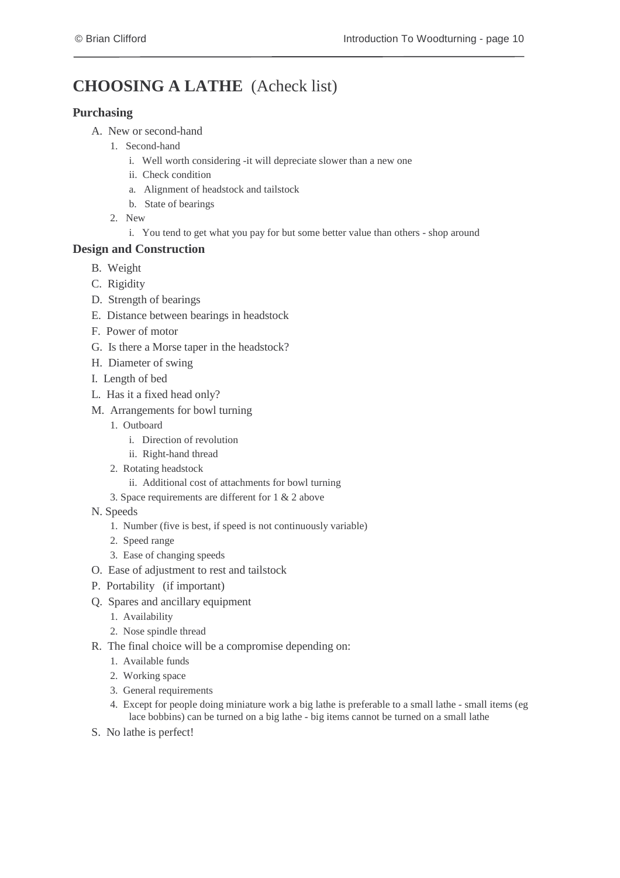# CHOOSING A LATHE (Acheck list)

### Purchasing

A. New or second-hand
   1. Second-hand
      i. Well worth considering -it will depreciate slower than a new one
      ii. Check condition
      a. Alignment of headstock and tailstock
      b. State of bearings
   2. New
      i. You tend to get what you pay for but some better value than others - shop around

### Design and Construction

B. Weight

C. Rigidity

D. Strength of bearings

E. Distance between bearings in headstock

F. Power of motor

G. Is there a Morse taper in the headstock?

H. Diameter of swing

I. Length of bed

L. Has it a fixed head only?

M. Arrangements for bowl turning
   1. Outboard
      i. Direction of revolution
      ii. Right-hand thread
   2. Rotating headstock
      ii. Additional cost of attachments for bowl turning
   3. Space requirements are different for 1 & 2 above

N. Speeds
   1. Number (five is best, if speed is not continuously variable)
   2. Speed range
   3. Ease of changing speeds

O. Ease of adjustment to rest and tailstock

P. Portability (if important)

Q. Spares and ancillary equipment
   1. Availability
   2. Nose spindle thread

R. The final choice will be a compromise depending on:
   1. Available funds
   2. Working space
   3. General requirements
   4. Except for people doing miniature work a big lathe is preferable to a small lathe - small items (eg lace bobbins) can be turned on a big lathe - big items cannot be turned on a small lathe

S. No lathe is perfect!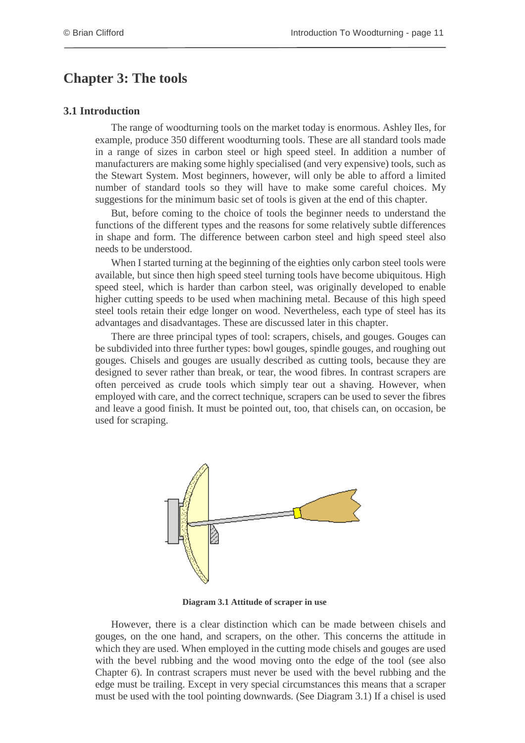# Chapter 3: The tools

## 3.1 Introduction

The range of woodturning tools on the market today is enormous. Ashley Iles, for example, produce 350 different woodturning tools. These are all standard tools made in a range of sizes in carbon steel or high speed steel. In addition a number of manufacturers are making some highly specialised (and very expensive) tools, such as the Stewart System. Most beginners, however, will only be able to afford a limited number of standard tools so they will have to make some careful choices. My suggestions for the minimum basic set of tools is given at the end of this chapter.

But, before coming to the choice of tools the beginner needs to understand the functions of the different types and the reasons for some relatively subtle differences in shape and form. The difference between carbon steel and high speed steel also needs to be understood.

When I started turning at the beginning of the eighties only carbon steel tools were available, but since then high speed steel turning tools have become ubiquitous. High speed steel, which is harder than carbon steel, was originally developed to enable higher cutting speeds to be used when machining metal. Because of this high speed steel tools retain their edge longer on wood. Nevertheless, each type of steel has its advantages and disadvantages. These are discussed later in this chapter.

There are three principal types of tool: scrapers, chisels, and gouges. Gouges can be subdivided into three further types: bowl gouges, spindle gouges, and roughing out gouges. Chisels and gouges are usually described as cutting tools, because they are designed to sever rather than break, or tear, the wood fibres. In contrast scrapers are often perceived as crude tools which simply tear out a shaving. However, when employed with care, and the correct technique, scrapers can be used to sever the fibres and leave a good finish. It must be pointed out, too, that chisels can, on occasion, be used for scraping.

**Diagram 3.1 Attitude of scraper in use**

However, there is a clear distinction which can be made between chisels and gouges, on the one hand, and scrapers, on the other. This concerns the attitude in which they are used. When employed in the cutting mode chisels and gouges are used with the bevel rubbing and the wood moving onto the edge of the tool (see also Chapter 6). In contrast scrapers must never be used with the bevel rubbing and the edge must be trailing. Except in very special circumstances this means that a scraper must be used with the tool pointing downwards. (See Diagram 3.1) If a chisel is used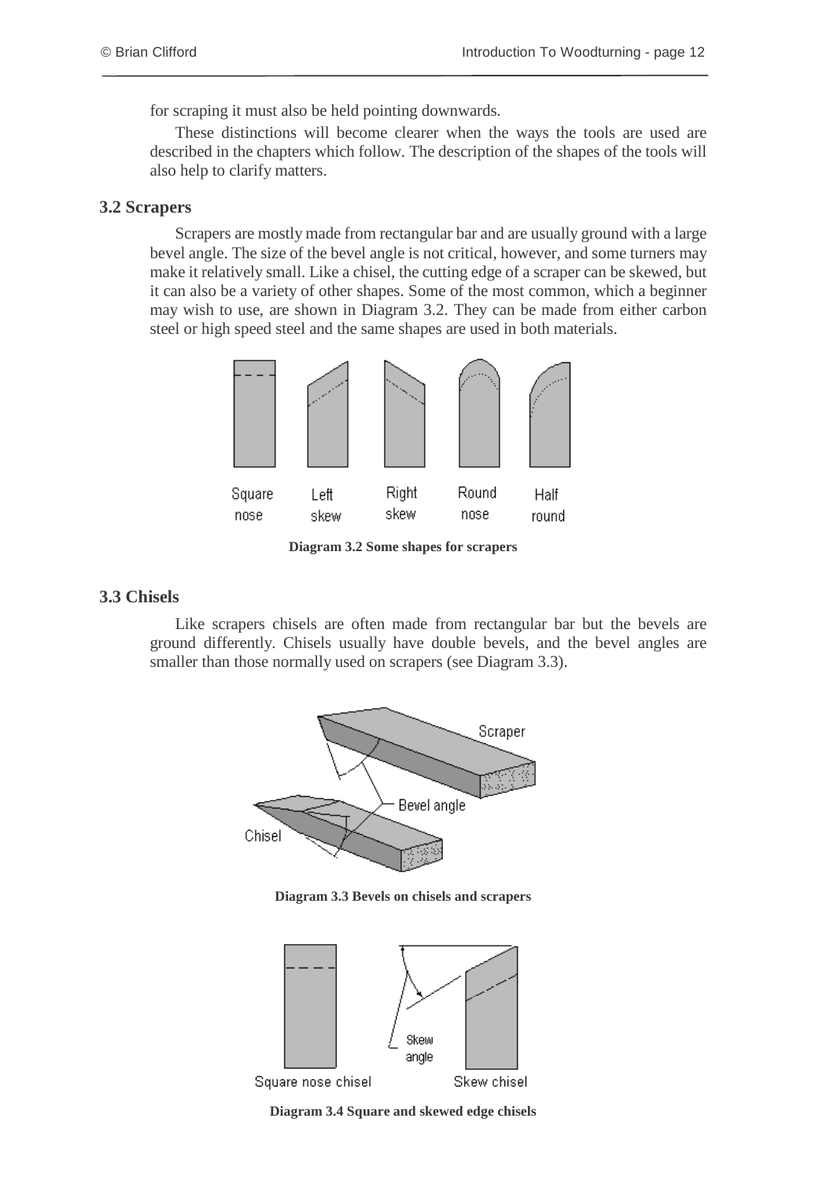for scraping it must also be held pointing downwards.

These distinctions will become clearer when the ways the tools are used are described in the chapters which follow. The description of the shapes of the tools will also help to clarify matters.

### 3.2 Scrapers

Scrapers are mostly made from rectangular bar and are usually ground with a large bevel angle. The size of the bevel angle is not critical, however, and some turners may make it relatively small. Like a chisel, the cutting edge of a scraper can be skewed, but it can also be a variety of other shapes. Some of the most common, which a beginner may wish to use, are shown in Diagram 3.2. They can be made from either carbon steel or high speed steel and the same shapes are used in both materials.

Square nose   Left skew   Right skew   Round nose   Half round

**Diagram 3.2 Some shapes for scrapers**

### 3.3 Chisels

Like scrapers chisels are often made from rectangular bar but the bevels are ground differently. Chisels usually have double bevels, and the bevel angles are smaller than those normally used on scrapers (see Diagram 3.3).

Scraper   Bevel angle   Chisel

**Diagram 3.3 Bevels on chisels and scrapers**

Skew angle   Square nose chisel   Skew chisel

**Diagram 3.4 Square and skewed edge chisels**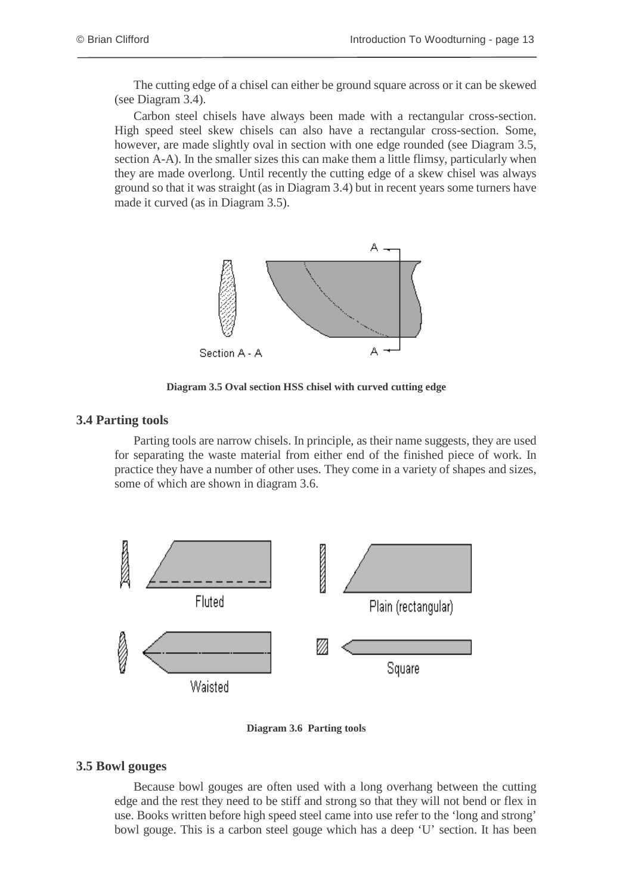The cutting edge of a chisel can either be ground square across or it can be skewed (see Diagram 3.4).

Carbon steel chisels have always been made with a rectangular cross-section. High speed steel skew chisels can also have a rectangular cross-section. Some, however, are made slightly oval in section with one edge rounded (see Diagram 3.5, section A-A). In the smaller sizes this can make them a little flimsy, particularly when they are made overlong. Until recently the cutting edge of a skew chisel was always ground so that it was straight (as in Diagram 3.4) but in recent years some turners have made it curved (as in Diagram 3.5).

**Diagram 3.5 Oval section HSS chisel with curved cutting edge**

### 3.4 Parting tools

Parting tools are narrow chisels. In principle, as their name suggests, they are used for separating the waste material from either end of the finished piece of work. In practice they have a number of other uses. They come in a variety of shapes and sizes, some of which are shown in diagram 3.6.

**Diagram 3.6 Parting tools**

### 3.5 Bowl gouges

Because bowl gouges are often used with a long overhang between the cutting edge and the rest they need to be stiff and strong so that they will not bend or flex in use. Books written before high speed steel came into use refer to the 'long and strong' bowl gouge. This is a carbon steel gouge which has a deep 'U' section. It has been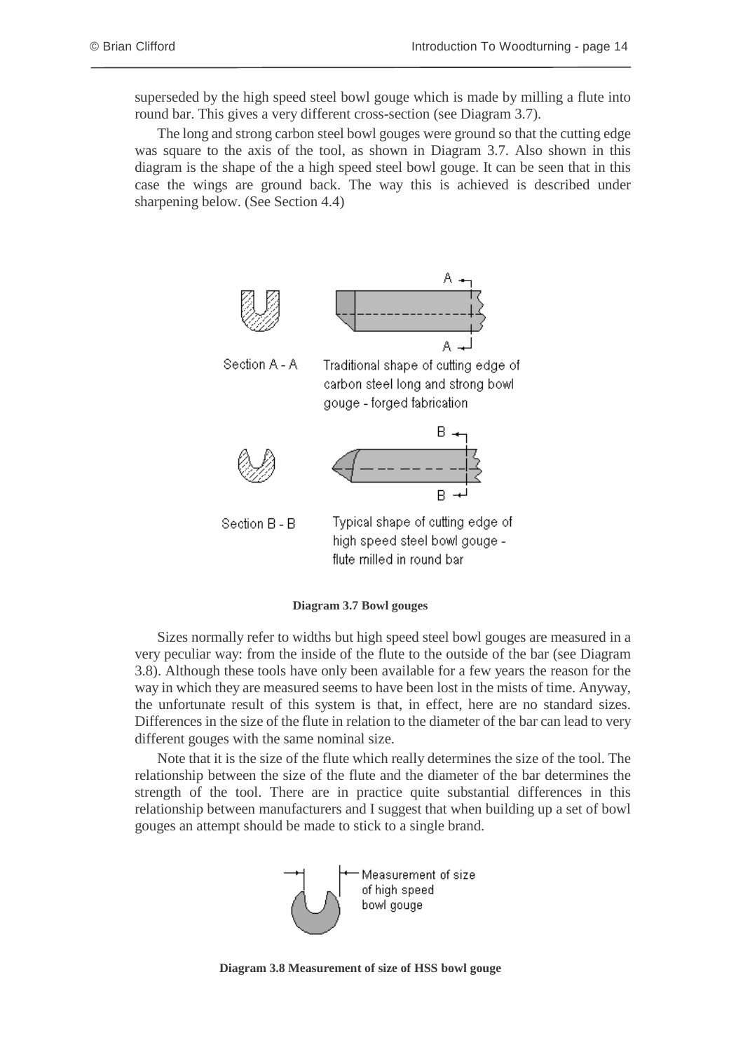superseded by the high speed steel bowl gouge which is made by milling a flute into round bar. This gives a very different cross-section (see Diagram 3.7).

The long and strong carbon steel bowl gouges were ground so that the cutting edge was square to the axis of the tool, as shown in Diagram 3.7. Also shown in this diagram is the shape of the a high speed steel bowl gouge. It can be seen that in this case the wings are ground back. The way this is achieved is described under sharpening below. (See Section 4.4)

Section A - A

Traditional shape of cutting edge of carbon steel long and strong bowl gouge - forged fabrication

Section B - B

Typical shape of cutting edge of high speed steel bowl gouge - flute milled in round bar

**Diagram 3.7 Bowl gouges**

Sizes normally refer to widths but high speed steel bowl gouges are measured in a very peculiar way: from the inside of the flute to the outside of the bar (see Diagram 3.8). Although these tools have only been available for a few years the reason for the way in which they are measured seems to have been lost in the mists of time. Anyway, the unfortunate result of this system is that, in effect, here are no standard sizes. Differences in the size of the flute in relation to the diameter of the bar can lead to very different gouges with the same nominal size.

Note that it is the size of the flute which really determines the size of the tool. The relationship between the size of the flute and the diameter of the bar determines the strength of the tool. There are in practice quite substantial differences in this relationship between manufacturers and I suggest that when building up a set of bowl gouges an attempt should be made to stick to a single brand.

Measurement of size of high speed bowl gouge

**Diagram 3.8 Measurement of size of HSS bowl gouge**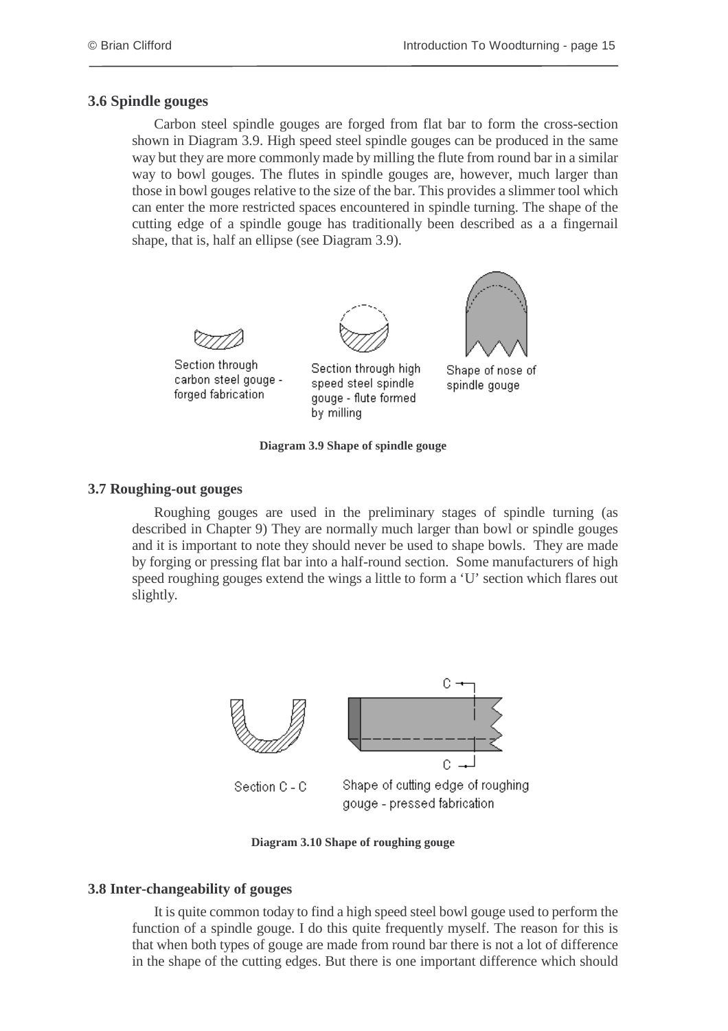### 3.6 Spindle gouges

Carbon steel spindle gouges are forged from flat bar to form the cross-section shown in Diagram 3.9. High speed steel spindle gouges can be produced in the same way but they are more commonly made by milling the flute from round bar in a similar way to bowl gouges. The flutes in spindle gouges are, however, much larger than those in bowl gouges relative to the size of the bar. This provides a slimmer tool which can enter the more restricted spaces encountered in spindle turning. The shape of the cutting edge of a spindle gouge has traditionally been described as a a fingernail shape, that is, half an ellipse (see Diagram 3.9).

Section through carbon steel gouge - forged fabrication

Section through high speed steel spindle gouge - flute formed by milling

Shape of nose of spindle gouge

**Diagram 3.9 Shape of spindle gouge**

### 3.7 Roughing-out gouges

Roughing gouges are used in the preliminary stages of spindle turning (as described in Chapter 9) They are normally much larger than bowl or spindle gouges and it is important to note they should never be used to shape bowls. They are made by forging or pressing flat bar into a half-round section. Some manufacturers of high speed roughing gouges extend the wings a little to form a 'U' section which flares out slightly.

Section C - C

Shape of cutting edge of roughing gouge - pressed fabrication

**Diagram 3.10 Shape of roughing gouge**

### 3.8 Inter-changeability of gouges

It is quite common today to find a high speed steel bowl gouge used to perform the function of a spindle gouge. I do this quite frequently myself. The reason for this is that when both types of gouge are made from round bar there is not a lot of difference in the shape of the cutting edges. But there is one important difference which should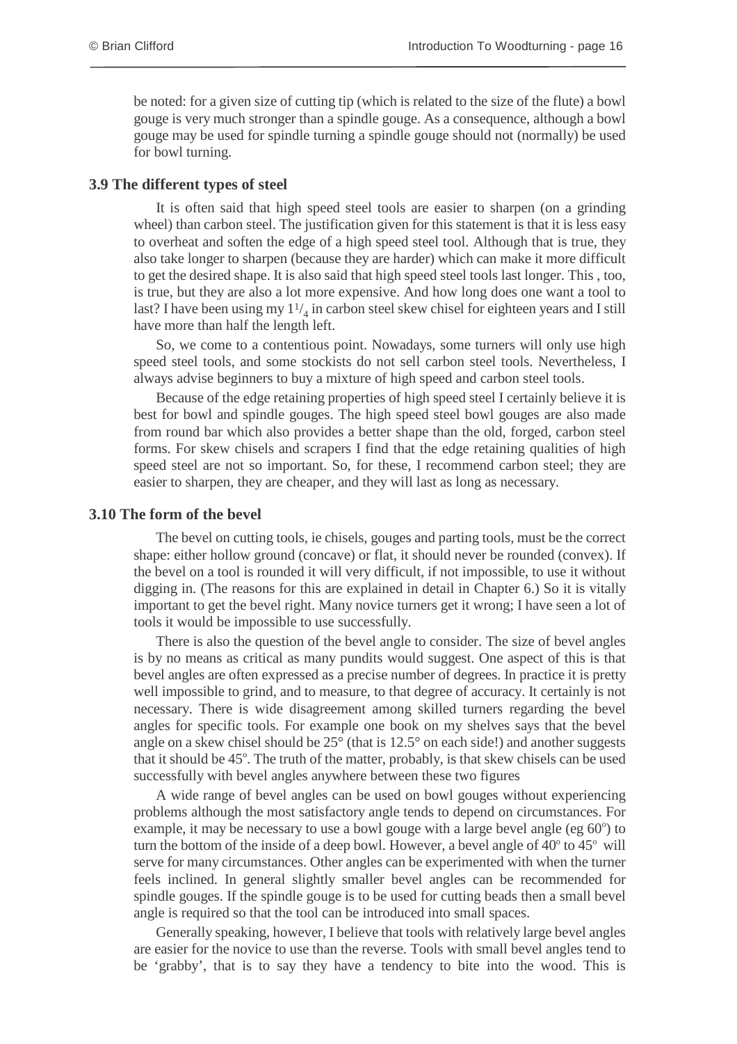be noted: for a given size of cutting tip (which is related to the size of the flute) a bowl gouge is very much stronger than a spindle gouge. As a consequence, although a bowl gouge may be used for spindle turning a spindle gouge should not (normally) be used for bowl turning.

### 3.9 The different types of steel

It is often said that high speed steel tools are easier to sharpen (on a grinding wheel) than carbon steel. The justification given for this statement is that it is less easy to overheat and soften the edge of a high speed steel tool. Although that is true, they also take longer to sharpen (because they are harder) which can make it more difficult to get the desired shape. It is also said that high speed steel tools last longer. This , too, is true, but they are also a lot more expensive. And how long does one want a tool to last? I have been using my $1^1/_4$ in carbon steel skew chisel for eighteen years and I still have more than half the length left.

So, we come to a contentious point. Nowadays, some turners will only use high speed steel tools, and some stockists do not sell carbon steel tools. Nevertheless, I always advise beginners to buy a mixture of high speed and carbon steel tools.

Because of the edge retaining properties of high speed steel I certainly believe it is best for bowl and spindle gouges. The high speed steel bowl gouges are also made from round bar which also provides a better shape than the old, forged, carbon steel forms. For skew chisels and scrapers I find that the edge retaining qualities of high speed steel are not so important. So, for these, I recommend carbon steel; they are easier to sharpen, they are cheaper, and they will last as long as necessary.

### 3.10 The form of the bevel

The bevel on cutting tools, ie chisels, gouges and parting tools, must be the correct shape: either hollow ground (concave) or flat, it should never be rounded (convex). If the bevel on a tool is rounded it will very difficult, if not impossible, to use it without digging in. (The reasons for this are explained in detail in Chapter 6.) So it is vitally important to get the bevel right. Many novice turners get it wrong; I have seen a lot of tools it would be impossible to use successfully.

There is also the question of the bevel angle to consider. The size of bevel angles is by no means as critical as many pundits would suggest. One aspect of this is that bevel angles are often expressed as a precise number of degrees. In practice it is pretty well impossible to grind, and to measure, to that degree of accuracy. It certainly is not necessary. There is wide disagreement among skilled turners regarding the bevel angles for specific tools. For example one book on my shelves says that the bevel angle on a skew chisel should be 25° (that is 12.5° on each side!) and another suggests that it should be 45°. The truth of the matter, probably, is that skew chisels can be used successfully with bevel angles anywhere between these two figures

A wide range of bevel angles can be used on bowl gouges without experiencing problems although the most satisfactory angle tends to depend on circumstances. For example, it may be necessary to use a bowl gouge with a large bevel angle (eg 60°) to turn the bottom of the inside of a deep bowl. However, a bevel angle of 40° to 45° will serve for many circumstances. Other angles can be experimented with when the turner feels inclined. In general slightly smaller bevel angles can be recommended for spindle gouges. If the spindle gouge is to be used for cutting beads then a small bevel angle is required so that the tool can be introduced into small spaces.

Generally speaking, however, I believe that tools with relatively large bevel angles are easier for the novice to use than the reverse. Tools with small bevel angles tend to be 'grabby', that is to say they have a tendency to bite into the wood. This is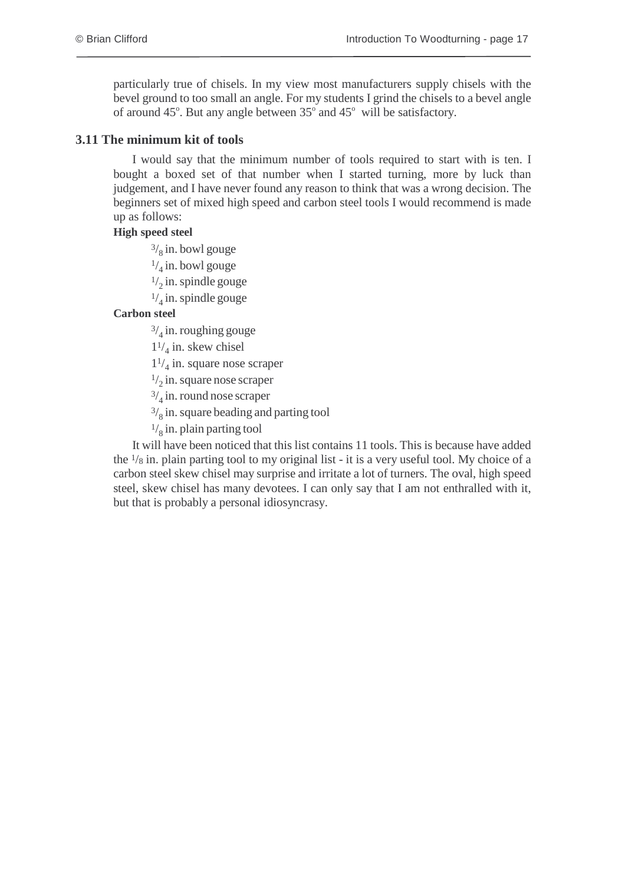particularly true of chisels. In my view most manufacturers supply chisels with the bevel ground to too small an angle. For my students I grind the chisels to a bevel angle of around 45°. But any angle between 35° and 45° will be satisfactory.

### 3.11 The minimum kit of tools

I would say that the minimum number of tools required to start with is ten. I bought a boxed set of that number when I started turning, more by luck than judgement, and I have never found any reason to think that was a wrong decision. The beginners set of mixed high speed and carbon steel tools I would recommend is made up as follows:

**High speed steel**

- $^{3}/_{8}$ in. bowl gouge
- $^{1}/_{4}$ in. bowl gouge
- $^{1}/_{2}$ in. spindle gouge
- $^{1}/_{4}$ in. spindle gouge

**Carbon steel**

- $^{3}/_{4}$ in. roughing gouge
- $1^{1}/_{4}$ in. skew chisel
- $1^{1}/_{4}$ in. square nose scraper
- $^{1}/_{2}$ in. square nose scraper
- $^{3}/_{4}$ in. round nose scraper
- $^{3}/_{8}$ in. square beading and parting tool
- $^{1}/_{8}$ in. plain parting tool

It will have been noticed that this list contains 11 tools. This is because have added the $^{1}/_{8}$ in. plain parting tool to my original list - it is a very useful tool. My choice of a carbon steel skew chisel may surprise and irritate a lot of turners. The oval, high speed steel, skew chisel has many devotees. I can only say that I am not enthralled with it, but that is probably a personal idiosyncrasy.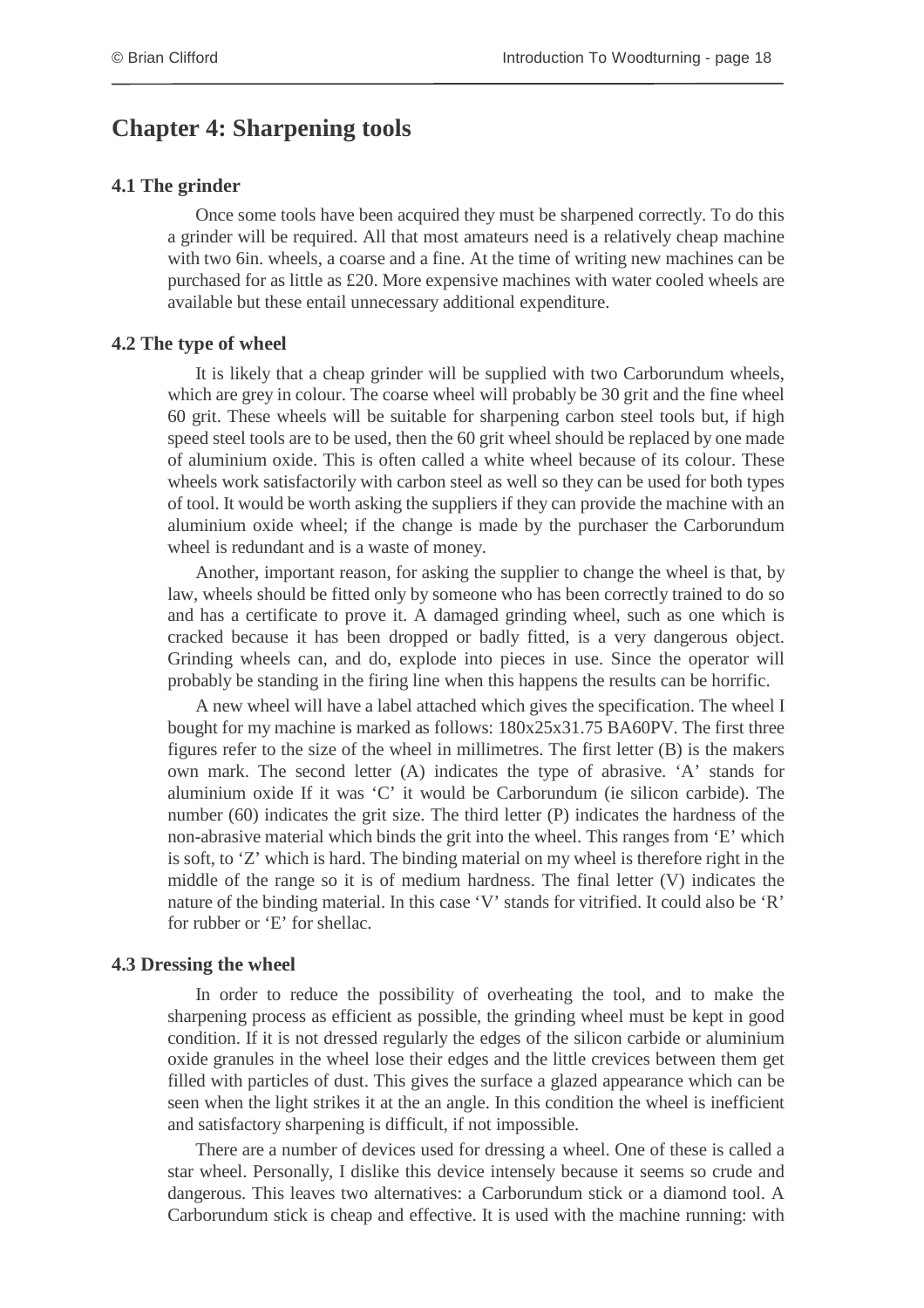# Chapter 4: Sharpening tools

### 4.1 The grinder

Once some tools have been acquired they must be sharpened correctly. To do this a grinder will be required. All that most amateurs need is a relatively cheap machine with two 6in. wheels, a coarse and a fine. At the time of writing new machines can be purchased for as little as £20. More expensive machines with water cooled wheels are available but these entail unnecessary additional expenditure.

### 4.2 The type of wheel

It is likely that a cheap grinder will be supplied with two Carborundum wheels, which are grey in colour. The coarse wheel will probably be 30 grit and the fine wheel 60 grit. These wheels will be suitable for sharpening carbon steel tools but, if high speed steel tools are to be used, then the 60 grit wheel should be replaced by one made of aluminium oxide. This is often called a white wheel because of its colour. These wheels work satisfactorily with carbon steel as well so they can be used for both types of tool. It would be worth asking the suppliers if they can provide the machine with an aluminium oxide wheel; if the change is made by the purchaser the Carborundum wheel is redundant and is a waste of money.

Another, important reason, for asking the supplier to change the wheel is that, by law, wheels should be fitted only by someone who has been correctly trained to do so and has a certificate to prove it. A damaged grinding wheel, such as one which is cracked because it has been dropped or badly fitted, is a very dangerous object. Grinding wheels can, and do, explode into pieces in use. Since the operator will probably be standing in the firing line when this happens the results can be horrific.

A new wheel will have a label attached which gives the specification. The wheel I bought for my machine is marked as follows: 180x25x31.75 BA60PV. The first three figures refer to the size of the wheel in millimetres. The first letter (B) is the makers own mark. The second letter (A) indicates the type of abrasive. 'A' stands for aluminium oxide If it was 'C' it would be Carborundum (ie silicon carbide). The number (60) indicates the grit size. The third letter (P) indicates the hardness of the non-abrasive material which binds the grit into the wheel. This ranges from 'E' which is soft, to 'Z' which is hard. The binding material on my wheel is therefore right in the middle of the range so it is of medium hardness. The final letter (V) indicates the nature of the binding material. In this case 'V' stands for vitrified. It could also be 'R' for rubber or 'E' for shellac.

### 4.3 Dressing the wheel

In order to reduce the possibility of overheating the tool, and to make the sharpening process as efficient as possible, the grinding wheel must be kept in good condition. If it is not dressed regularly the edges of the silicon carbide or aluminium oxide granules in the wheel lose their edges and the little crevices between them get filled with particles of dust. This gives the surface a glazed appearance which can be seen when the light strikes it at the an angle. In this condition the wheel is inefficient and satisfactory sharpening is difficult, if not impossible.

There are a number of devices used for dressing a wheel. One of these is called a star wheel. Personally, I dislike this device intensely because it seems so crude and dangerous. This leaves two alternatives: a Carborundum stick or a diamond tool. A Carborundum stick is cheap and effective. It is used with the machine running: with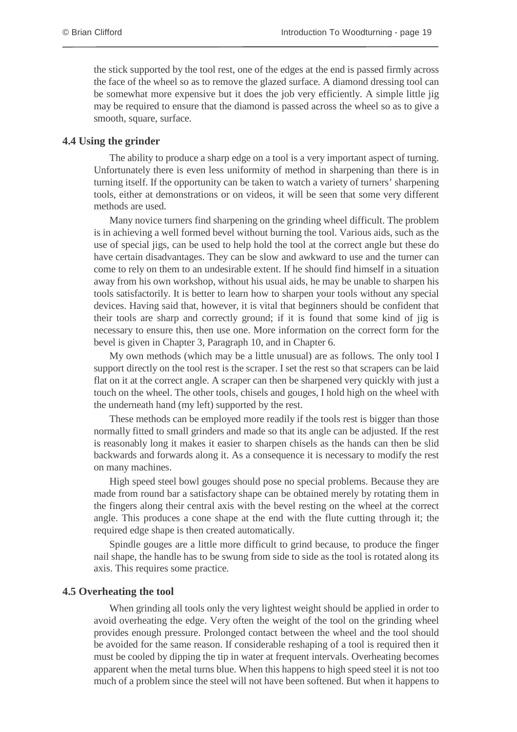the stick supported by the tool rest, one of the edges at the end is passed firmly across the face of the wheel so as to remove the glazed surface. A diamond dressing tool can be somewhat more expensive but it does the job very efficiently. A simple little jig may be required to ensure that the diamond is passed across the wheel so as to give a smooth, square, surface.

### 4.4 Using the grinder

The ability to produce a sharp edge on a tool is a very important aspect of turning. Unfortunately there is even less uniformity of method in sharpening than there is in turning itself. If the opportunity can be taken to watch a variety of turners' sharpening tools, either at demonstrations or on videos, it will be seen that some very different methods are used.

Many novice turners find sharpening on the grinding wheel difficult. The problem is in achieving a well formed bevel without burning the tool. Various aids, such as the use of special jigs, can be used to help hold the tool at the correct angle but these do have certain disadvantages. They can be slow and awkward to use and the turner can come to rely on them to an undesirable extent. If he should find himself in a situation away from his own workshop, without his usual aids, he may be unable to sharpen his tools satisfactorily. It is better to learn how to sharpen your tools without any special devices. Having said that, however, it is vital that beginners should be confident that their tools are sharp and correctly ground; if it is found that some kind of jig is necessary to ensure this, then use one. More information on the correct form for the bevel is given in Chapter 3, Paragraph 10, and in Chapter 6.

My own methods (which may be a little unusual) are as follows. The only tool I support directly on the tool rest is the scraper. I set the rest so that scrapers can be laid flat on it at the correct angle. A scraper can then be sharpened very quickly with just a touch on the wheel. The other tools, chisels and gouges, I hold high on the wheel with the underneath hand (my left) supported by the rest.

These methods can be employed more readily if the tools rest is bigger than those normally fitted to small grinders and made so that its angle can be adjusted. If the rest is reasonably long it makes it easier to sharpen chisels as the hands can then be slid backwards and forwards along it. As a consequence it is necessary to modify the rest on many machines.

High speed steel bowl gouges should pose no special problems. Because they are made from round bar a satisfactory shape can be obtained merely by rotating them in the fingers along their central axis with the bevel resting on the wheel at the correct angle. This produces a cone shape at the end with the flute cutting through it; the required edge shape is then created automatically.

Spindle gouges are a little more difficult to grind because, to produce the finger nail shape, the handle has to be swung from side to side as the tool is rotated along its axis. This requires some practice.

### 4.5 Overheating the tool

When grinding all tools only the very lightest weight should be applied in order to avoid overheating the edge. Very often the weight of the tool on the grinding wheel provides enough pressure. Prolonged contact between the wheel and the tool should be avoided for the same reason. If considerable reshaping of a tool is required then it must be cooled by dipping the tip in water at frequent intervals. Overheating becomes apparent when the metal turns blue. When this happens to high speed steel it is not too much of a problem since the steel will not have been softened. But when it happens to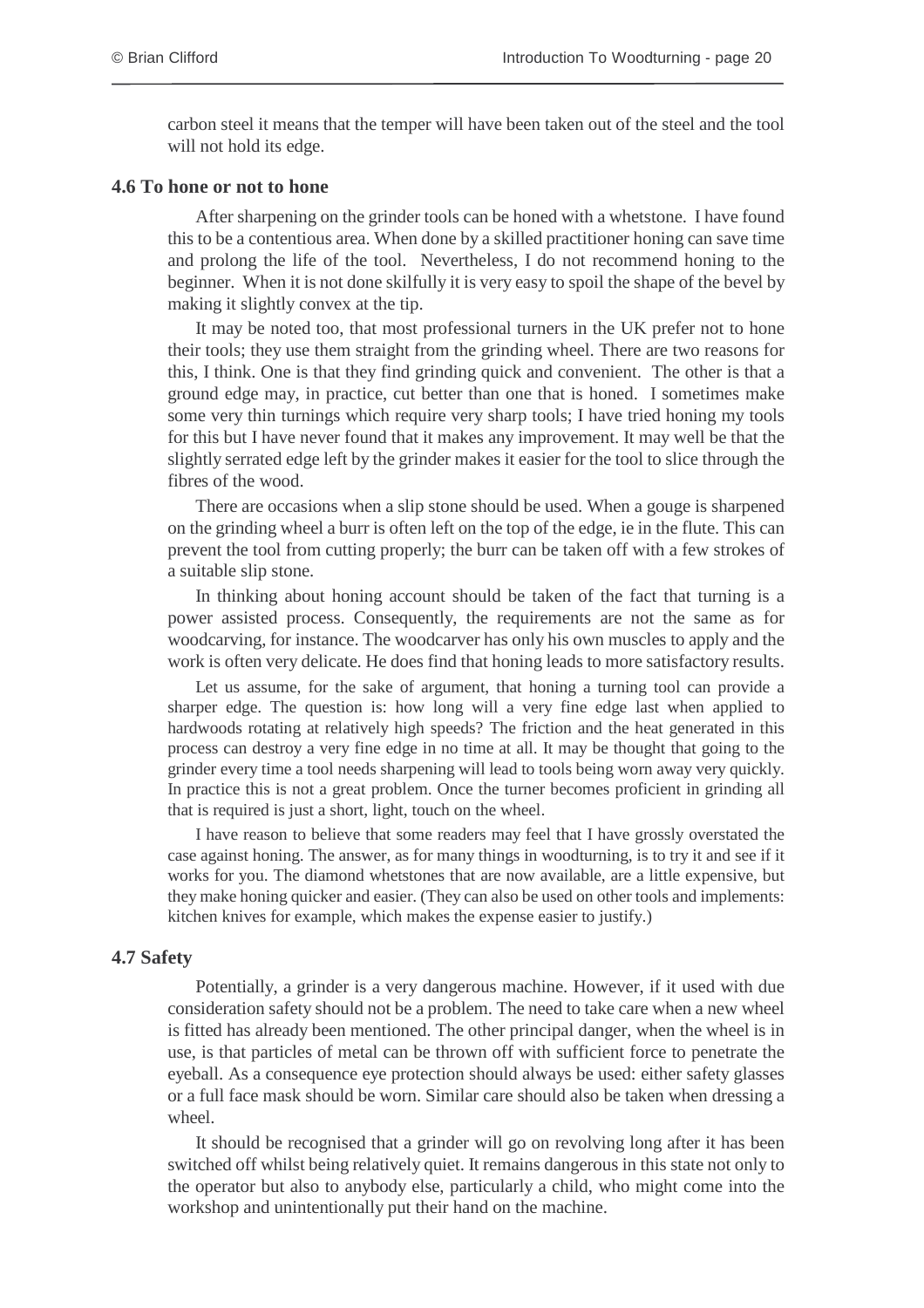carbon steel it means that the temper will have been taken out of the steel and the tool will not hold its edge.

### 4.6 To hone or not to hone

After sharpening on the grinder tools can be honed with a whetstone. I have found this to be a contentious area. When done by a skilled practitioner honing can save time and prolong the life of the tool. Nevertheless, I do not recommend honing to the beginner. When it is not done skilfully it is very easy to spoil the shape of the bevel by making it slightly convex at the tip.

It may be noted too, that most professional turners in the UK prefer not to hone their tools; they use them straight from the grinding wheel. There are two reasons for this, I think. One is that they find grinding quick and convenient. The other is that a ground edge may, in practice, cut better than one that is honed. I sometimes make some very thin turnings which require very sharp tools; I have tried honing my tools for this but I have never found that it makes any improvement. It may well be that the slightly serrated edge left by the grinder makes it easier for the tool to slice through the fibres of the wood.

There are occasions when a slip stone should be used. When a gouge is sharpened on the grinding wheel a burr is often left on the top of the edge, ie in the flute. This can prevent the tool from cutting properly; the burr can be taken off with a few strokes of a suitable slip stone.

In thinking about honing account should be taken of the fact that turning is a power assisted process. Consequently, the requirements are not the same as for woodcarving, for instance. The woodcarver has only his own muscles to apply and the work is often very delicate. He does find that honing leads to more satisfactory results.

Let us assume, for the sake of argument, that honing a turning tool can provide a sharper edge. The question is: how long will a very fine edge last when applied to hardwoods rotating at relatively high speeds? The friction and the heat generated in this process can destroy a very fine edge in no time at all. It may be thought that going to the grinder every time a tool needs sharpening will lead to tools being worn away very quickly. In practice this is not a great problem. Once the turner becomes proficient in grinding all that is required is just a short, light, touch on the wheel.

I have reason to believe that some readers may feel that I have grossly overstated the case against honing. The answer, as for many things in woodturning, is to try it and see if it works for you. The diamond whetstones that are now available, are a little expensive, but they make honing quicker and easier. (They can also be used on other tools and implements: kitchen knives for example, which makes the expense easier to justify.)

### 4.7 Safety

Potentially, a grinder is a very dangerous machine. However, if it used with due consideration safety should not be a problem. The need to take care when a new wheel is fitted has already been mentioned. The other principal danger, when the wheel is in use, is that particles of metal can be thrown off with sufficient force to penetrate the eyeball. As a consequence eye protection should always be used: either safety glasses or a full face mask should be worn. Similar care should also be taken when dressing a wheel.

It should be recognised that a grinder will go on revolving long after it has been switched off whilst being relatively quiet. It remains dangerous in this state not only to the operator but also to anybody else, particularly a child, who might come into the workshop and unintentionally put their hand on the machine.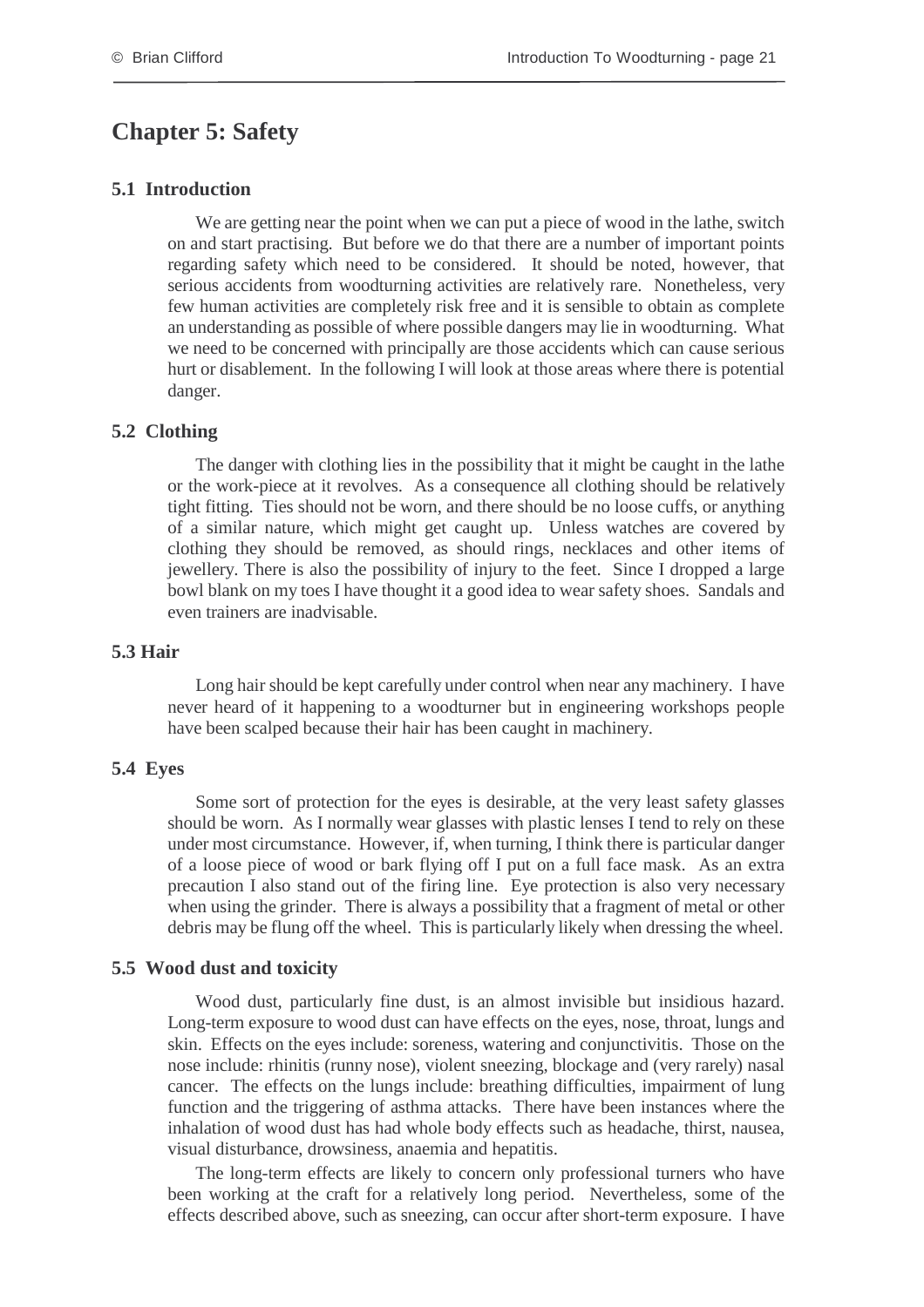# Chapter 5: Safety

## 5.1 Introduction

We are getting near the point when we can put a piece of wood in the lathe, switch on and start practising. But before we do that there are a number of important points regarding safety which need to be considered. It should be noted, however, that serious accidents from woodturning activities are relatively rare. Nonetheless, very few human activities are completely risk free and it is sensible to obtain as complete an understanding as possible of where possible dangers may lie in woodturning. What we need to be concerned with principally are those accidents which can cause serious hurt or disablement. In the following I will look at those areas where there is potential danger.

## 5.2 Clothing

The danger with clothing lies in the possibility that it might be caught in the lathe or the work-piece at it revolves. As a consequence all clothing should be relatively tight fitting. Ties should not be worn, and there should be no loose cuffs, or anything of a similar nature, which might get caught up. Unless watches are covered by clothing they should be removed, as should rings, necklaces and other items of jewellery. There is also the possibility of injury to the feet. Since I dropped a large bowl blank on my toes I have thought it a good idea to wear safety shoes. Sandals and even trainers are inadvisable.

## 5.3 Hair

Long hair should be kept carefully under control when near any machinery. I have never heard of it happening to a woodturner but in engineering workshops people have been scalped because their hair has been caught in machinery.

## 5.4 Eyes

Some sort of protection for the eyes is desirable, at the very least safety glasses should be worn. As I normally wear glasses with plastic lenses I tend to rely on these under most circumstance. However, if, when turning, I think there is particular danger of a loose piece of wood or bark flying off I put on a full face mask. As an extra precaution I also stand out of the firing line. Eye protection is also very necessary when using the grinder. There is always a possibility that a fragment of metal or other debris may be flung off the wheel. This is particularly likely when dressing the wheel.

## 5.5 Wood dust and toxicity

Wood dust, particularly fine dust, is an almost invisible but insidious hazard. Long-term exposure to wood dust can have effects on the eyes, nose, throat, lungs and skin. Effects on the eyes include: soreness, watering and conjunctivitis. Those on the nose include: rhinitis (runny nose), violent sneezing, blockage and (very rarely) nasal cancer. The effects on the lungs include: breathing difficulties, impairment of lung function and the triggering of asthma attacks. There have been instances where the inhalation of wood dust has had whole body effects such as headache, thirst, nausea, visual disturbance, drowsiness, anaemia and hepatitis.

The long-term effects are likely to concern only professional turners who have been working at the craft for a relatively long period. Nevertheless, some of the effects described above, such as sneezing, can occur after short-term exposure. I have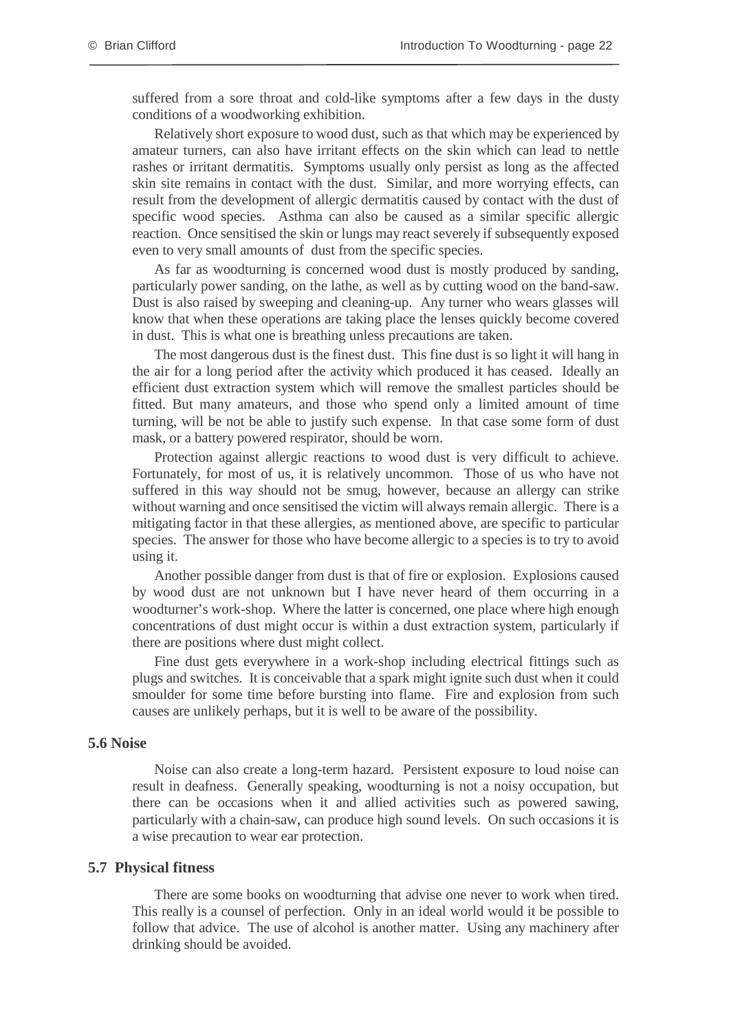suffered from a sore throat and cold-like symptoms after a few days in the dusty conditions of a woodworking exhibition.

Relatively short exposure to wood dust, such as that which may be experienced by amateur turners, can also have irritant effects on the skin which can lead to nettle rashes or irritant dermatitis. Symptoms usually only persist as long as the affected skin site remains in contact with the dust. Similar, and more worrying effects, can result from the development of allergic dermatitis caused by contact with the dust of specific wood species. Asthma can also be caused as a similar specific allergic reaction. Once sensitised the skin or lungs may react severely if subsequently exposed even to very small amounts of dust from the specific species.

As far as woodturning is concerned wood dust is mostly produced by sanding, particularly power sanding, on the lathe, as well as by cutting wood on the band-saw. Dust is also raised by sweeping and cleaning-up. Any turner who wears glasses will know that when these operations are taking place the lenses quickly become covered in dust. This is what one is breathing unless precautions are taken.

The most dangerous dust is the finest dust. This fine dust is so light it will hang in the air for a long period after the activity which produced it has ceased. Ideally an efficient dust extraction system which will remove the smallest particles should be fitted. But many amateurs, and those who spend only a limited amount of time turning, will be not be able to justify such expense. In that case some form of dust mask, or a battery powered respirator, should be worn.

Protection against allergic reactions to wood dust is very difficult to achieve. Fortunately, for most of us, it is relatively uncommon. Those of us who have not suffered in this way should not be smug, however, because an allergy can strike without warning and once sensitised the victim will always remain allergic. There is a mitigating factor in that these allergies, as mentioned above, are specific to particular species. The answer for those who have become allergic to a species is to try to avoid using it.

Another possible danger from dust is that of fire or explosion. Explosions caused by wood dust are not unknown but I have never heard of them occurring in a woodturner's work-shop. Where the latter is concerned, one place where high enough concentrations of dust might occur is within a dust extraction system, particularly if there are positions where dust might collect.

Fine dust gets everywhere in a work-shop including electrical fittings such as plugs and switches. It is conceivable that a spark might ignite such dust when it could smoulder for some time before bursting into flame. Fire and explosion from such causes are unlikely perhaps, but it is well to be aware of the possibility.

### 5.6 Noise

Noise can also create a long-term hazard. Persistent exposure to loud noise can result in deafness. Generally speaking, woodturning is not a noisy occupation, but there can be occasions when it and allied activities such as powered sawing, particularly with a chain-saw, can produce high sound levels. On such occasions it is a wise precaution to wear ear protection.

### 5.7 Physical fitness

There are some books on woodturning that advise one never to work when tired. This really is a counsel of perfection. Only in an ideal world would it be possible to follow that advice. The use of alcohol is another matter. Using any machinery after drinking should be avoided.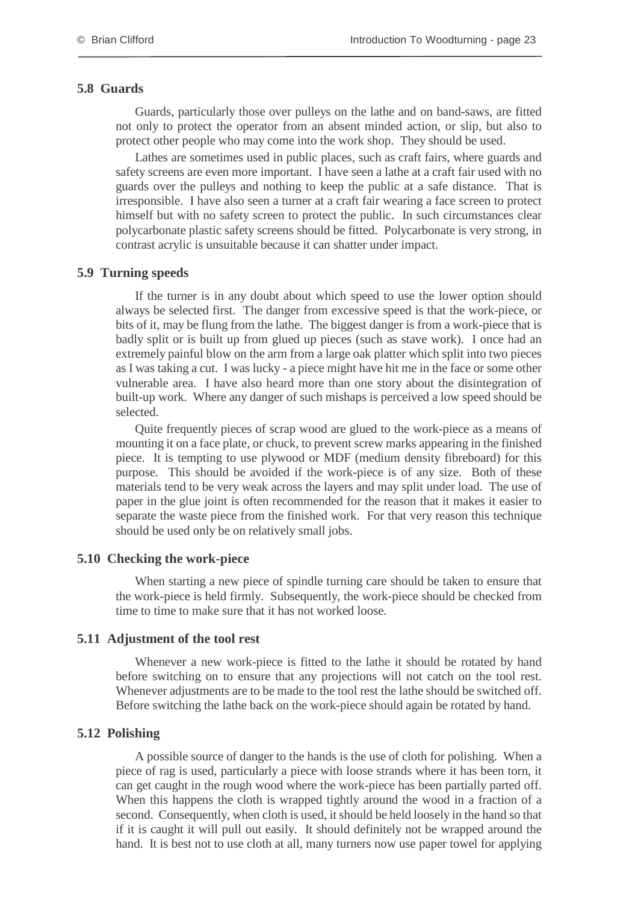### 5.8 Guards

Guards, particularly those over pulleys on the lathe and on band-saws, are fitted not only to protect the operator from an absent minded action, or slip, but also to protect other people who may come into the work shop. They should be used.

Lathes are sometimes used in public places, such as craft fairs, where guards and safety screens are even more important. I have seen a lathe at a craft fair used with no guards over the pulleys and nothing to keep the public at a safe distance. That is irresponsible. I have also seen a turner at a craft fair wearing a face screen to protect himself but with no safety screen to protect the public. In such circumstances clear polycarbonate plastic safety screens should be fitted. Polycarbonate is very strong, in contrast acrylic is unsuitable because it can shatter under impact.

### 5.9 Turning speeds

If the turner is in any doubt about which speed to use the lower option should always be selected first. The danger from excessive speed is that the work-piece, or bits of it, may be flung from the lathe. The biggest danger is from a work-piece that is badly split or is built up from glued up pieces (such as stave work). I once had an extremely painful blow on the arm from a large oak platter which split into two pieces as I was taking a cut. I was lucky - a piece might have hit me in the face or some other vulnerable area. I have also heard more than one story about the disintegration of built-up work. Where any danger of such mishaps is perceived a low speed should be selected.

Quite frequently pieces of scrap wood are glued to the work-piece as a means of mounting it on a face plate, or chuck, to prevent screw marks appearing in the finished piece. It is tempting to use plywood or MDF (medium density fibreboard) for this purpose. This should be avoided if the work-piece is of any size. Both of these materials tend to be very weak across the layers and may split under load. The use of paper in the glue joint is often recommended for the reason that it makes it easier to separate the waste piece from the finished work. For that very reason this technique should be used only be on relatively small jobs.

### 5.10 Checking the work-piece

When starting a new piece of spindle turning care should be taken to ensure that the work-piece is held firmly. Subsequently, the work-piece should be checked from time to time to make sure that it has not worked loose.

### 5.11 Adjustment of the tool rest

Whenever a new work-piece is fitted to the lathe it should be rotated by hand before switching on to ensure that any projections will not catch on the tool rest. Whenever adjustments are to be made to the tool rest the lathe should be switched off. Before switching the lathe back on the work-piece should again be rotated by hand.

### 5.12 Polishing

A possible source of danger to the hands is the use of cloth for polishing. When a piece of rag is used, particularly a piece with loose strands where it has been torn, it can get caught in the rough wood where the work-piece has been partially parted off. When this happens the cloth is wrapped tightly around the wood in a fraction of a second. Consequently, when cloth is used, it should be held loosely in the hand so that if it is caught it will pull out easily. It should definitely not be wrapped around the hand. It is best not to use cloth at all, many turners now use paper towel for applying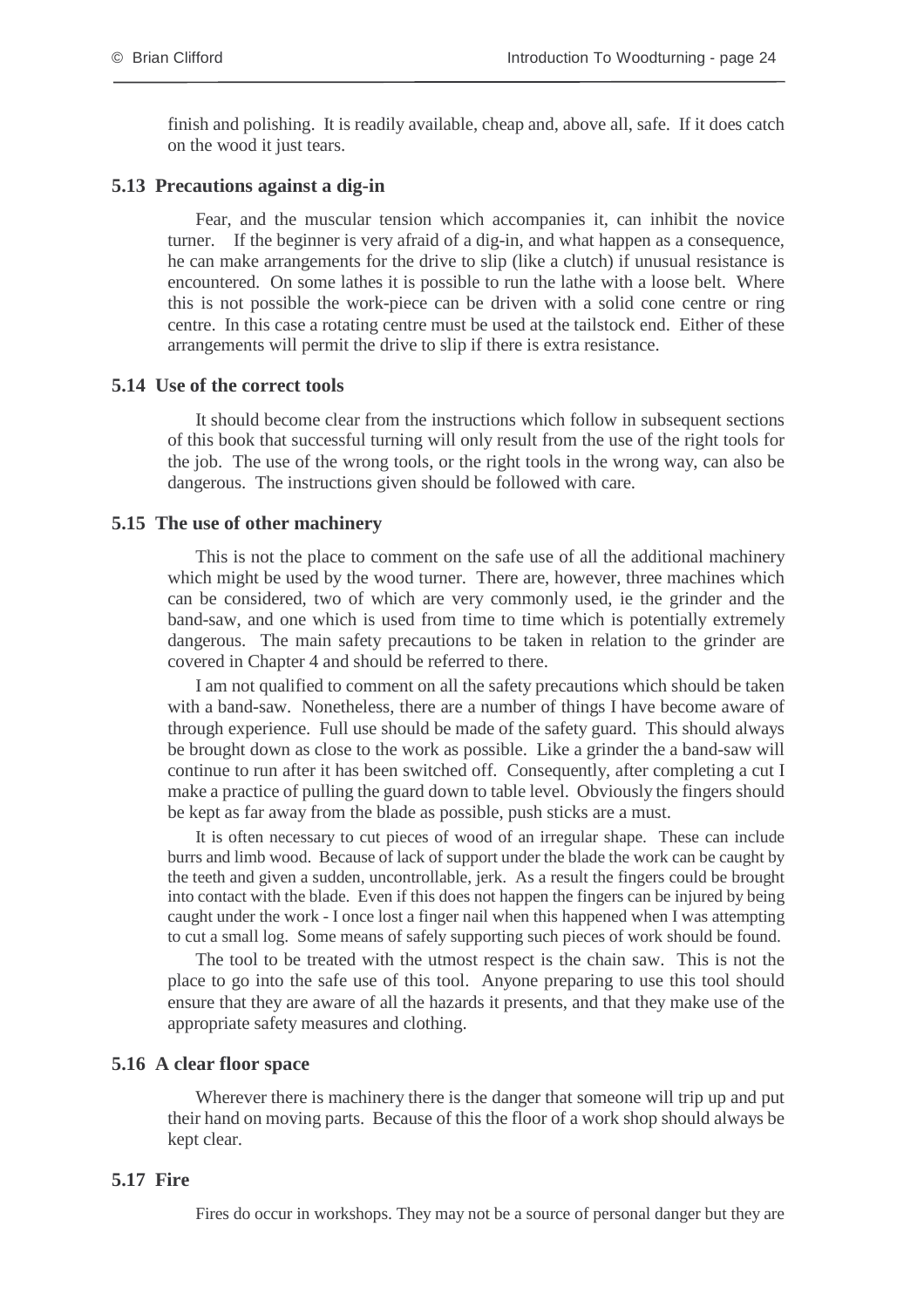finish and polishing. It is readily available, cheap and, above all, safe. If it does catch on the wood it just tears.

### 5.13 Precautions against a dig-in

Fear, and the muscular tension which accompanies it, can inhibit the novice turner. If the beginner is very afraid of a dig-in, and what happen as a consequence, he can make arrangements for the drive to slip (like a clutch) if unusual resistance is encountered. On some lathes it is possible to run the lathe with a loose belt. Where this is not possible the work-piece can be driven with a solid cone centre or ring centre. In this case a rotating centre must be used at the tailstock end. Either of these arrangements will permit the drive to slip if there is extra resistance.

### 5.14 Use of the correct tools

It should become clear from the instructions which follow in subsequent sections of this book that successful turning will only result from the use of the right tools for the job. The use of the wrong tools, or the right tools in the wrong way, can also be dangerous. The instructions given should be followed with care.

### 5.15 The use of other machinery

This is not the place to comment on the safe use of all the additional machinery which might be used by the wood turner. There are, however, three machines which can be considered, two of which are very commonly used, ie the grinder and the band-saw, and one which is used from time to time which is potentially extremely dangerous. The main safety precautions to be taken in relation to the grinder are covered in Chapter 4 and should be referred to there.

I am not qualified to comment on all the safety precautions which should be taken with a band-saw. Nonetheless, there are a number of things I have become aware of through experience. Full use should be made of the safety guard. This should always be brought down as close to the work as possible. Like a grinder the a band-saw will continue to run after it has been switched off. Consequently, after completing a cut I make a practice of pulling the guard down to table level. Obviously the fingers should be kept as far away from the blade as possible, push sticks are a must.

It is often necessary to cut pieces of wood of an irregular shape. These can include burrs and limb wood. Because of lack of support under the blade the work can be caught by the teeth and given a sudden, uncontrollable, jerk. As a result the fingers could be brought into contact with the blade. Even if this does not happen the fingers can be injured by being caught under the work - I once lost a finger nail when this happened when I was attempting to cut a small log. Some means of safely supporting such pieces of work should be found.

The tool to be treated with the utmost respect is the chain saw. This is not the place to go into the safe use of this tool. Anyone preparing to use this tool should ensure that they are aware of all the hazards it presents, and that they make use of the appropriate safety measures and clothing.

### 5.16 A clear floor space

Wherever there is machinery there is the danger that someone will trip up and put their hand on moving parts. Because of this the floor of a work shop should always be kept clear.

### 5.17 Fire

Fires do occur in workshops. They may not be a source of personal danger but they are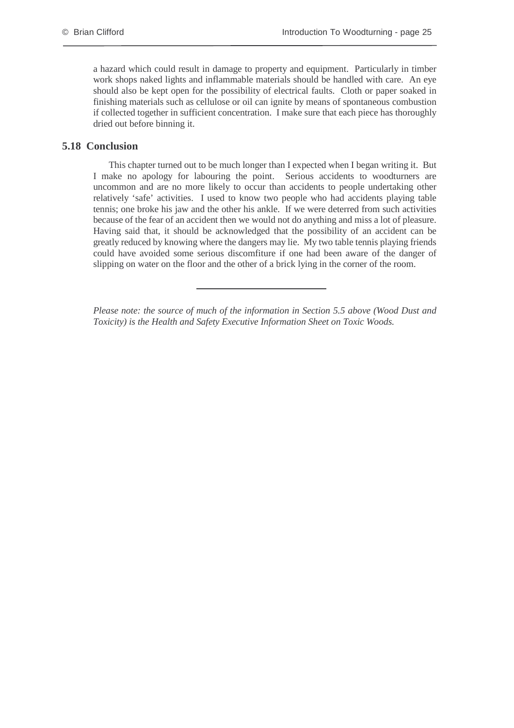a hazard which could result in damage to property and equipment. Particularly in timber work shops naked lights and inflammable materials should be handled with care. An eye should also be kept open for the possibility of electrical faults. Cloth or paper soaked in finishing materials such as cellulose or oil can ignite by means of spontaneous combustion if collected together in sufficient concentration. I make sure that each piece has thoroughly dried out before binning it.

## 5.18 Conclusion

This chapter turned out to be much longer than I expected when I began writing it. But I make no apology for labouring the point. Serious accidents to woodturners are uncommon and are no more likely to occur than accidents to people undertaking other relatively 'safe' activities. I used to know two people who had accidents playing table tennis; one broke his jaw and the other his ankle. If we were deterred from such activities because of the fear of an accident then we would not do anything and miss a lot of pleasure. Having said that, it should be acknowledged that the possibility of an accident can be greatly reduced by knowing where the dangers may lie. My two table tennis playing friends could have avoided some serious discomfiture if one had been aware of the danger of slipping on water on the floor and the other of a brick lying in the corner of the room.

---

*Please note: the source of much of the information in Section 5.5 above (Wood Dust and Toxicity) is the Health and Safety Executive Information Sheet on Toxic Woods.*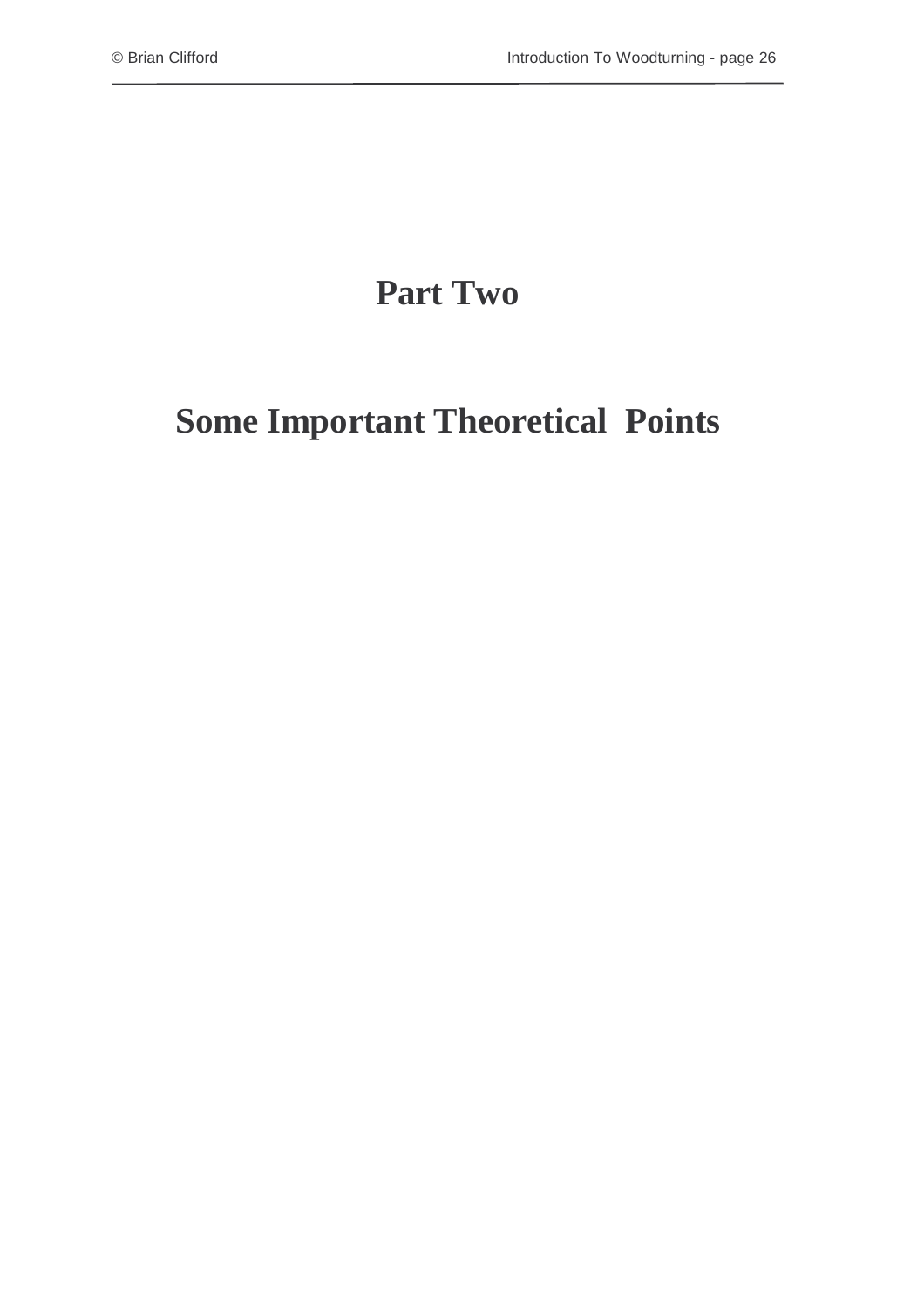# Part Two

# Some Important Theoretical Points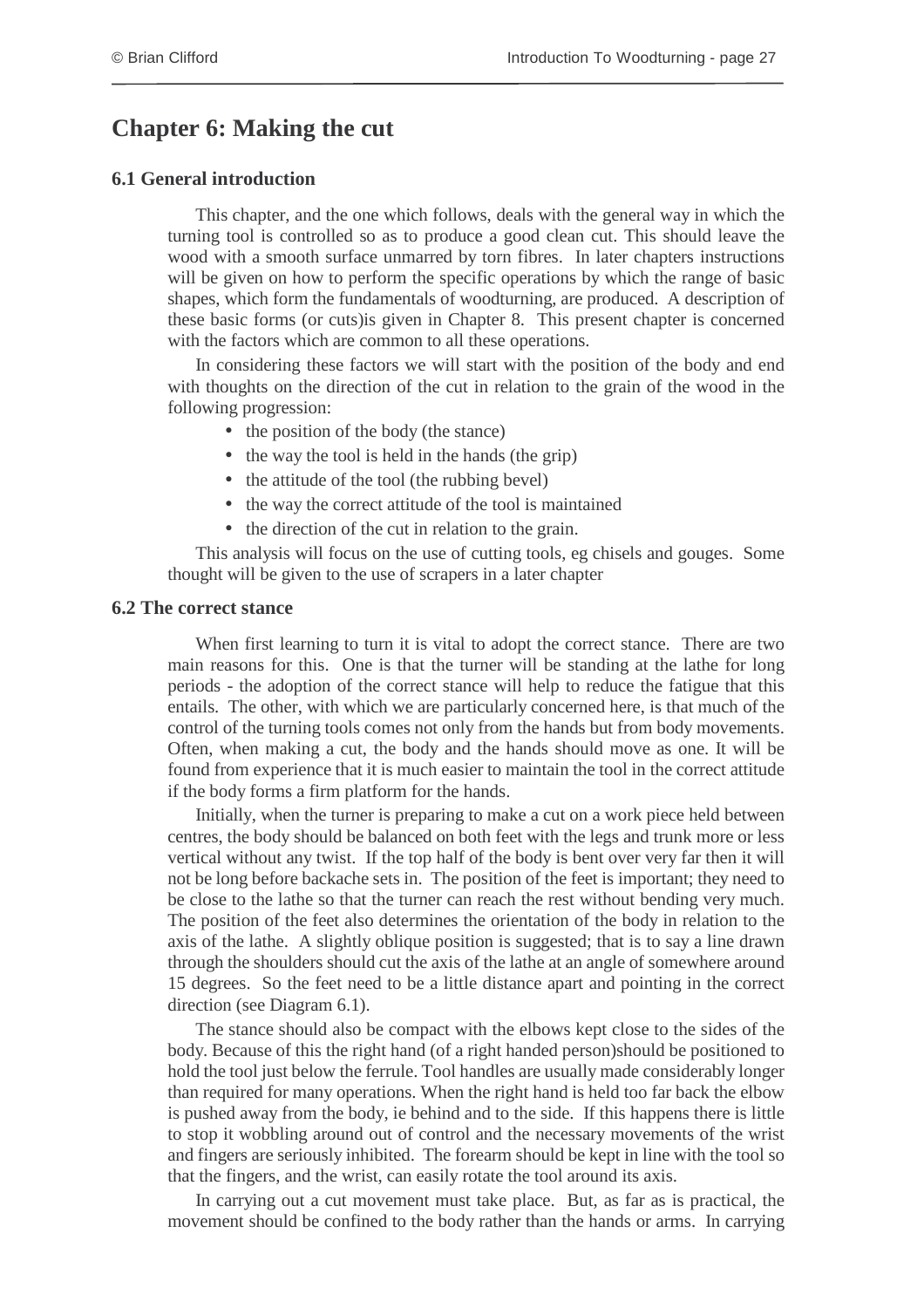# Chapter 6: Making the cut

### 6.1 General introduction

This chapter, and the one which follows, deals with the general way in which the turning tool is controlled so as to produce a good clean cut. This should leave the wood with a smooth surface unmarred by torn fibres. In later chapters instructions will be given on how to perform the specific operations by which the range of basic shapes, which form the fundamentals of woodturning, are produced. A description of these basic forms (or cuts)is given in Chapter 8. This present chapter is concerned with the factors which are common to all these operations.

In considering these factors we will start with the position of the body and end with thoughts on the direction of the cut in relation to the grain of the wood in the following progression:

- the position of the body (the stance)
- the way the tool is held in the hands (the grip)
- the attitude of the tool (the rubbing bevel)
- the way the correct attitude of the tool is maintained
- the direction of the cut in relation to the grain.

This analysis will focus on the use of cutting tools, eg chisels and gouges. Some thought will be given to the use of scrapers in a later chapter

### 6.2 The correct stance

When first learning to turn it is vital to adopt the correct stance. There are two main reasons for this. One is that the turner will be standing at the lathe for long periods - the adoption of the correct stance will help to reduce the fatigue that this entails. The other, with which we are particularly concerned here, is that much of the control of the turning tools comes not only from the hands but from body movements. Often, when making a cut, the body and the hands should move as one. It will be found from experience that it is much easier to maintain the tool in the correct attitude if the body forms a firm platform for the hands.

Initially, when the turner is preparing to make a cut on a work piece held between centres, the body should be balanced on both feet with the legs and trunk more or less vertical without any twist. If the top half of the body is bent over very far then it will not be long before backache sets in. The position of the feet is important; they need to be close to the lathe so that the turner can reach the rest without bending very much. The position of the feet also determines the orientation of the body in relation to the axis of the lathe. A slightly oblique position is suggested; that is to say a line drawn through the shoulders should cut the axis of the lathe at an angle of somewhere around 15 degrees. So the feet need to be a little distance apart and pointing in the correct direction (see Diagram 6.1).

The stance should also be compact with the elbows kept close to the sides of the body. Because of this the right hand (of a right handed person)should be positioned to hold the tool just below the ferrule. Tool handles are usually made considerably longer than required for many operations. When the right hand is held too far back the elbow is pushed away from the body, ie behind and to the side. If this happens there is little to stop it wobbling around out of control and the necessary movements of the wrist and fingers are seriously inhibited. The forearm should be kept in line with the tool so that the fingers, and the wrist, can easily rotate the tool around its axis.

In carrying out a cut movement must take place. But, as far as is practical, the movement should be confined to the body rather than the hands or arms. In carrying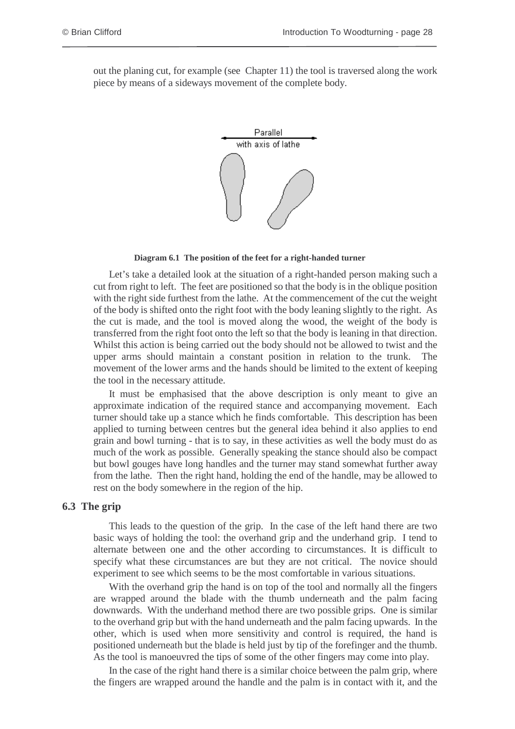out the planing cut, for example (see Chapter 11) the tool is traversed along the work piece by means of a sideways movement of the complete body.

Parallel
with axis of lathe

**Diagram 6.1 The position of the feet for a right-handed turner**

Let's take a detailed look at the situation of a right-handed person making such a cut from right to left. The feet are positioned so that the body is in the oblique position with the right side furthest from the lathe. At the commencement of the cut the weight of the body is shifted onto the right foot with the body leaning slightly to the right. As the cut is made, and the tool is moved along the wood, the weight of the body is transferred from the right foot onto the left so that the body is leaning in that direction. Whilst this action is being carried out the body should not be allowed to twist and the upper arms should maintain a constant position in relation to the trunk. The movement of the lower arms and the hands should be limited to the extent of keeping the tool in the necessary attitude.

It must be emphasised that the above description is only meant to give an approximate indication of the required stance and accompanying movement. Each turner should take up a stance which he finds comfortable. This description has been applied to turning between centres but the general idea behind it also applies to end grain and bowl turning - that is to say, in these activities as well the body must do as much of the work as possible. Generally speaking the stance should also be compact but bowl gouges have long handles and the turner may stand somewhat further away from the lathe. Then the right hand, holding the end of the handle, may be allowed to rest on the body somewhere in the region of the hip.

## 6.3 The grip

This leads to the question of the grip. In the case of the left hand there are two basic ways of holding the tool: the overhand grip and the underhand grip. I tend to alternate between one and the other according to circumstances. It is difficult to specify what these circumstances are but they are not critical. The novice should experiment to see which seems to be the most comfortable in various situations.

With the overhand grip the hand is on top of the tool and normally all the fingers are wrapped around the blade with the thumb underneath and the palm facing downwards. With the underhand method there are two possible grips. One is similar to the overhand grip but with the hand underneath and the palm facing upwards. In the other, which is used when more sensitivity and control is required, the hand is positioned underneath but the blade is held just by tip of the forefinger and the thumb. As the tool is manoeuvred the tips of some of the other fingers may come into play.

In the case of the right hand there is a similar choice between the palm grip, where the fingers are wrapped around the handle and the palm is in contact with it, and the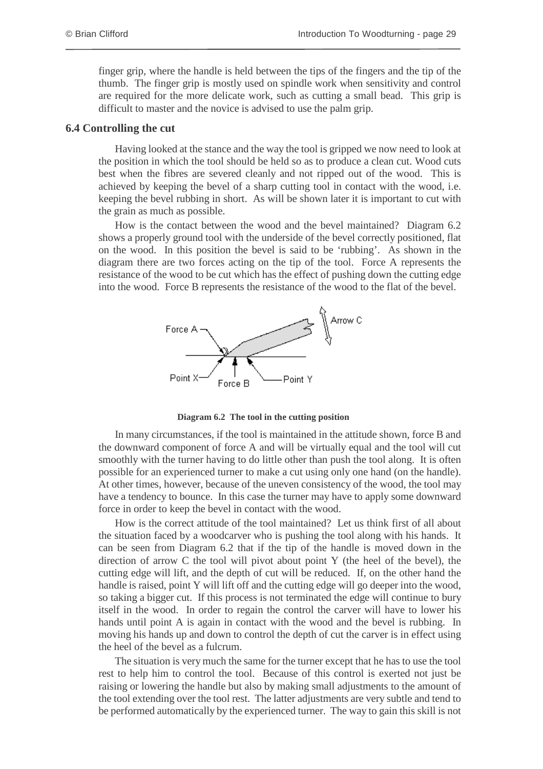finger grip, where the handle is held between the tips of the fingers and the tip of the thumb. The finger grip is mostly used on spindle work when sensitivity and control are required for the more delicate work, such as cutting a small bead. This grip is difficult to master and the novice is advised to use the palm grip.

## 6.4 Controlling the cut

Having looked at the stance and the way the tool is gripped we now need to look at the position in which the tool should be held so as to produce a clean cut. Wood cuts best when the fibres are severed cleanly and not ripped out of the wood. This is achieved by keeping the bevel of a sharp cutting tool in contact with the wood, i.e. keeping the bevel rubbing in short. As will be shown later it is important to cut with the grain as much as possible.

How is the contact between the wood and the bevel maintained? Diagram 6.2 shows a properly ground tool with the underside of the bevel correctly positioned, flat on the wood. In this position the bevel is said to be 'rubbing'. As shown in the diagram there are two forces acting on the tip of the tool. Force A represents the resistance of the wood to be cut which has the effect of pushing down the cutting edge into the wood. Force B represents the resistance of the wood to the flat of the bevel.

Force A — Arrow C — Point X — Force B — Point Y

**Diagram 6.2 The tool in the cutting position**

In many circumstances, if the tool is maintained in the attitude shown, force B and the downward component of force A and will be virtually equal and the tool will cut smoothly with the turner having to do little other than push the tool along. It is often possible for an experienced turner to make a cut using only one hand (on the handle). At other times, however, because of the uneven consistency of the wood, the tool may have a tendency to bounce. In this case the turner may have to apply some downward force in order to keep the bevel in contact with the wood.

How is the correct attitude of the tool maintained? Let us think first of all about the situation faced by a woodcarver who is pushing the tool along with his hands. It can be seen from Diagram 6.2 that if the tip of the handle is moved down in the direction of arrow C the tool will pivot about point Y (the heel of the bevel), the cutting edge will lift, and the depth of cut will be reduced. If, on the other hand the handle is raised, point Y will lift off and the cutting edge will go deeper into the wood, so taking a bigger cut. If this process is not terminated the edge will continue to bury itself in the wood. In order to regain the control the carver will have to lower his hands until point A is again in contact with the wood and the bevel is rubbing. In moving his hands up and down to control the depth of cut the carver is in effect using the heel of the bevel as a fulcrum.

The situation is very much the same for the turner except that he has to use the tool rest to help him to control the tool. Because of this control is exerted not just be raising or lowering the handle but also by making small adjustments to the amount of the tool extending over the tool rest. The latter adjustments are very subtle and tend to be performed automatically by the experienced turner. The way to gain this skill is not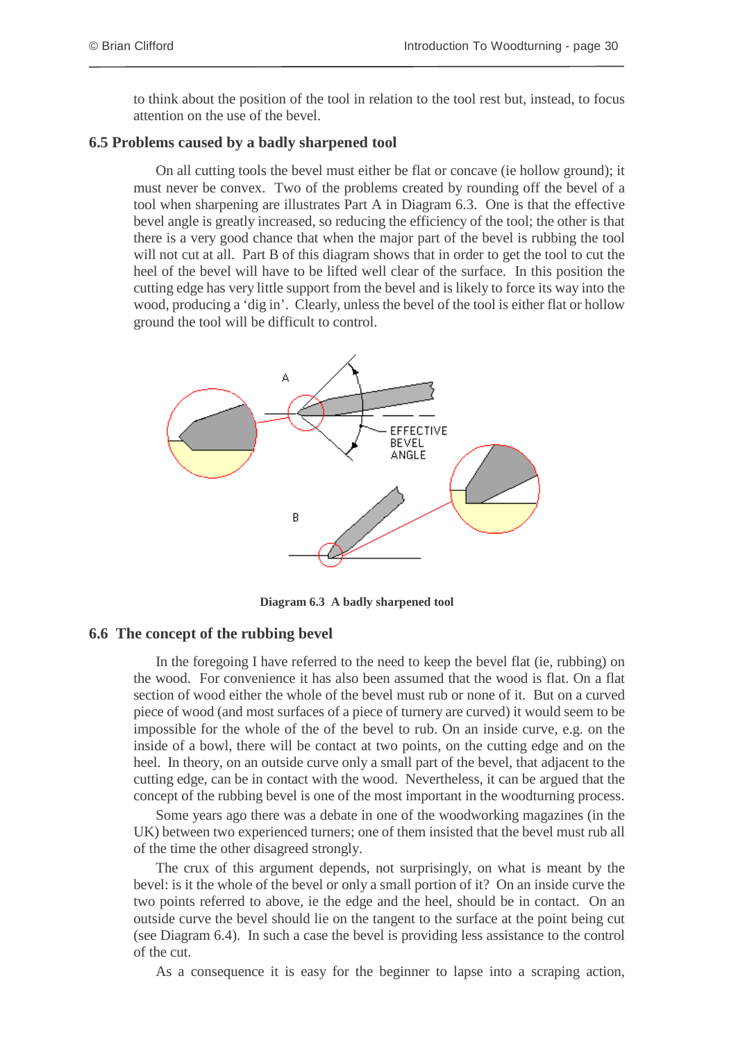to think about the position of the tool in relation to the tool rest but, instead, to focus attention on the use of the bevel.

## 6.5 Problems caused by a badly sharpened tool

On all cutting tools the bevel must either be flat or concave (ie hollow ground); it must never be convex. Two of the problems created by rounding off the bevel of a tool when sharpening are illustrates Part A in Diagram 6.3. One is that the effective bevel angle is greatly increased, so reducing the efficiency of the tool; the other is that there is a very good chance that when the major part of the bevel is rubbing the tool will not cut at all. Part B of this diagram shows that in order to get the tool to cut the heel of the bevel will have to be lifted well clear of the surface. In this position the cutting edge has very little support from the bevel and is likely to force its way into the wood, producing a 'dig in'. Clearly, unless the bevel of the tool is either flat or hollow ground the tool will be difficult to control.

A

EFFECTIVE BEVEL ANGLE

B

**Diagram 6.3 A badly sharpened tool**

## 6.6 The concept of the rubbing bevel

In the foregoing I have referred to the need to keep the bevel flat (ie, rubbing) on the wood. For convenience it has also been assumed that the wood is flat. On a flat section of wood either the whole of the bevel must rub or none of it. But on a curved piece of wood (and most surfaces of a piece of turnery are curved) it would seem to be impossible for the whole of the of the bevel to rub. On an inside curve, e.g. on the inside of a bowl, there will be contact at two points, on the cutting edge and on the heel. In theory, on an outside curve only a small part of the bevel, that adjacent to the cutting edge, can be in contact with the wood. Nevertheless, it can be argued that the concept of the rubbing bevel is one of the most important in the woodturning process.

Some years ago there was a debate in one of the woodworking magazines (in the UK) between two experienced turners; one of them insisted that the bevel must rub all of the time the other disagreed strongly.

The crux of this argument depends, not surprisingly, on what is meant by the bevel: is it the whole of the bevel or only a small portion of it? On an inside curve the two points referred to above, ie the edge and the heel, should be in contact. On an outside curve the bevel should lie on the tangent to the surface at the point being cut (see Diagram 6.4). In such a case the bevel is providing less assistance to the control of the cut.

As a consequence it is easy for the beginner to lapse into a scraping action,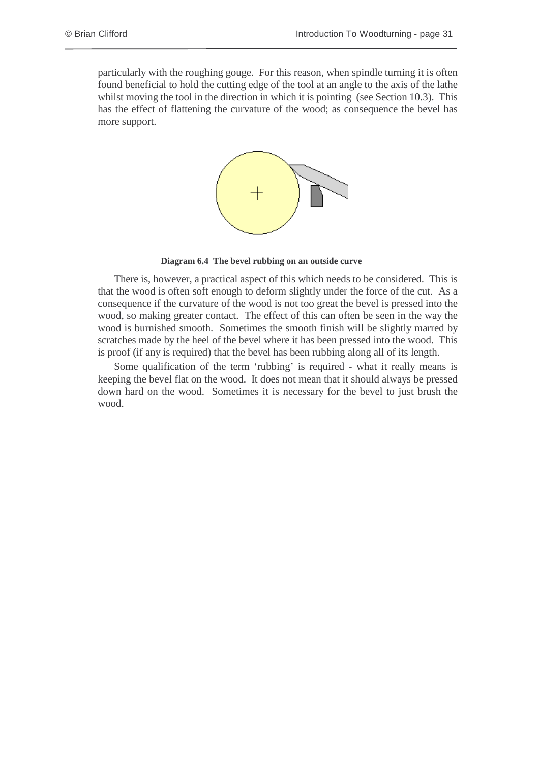particularly with the roughing gouge. For this reason, when spindle turning it is often found beneficial to hold the cutting edge of the tool at an angle to the axis of the lathe whilst moving the tool in the direction in which it is pointing (see Section 10.3). This has the effect of flattening the curvature of the wood; as consequence the bevel has more support.

**Diagram 6.4 The bevel rubbing on an outside curve**

There is, however, a practical aspect of this which needs to be considered. This is that the wood is often soft enough to deform slightly under the force of the cut. As a consequence if the curvature of the wood is not too great the bevel is pressed into the wood, so making greater contact. The effect of this can often be seen in the way the wood is burnished smooth. Sometimes the smooth finish will be slightly marred by scratches made by the heel of the bevel where it has been pressed into the wood. This is proof (if any is required) that the bevel has been rubbing along all of its length.

Some qualification of the term 'rubbing' is required - what it really means is keeping the bevel flat on the wood. It does not mean that it should always be pressed down hard on the wood. Sometimes it is necessary for the bevel to just brush the wood.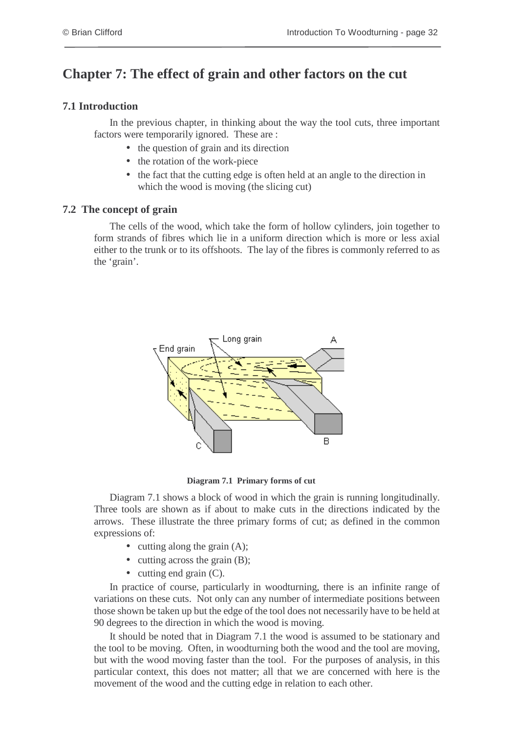# Chapter 7: The effect of grain and other factors on the cut

## 7.1 Introduction

In the previous chapter, in thinking about the way the tool cuts, three important factors were temporarily ignored. These are :

- the question of grain and its direction
- the rotation of the work-piece
- the fact that the cutting edge is often held at an angle to the direction in which the wood is moving (the slicing cut)

## 7.2 The concept of grain

The cells of the wood, which take the form of hollow cylinders, join together to form strands of fibres which lie in a uniform direction which is more or less axial either to the trunk or to its offshoots. The lay of the fibres is commonly referred to as the 'grain'.

**Diagram 7.1 Primary forms of cut**

Diagram 7.1 shows a block of wood in which the grain is running longitudinally. Three tools are shown as if about to make cuts in the directions indicated by the arrows. These illustrate the three primary forms of cut; as defined in the common expressions of:

- cutting along the grain (A);
- cutting across the grain (B);
- cutting end grain (C).

In practice of course, particularly in woodturning, there is an infinite range of variations on these cuts. Not only can any number of intermediate positions between those shown be taken up but the edge of the tool does not necessarily have to be held at 90 degrees to the direction in which the wood is moving.

It should be noted that in Diagram 7.1 the wood is assumed to be stationary and the tool to be moving. Often, in woodturning both the wood and the tool are moving, but with the wood moving faster than the tool. For the purposes of analysis, in this particular context, this does not matter; all that we are concerned with here is the movement of the wood and the cutting edge in relation to each other.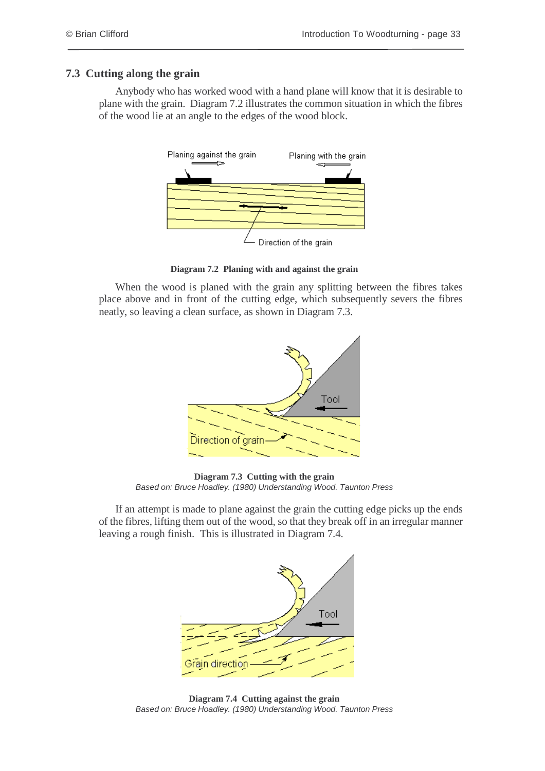## 7.3 Cutting along the grain

Anybody who has worked wood with a hand plane will know that it is desirable to plane with the grain. Diagram 7.2 illustrates the common situation in which the fibres of the wood lie at an angle to the edges of the wood block.

**Diagram 7.2 Planing with and against the grain**

When the wood is planed with the grain any splitting between the fibres takes place above and in front of the cutting edge, which subsequently severs the fibres neatly, so leaving a clean surface, as shown in Diagram 7.3.

**Diagram 7.3 Cutting with the grain**
*Based on: Bruce Hoadley. (1980) Understanding Wood. Taunton Press*

If an attempt is made to plane against the grain the cutting edge picks up the ends of the fibres, lifting them out of the wood, so that they break off in an irregular manner leaving a rough finish. This is illustrated in Diagram 7.4.

**Diagram 7.4 Cutting against the grain**
*Based on: Bruce Hoadley. (1980) Understanding Wood. Taunton Press*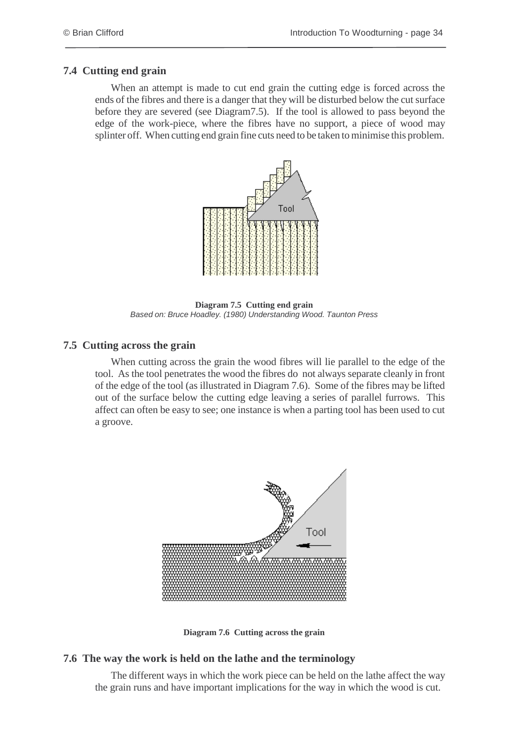## 7.4 Cutting end grain

When an attempt is made to cut end grain the cutting edge is forced across the ends of the fibres and there is a danger that they will be disturbed below the cut surface before they are severed (see Diagram7.5). If the tool is allowed to pass beyond the edge of the work-piece, where the fibres have no support, a piece of wood may splinter off. When cutting end grain fine cuts need to be taken to minimise this problem.

**Diagram 7.5 Cutting end grain**
*Based on: Bruce Hoadley. (1980) Understanding Wood. Taunton Press*

## 7.5 Cutting across the grain

When cutting across the grain the wood fibres will lie parallel to the edge of the tool. As the tool penetrates the wood the fibres do not always separate cleanly in front of the edge of the tool (as illustrated in Diagram 7.6). Some of the fibres may be lifted out of the surface below the cutting edge leaving a series of parallel furrows. This affect can often be easy to see; one instance is when a parting tool has been used to cut a groove.

**Diagram 7.6 Cutting across the grain**

## 7.6 The way the work is held on the lathe and the terminology

The different ways in which the work piece can be held on the lathe affect the way the grain runs and have important implications for the way in which the wood is cut.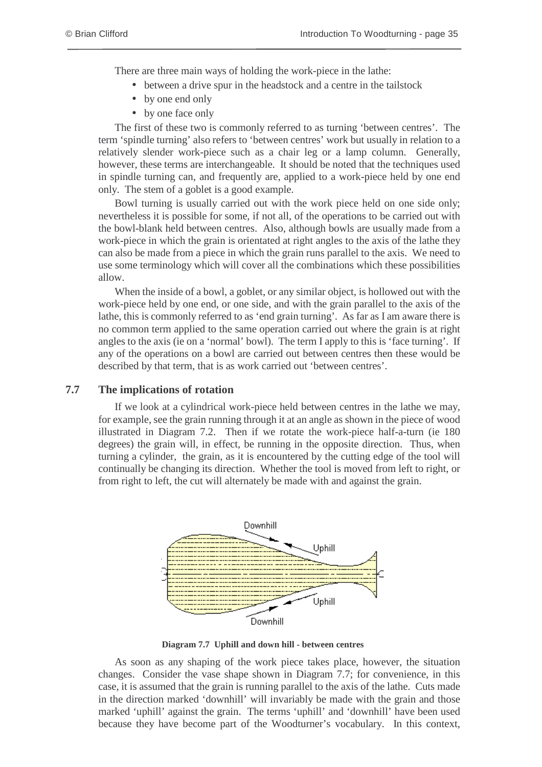There are three main ways of holding the work-piece in the lathe:

- between a drive spur in the headstock and a centre in the tailstock
- by one end only
- by one face only

The first of these two is commonly referred to as turning 'between centres'. The term 'spindle turning' also refers to 'between centres' work but usually in relation to a relatively slender work-piece such as a chair leg or a lamp column. Generally, however, these terms are interchangeable. It should be noted that the techniques used in spindle turning can, and frequently are, applied to a work-piece held by one end only. The stem of a goblet is a good example.

Bowl turning is usually carried out with the work piece held on one side only; nevertheless it is possible for some, if not all, of the operations to be carried out with the bowl-blank held between centres. Also, although bowls are usually made from a work-piece in which the grain is orientated at right angles to the axis of the lathe they can also be made from a piece in which the grain runs parallel to the axis. We need to use some terminology which will cover all the combinations which these possibilities allow.

When the inside of a bowl, a goblet, or any similar object, is hollowed out with the work-piece held by one end, or one side, and with the grain parallel to the axis of the lathe, this is commonly referred to as 'end grain turning'. As far as I am aware there is no common term applied to the same operation carried out where the grain is at right angles to the axis (ie on a 'normal' bowl). The term I apply to this is 'face turning'. If any of the operations on a bowl are carried out between centres then these would be described by that term, that is as work carried out 'between centres'.

## 7.7 The implications of rotation

If we look at a cylindrical work-piece held between centres in the lathe we may, for example, see the grain running through it at an angle as shown in the piece of wood illustrated in Diagram 7.2. Then if we rotate the work-piece half-a-turn (ie 180 degrees) the grain will, in effect, be running in the opposite direction. Thus, when turning a cylinder, the grain, as it is encountered by the cutting edge of the tool will continually be changing its direction. Whether the tool is moved from left to right, or from right to left, the cut will alternately be made with and against the grain.

**Diagram 7.7 Uphill and down hill - between centres**

As soon as any shaping of the work piece takes place, however, the situation changes. Consider the vase shape shown in Diagram 7.7; for convenience, in this case, it is assumed that the grain is running parallel to the axis of the lathe. Cuts made in the direction marked 'downhill' will invariably be made with the grain and those marked 'uphill' against the grain. The terms 'uphill' and 'downhill' have been used because they have become part of the Woodturner's vocabulary. In this context,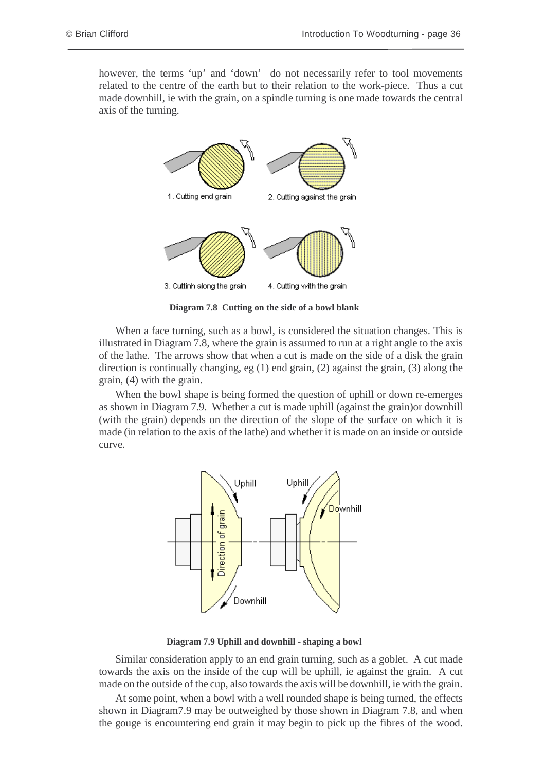however, the terms 'up' and 'down' do not necessarily refer to tool movements related to the centre of the earth but to their relation to the work-piece. Thus a cut made downhill, ie with the grain, on a spindle turning is one made towards the central axis of the turning.

1. Cutting end grain
2. Cutting against the grain
3. Cuttinh along the grain
4. Cutting with the grain

**Diagram 7.8 Cutting on the side of a bowl blank**

When a face turning, such as a bowl, is considered the situation changes. This is illustrated in Diagram 7.8, where the grain is assumed to run at a right angle to the axis of the lathe. The arrows show that when a cut is made on the side of a disk the grain direction is continually changing, eg (1) end grain, (2) against the grain, (3) along the grain, (4) with the grain.

When the bowl shape is being formed the question of uphill or down re-emerges as shown in Diagram 7.9. Whether a cut is made uphill (against the grain)or downhill (with the grain) depends on the direction of the slope of the surface on which it is made (in relation to the axis of the lathe) and whether it is made on an inside or outside curve.

Uphill
Direction of grain
Downhill
Uphill
Downhill

**Diagram 7.9 Uphill and downhill - shaping a bowl**

Similar consideration apply to an end grain turning, such as a goblet. A cut made towards the axis on the inside of the cup will be uphill, ie against the grain. A cut made on the outside of the cup, also towards the axis will be downhill, ie with the grain.

At some point, when a bowl with a well rounded shape is being turned, the effects shown in Diagram7.9 may be outweighed by those shown in Diagram 7.8, and when the gouge is encountering end grain it may begin to pick up the fibres of the wood.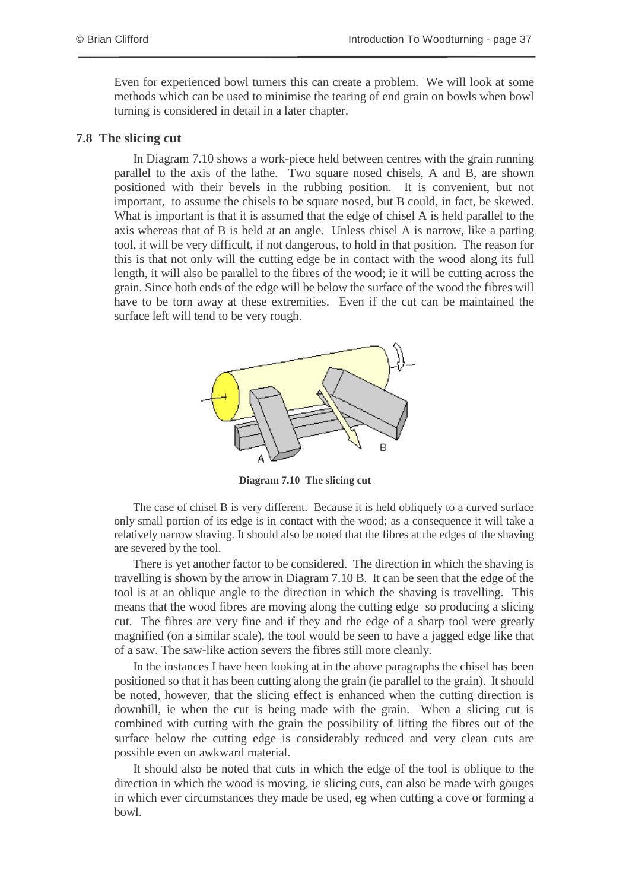Even for experienced bowl turners this can create a problem. We will look at some methods which can be used to minimise the tearing of end grain on bowls when bowl turning is considered in detail in a later chapter.

## 7.8 The slicing cut

In Diagram 7.10 shows a work-piece held between centres with the grain running parallel to the axis of the lathe. Two square nosed chisels, A and B, are shown positioned with their bevels in the rubbing position. It is convenient, but not important, to assume the chisels to be square nosed, but B could, in fact, be skewed. What is important is that it is assumed that the edge of chisel A is held parallel to the axis whereas that of B is held at an angle. Unless chisel A is narrow, like a parting tool, it will be very difficult, if not dangerous, to hold in that position. The reason for this is that not only will the cutting edge be in contact with the wood along its full length, it will also be parallel to the fibres of the wood; ie it will be cutting across the grain. Since both ends of the edge will be below the surface of the wood the fibres will have to be torn away at these extremities. Even if the cut can be maintained the surface left will tend to be very rough.

**Diagram 7.10 The slicing cut**

The case of chisel B is very different. Because it is held obliquely to a curved surface only small portion of its edge is in contact with the wood; as a consequence it will take a relatively narrow shaving. It should also be noted that the fibres at the edges of the shaving are severed by the tool.

There is yet another factor to be considered. The direction in which the shaving is travelling is shown by the arrow in Diagram 7.10 B. It can be seen that the edge of the tool is at an oblique angle to the direction in which the shaving is travelling. This means that the wood fibres are moving along the cutting edge so producing a slicing cut. The fibres are very fine and if they and the edge of a sharp tool were greatly magnified (on a similar scale), the tool would be seen to have a jagged edge like that of a saw. The saw-like action severs the fibres still more cleanly.

In the instances I have been looking at in the above paragraphs the chisel has been positioned so that it has been cutting along the grain (ie parallel to the grain). It should be noted, however, that the slicing effect is enhanced when the cutting direction is downhill, ie when the cut is being made with the grain. When a slicing cut is combined with cutting with the grain the possibility of lifting the fibres out of the surface below the cutting edge is considerably reduced and very clean cuts are possible even on awkward material.

It should also be noted that cuts in which the edge of the tool is oblique to the direction in which the wood is moving, ie slicing cuts, can also be made with gouges in which ever circumstances they made be used, eg when cutting a cove or forming a bowl.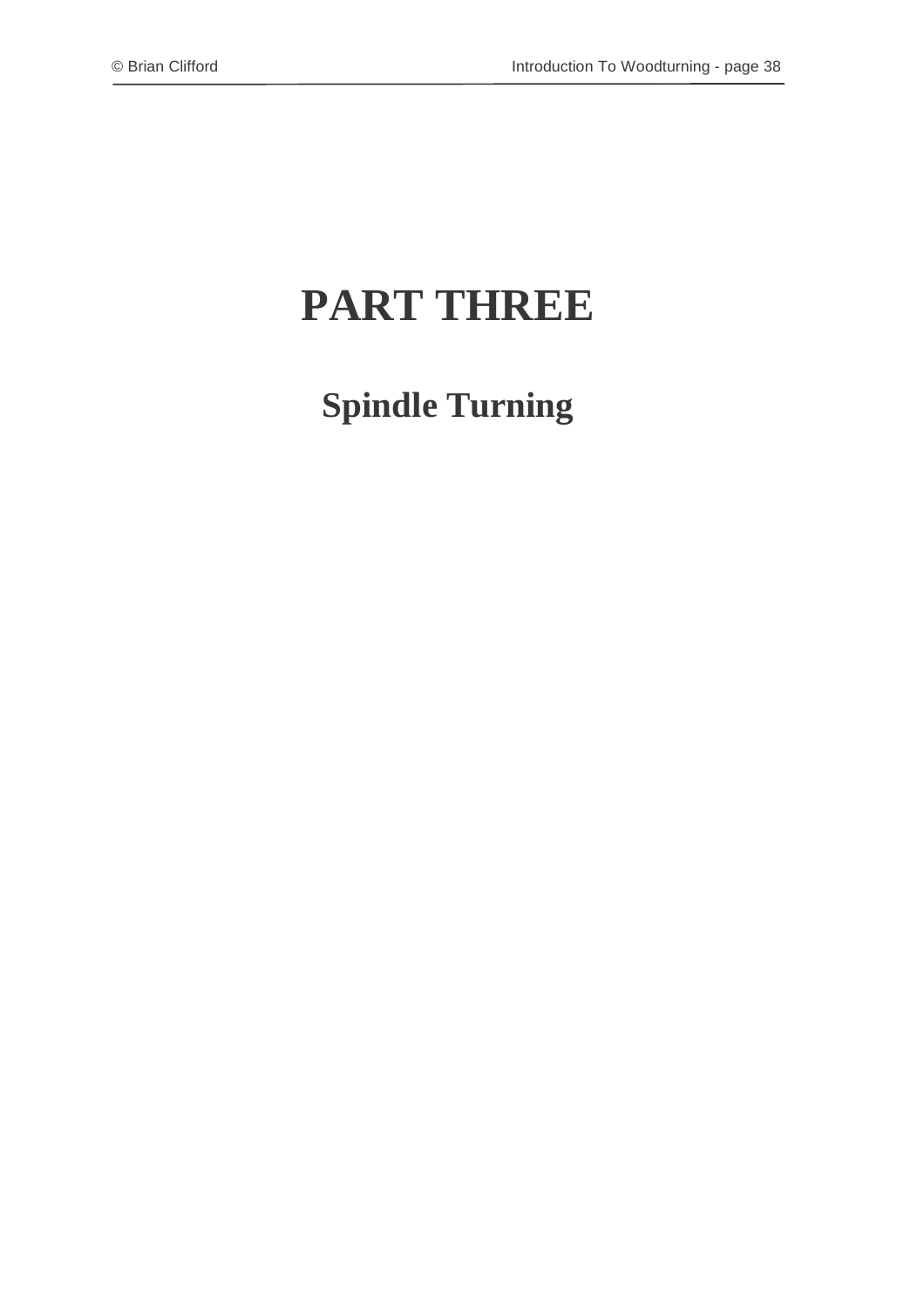# PART THREE

## Spindle Turning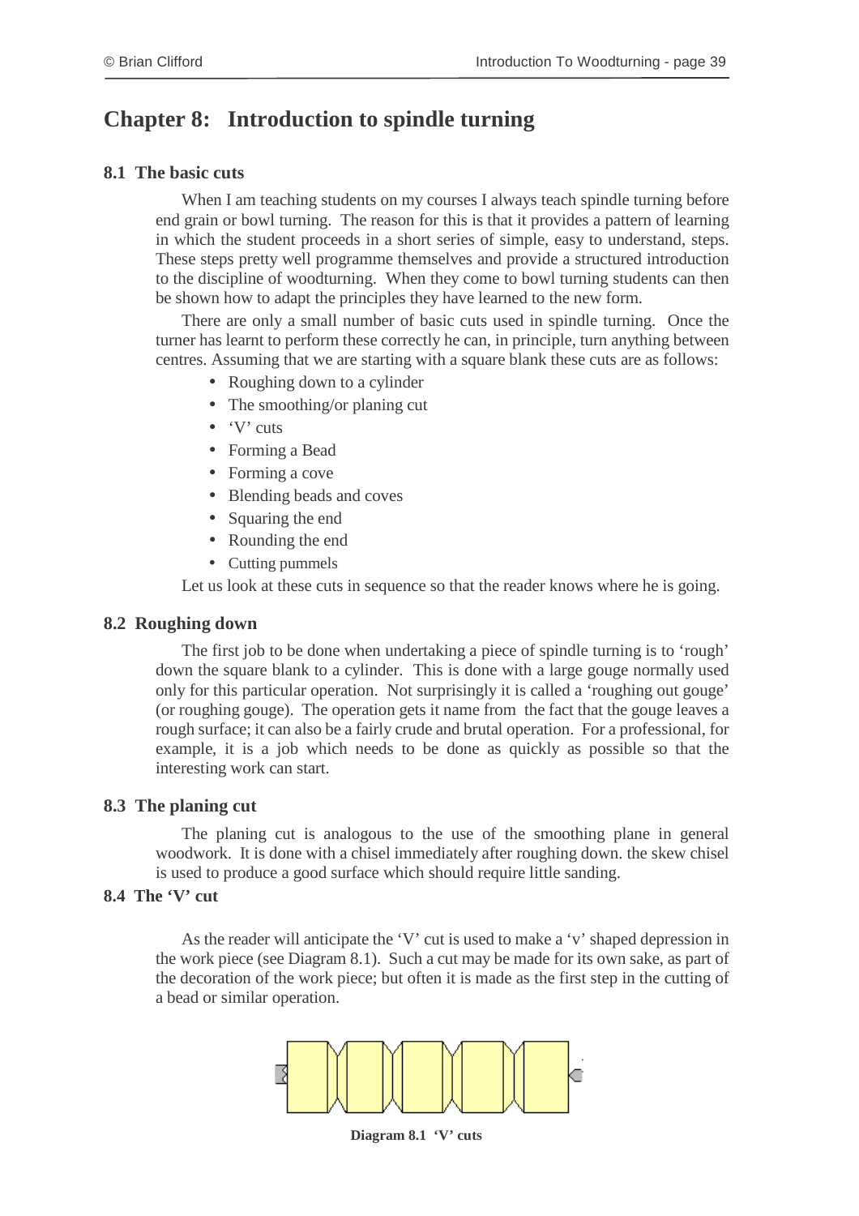# Chapter 8: Introduction to spindle turning

## 8.1 The basic cuts

When I am teaching students on my courses I always teach spindle turning before end grain or bowl turning. The reason for this is that it provides a pattern of learning in which the student proceeds in a short series of simple, easy to understand, steps. These steps pretty well programme themselves and provide a structured introduction to the discipline of woodturning. When they come to bowl turning students can then be shown how to adapt the principles they have learned to the new form.

There are only a small number of basic cuts used in spindle turning. Once the turner has learnt to perform these correctly he can, in principle, turn anything between centres. Assuming that we are starting with a square blank these cuts are as follows:

- Roughing down to a cylinder
- The smoothing/or planing cut
- 'V' cuts
- Forming a Bead
- Forming a cove
- Blending beads and coves
- Squaring the end
- Rounding the end
- Cutting pummels

Let us look at these cuts in sequence so that the reader knows where he is going.

## 8.2 Roughing down

The first job to be done when undertaking a piece of spindle turning is to 'rough' down the square blank to a cylinder. This is done with a large gouge normally used only for this particular operation. Not surprisingly it is called a 'roughing out gouge' (or roughing gouge). The operation gets it name from the fact that the gouge leaves a rough surface; it can also be a fairly crude and brutal operation. For a professional, for example, it is a job which needs to be done as quickly as possible so that the interesting work can start.

## 8.3 The planing cut

The planing cut is analogous to the use of the smoothing plane in general woodwork. It is done with a chisel immediately after roughing down. the skew chisel is used to produce a good surface which should require little sanding.

## 8.4 The 'V' cut

As the reader will anticipate the 'V' cut is used to make a 'v' shaped depression in the work piece (see Diagram 8.1). Such a cut may be made for its own sake, as part of the decoration of the work piece; but often it is made as the first step in the cutting of a bead or similar operation.

**Diagram 8.1 'V' cuts**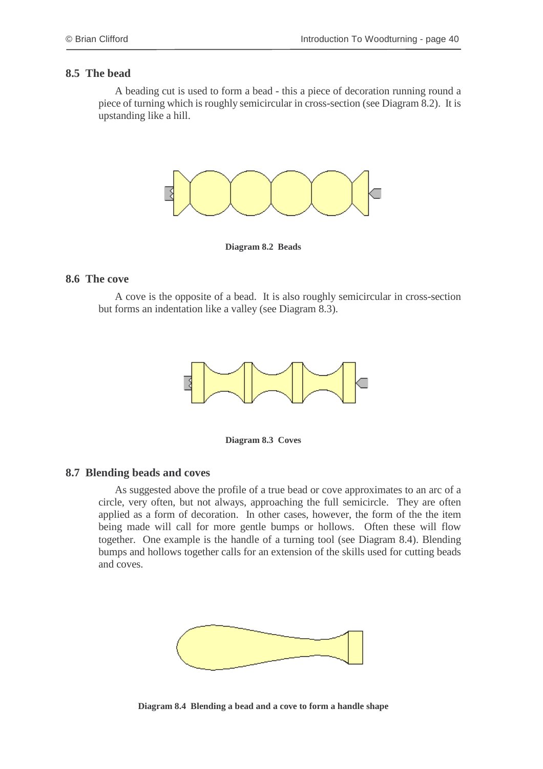## 8.5 The bead

A beading cut is used to form a bead - this a piece of decoration running round a piece of turning which is roughly semicircular in cross-section (see Diagram 8.2). It is upstanding like a hill.

**Diagram 8.2 Beads**

## 8.6 The cove

A cove is the opposite of a bead. It is also roughly semicircular in cross-section but forms an indentation like a valley (see Diagram 8.3).

**Diagram 8.3 Coves**

## 8.7 Blending beads and coves

As suggested above the profile of a true bead or cove approximates to an arc of a circle, very often, but not always, approaching the full semicircle. They are often applied as a form of decoration. In other cases, however, the form of the the item being made will call for more gentle bumps or hollows. Often these will flow together. One example is the handle of a turning tool (see Diagram 8.4). Blending bumps and hollows together calls for an extension of the skills used for cutting beads and coves.

**Diagram 8.4 Blending a bead and a cove to form a handle shape**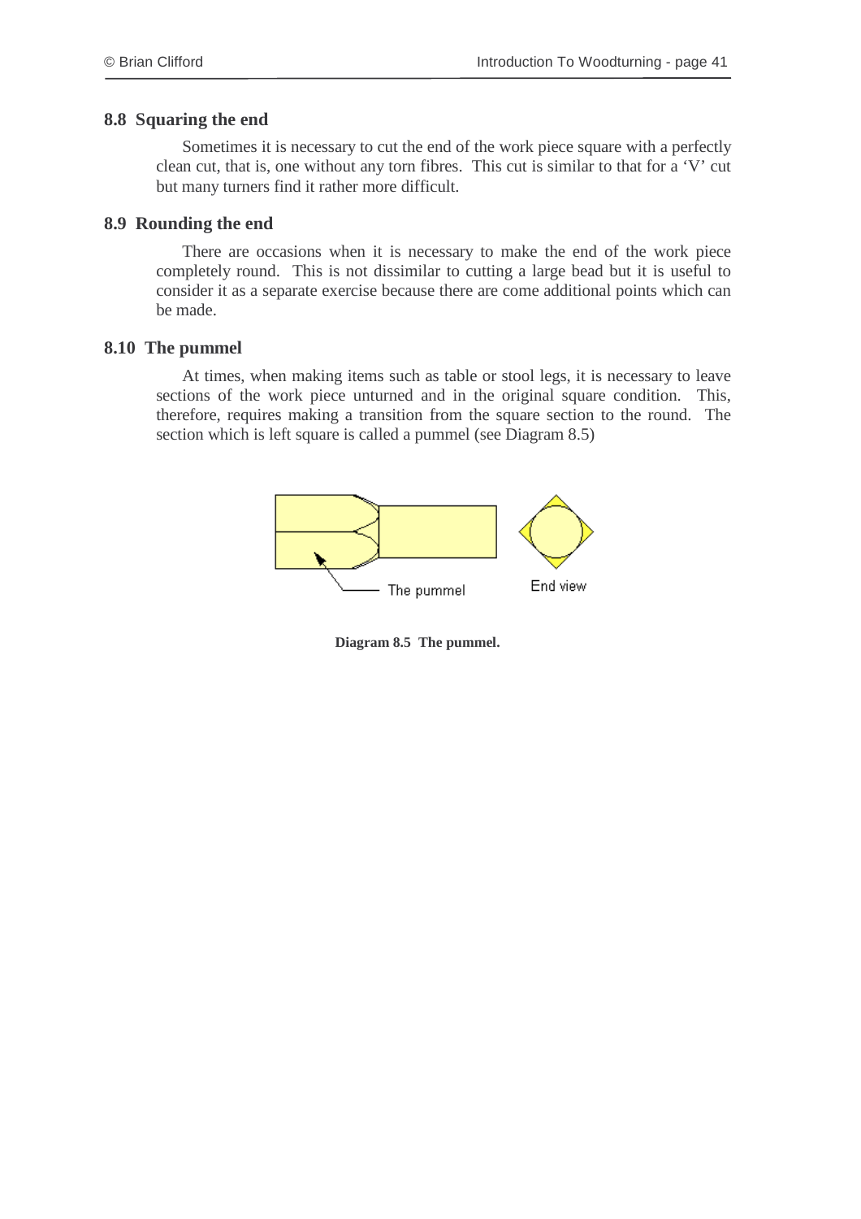## 8.8 Squaring the end

Sometimes it is necessary to cut the end of the work piece square with a perfectly clean cut, that is, one without any torn fibres. This cut is similar to that for a 'V' cut but many turners find it rather more difficult.

## 8.9 Rounding the end

There are occasions when it is necessary to make the end of the work piece completely round. This is not dissimilar to cutting a large bead but it is useful to consider it as a separate exercise because there are come additional points which can be made.

## 8.10 The pummel

At times, when making items such as table or stool legs, it is necessary to leave sections of the work piece unturned and in the original square condition. This, therefore, requires making a transition from the square section to the round. The section which is left square is called a pummel (see Diagram 8.5)

The pummel

End view

**Diagram 8.5 The pummel.**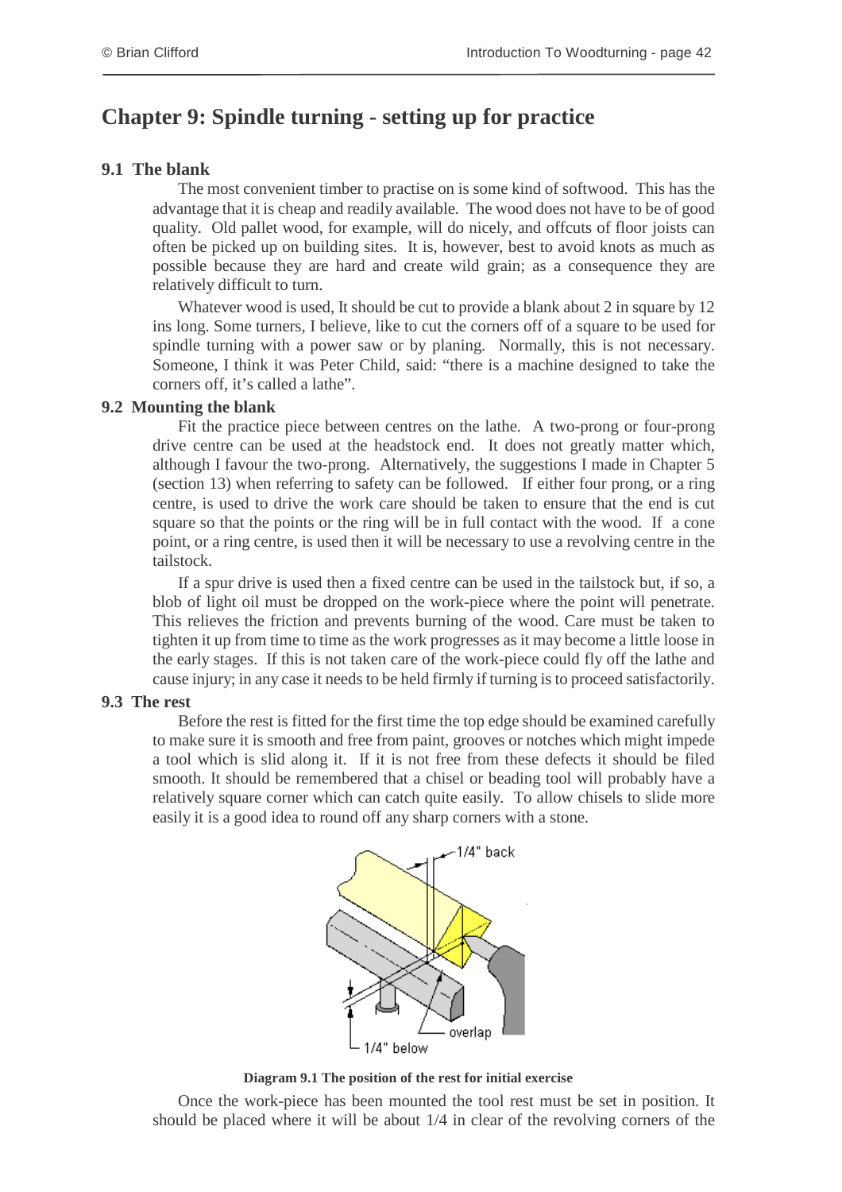## Chapter 9: Spindle turning - setting up for practice

### 9.1 The blank

The most convenient timber to practise on is some kind of softwood. This has the advantage that it is cheap and readily available. The wood does not have to be of good quality. Old pallet wood, for example, will do nicely, and offcuts of floor joists can often be picked up on building sites. It is, however, best to avoid knots as much as possible because they are hard and create wild grain; as a consequence they are relatively difficult to turn.

Whatever wood is used, It should be cut to provide a blank about 2 in square by 12 ins long. Some turners, I believe, like to cut the corners off of a square to be used for spindle turning with a power saw or by planing. Normally, this is not necessary. Someone, I think it was Peter Child, said: "there is a machine designed to take the corners off, it's called a lathe".

### 9.2 Mounting the blank

Fit the practice piece between centres on the lathe. A two-prong or four-prong drive centre can be used at the headstock end. It does not greatly matter which, although I favour the two-prong. Alternatively, the suggestions I made in Chapter 5 (section 13) when referring to safety can be followed. If either four prong, or a ring centre, is used to drive the work care should be taken to ensure that the end is cut square so that the points or the ring will be in full contact with the wood. If a cone point, or a ring centre, is used then it will be necessary to use a revolving centre in the tailstock.

If a spur drive is used then a fixed centre can be used in the tailstock but, if so, a blob of light oil must be dropped on the work-piece where the point will penetrate. This relieves the friction and prevents burning of the wood. Care must be taken to tighten it up from time to time as the work progresses as it may become a little loose in the early stages. If this is not taken care of the work-piece could fly off the lathe and cause injury; in any case it needs to be held firmly if turning is to proceed satisfactorily.

### 9.3 The rest

Before the rest is fitted for the first time the top edge should be examined carefully to make sure it is smooth and free from paint, grooves or notches which might impede a tool which is slid along it. If it is not free from these defects it should be filed smooth. It should be remembered that a chisel or beading tool will probably have a relatively square corner which can catch quite easily. To allow chisels to slide more easily it is a good idea to round off any sharp corners with a stone.

1/4" back

overlap

1/4" below

**Diagram 9.1 The position of the rest for initial exercise**

Once the work-piece has been mounted the tool rest must be set in position. It should be placed where it will be about 1/4 in clear of the revolving corners of the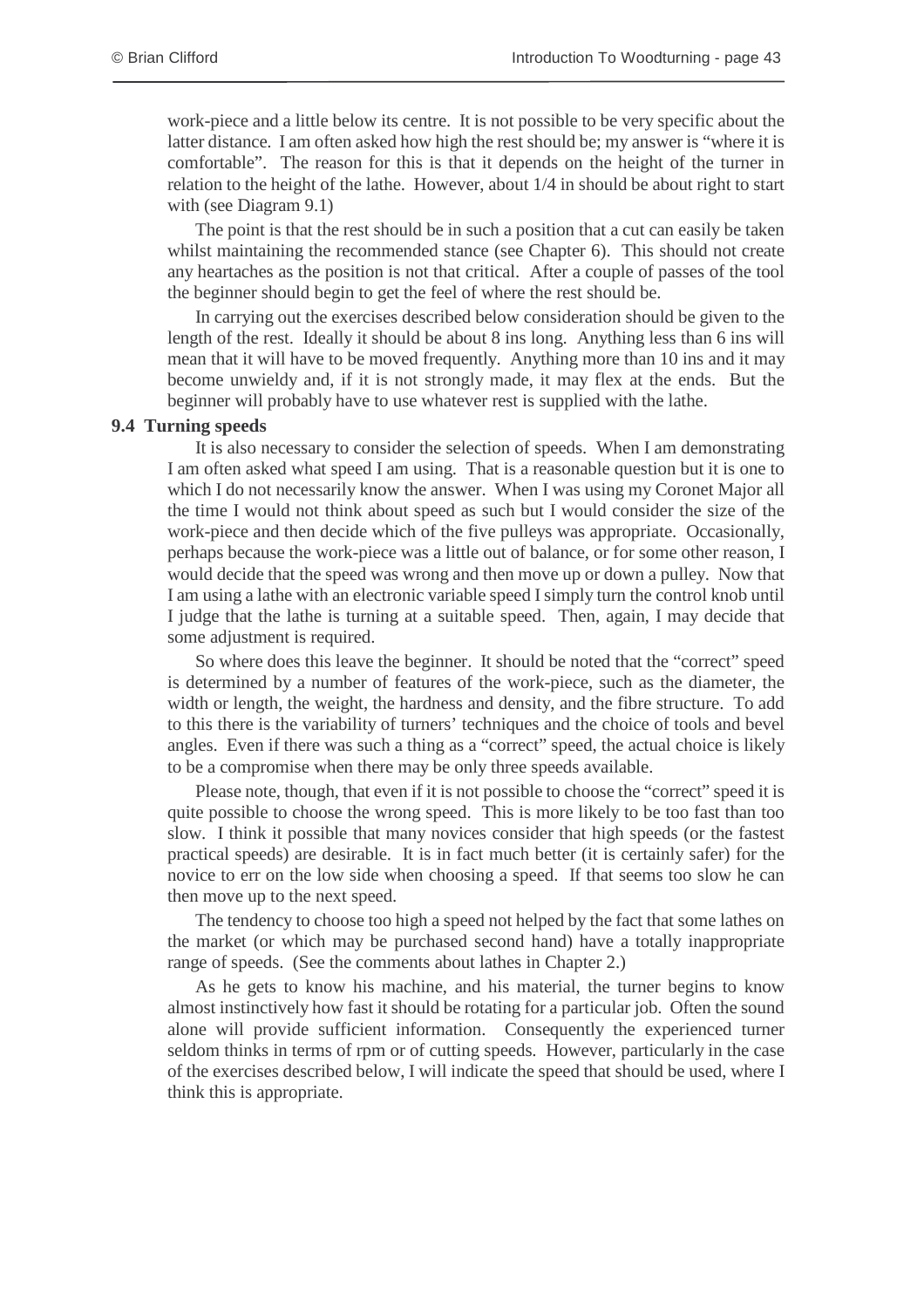work-piece and a little below its centre. It is not possible to be very specific about the latter distance. I am often asked how high the rest should be; my answer is "where it is comfortable". The reason for this is that it depends on the height of the turner in relation to the height of the lathe. However, about 1/4 in should be about right to start with (see Diagram 9.1)

The point is that the rest should be in such a position that a cut can easily be taken whilst maintaining the recommended stance (see Chapter 6). This should not create any heartaches as the position is not that critical. After a couple of passes of the tool the beginner should begin to get the feel of where the rest should be.

In carrying out the exercises described below consideration should be given to the length of the rest. Ideally it should be about 8 ins long. Anything less than 6 ins will mean that it will have to be moved frequently. Anything more than 10 ins and it may become unwieldy and, if it is not strongly made, it may flex at the ends. But the beginner will probably have to use whatever rest is supplied with the lathe.

### 9.4 Turning speeds

It is also necessary to consider the selection of speeds. When I am demonstrating I am often asked what speed I am using. That is a reasonable question but it is one to which I do not necessarily know the answer. When I was using my Coronet Major all the time I would not think about speed as such but I would consider the size of the work-piece and then decide which of the five pulleys was appropriate. Occasionally, perhaps because the work-piece was a little out of balance, or for some other reason, I would decide that the speed was wrong and then move up or down a pulley. Now that I am using a lathe with an electronic variable speed I simply turn the control knob until I judge that the lathe is turning at a suitable speed. Then, again, I may decide that some adjustment is required.

So where does this leave the beginner. It should be noted that the "correct" speed is determined by a number of features of the work-piece, such as the diameter, the width or length, the weight, the hardness and density, and the fibre structure. To add to this there is the variability of turners' techniques and the choice of tools and bevel angles. Even if there was such a thing as a "correct" speed, the actual choice is likely to be a compromise when there may be only three speeds available.

Please note, though, that even if it is not possible to choose the "correct" speed it is quite possible to choose the wrong speed. This is more likely to be too fast than too slow. I think it possible that many novices consider that high speeds (or the fastest practical speeds) are desirable. It is in fact much better (it is certainly safer) for the novice to err on the low side when choosing a speed. If that seems too slow he can then move up to the next speed.

The tendency to choose too high a speed not helped by the fact that some lathes on the market (or which may be purchased second hand) have a totally inappropriate range of speeds. (See the comments about lathes in Chapter 2.)

As he gets to know his machine, and his material, the turner begins to know almost instinctively how fast it should be rotating for a particular job. Often the sound alone will provide sufficient information. Consequently the experienced turner seldom thinks in terms of rpm or of cutting speeds. However, particularly in the case of the exercises described below, I will indicate the speed that should be used, where I think this is appropriate.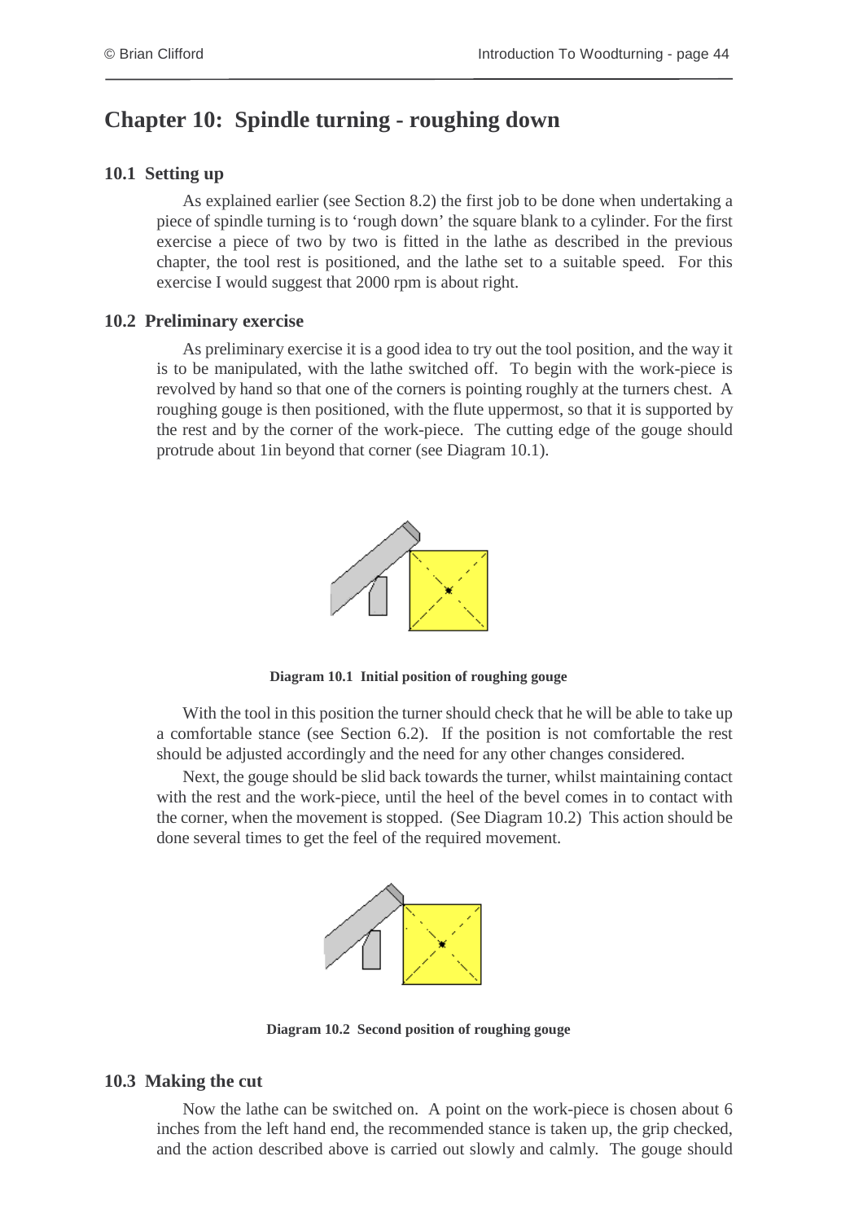# Chapter 10: Spindle turning - roughing down

## 10.1 Setting up

As explained earlier (see Section 8.2) the first job to be done when undertaking a piece of spindle turning is to 'rough down' the square blank to a cylinder. For the first exercise a piece of two by two is fitted in the lathe as described in the previous chapter, the tool rest is positioned, and the lathe set to a suitable speed. For this exercise I would suggest that 2000 rpm is about right.

## 10.2 Preliminary exercise

As preliminary exercise it is a good idea to try out the tool position, and the way it is to be manipulated, with the lathe switched off. To begin with the work-piece is revolved by hand so that one of the corners is pointing roughly at the turners chest. A roughing gouge is then positioned, with the flute uppermost, so that it is supported by the rest and by the corner of the work-piece. The cutting edge of the gouge should protrude about 1in beyond that corner (see Diagram 10.1).

**Diagram 10.1 Initial position of roughing gouge**

With the tool in this position the turner should check that he will be able to take up a comfortable stance (see Section 6.2). If the position is not comfortable the rest should be adjusted accordingly and the need for any other changes considered.

Next, the gouge should be slid back towards the turner, whilst maintaining contact with the rest and the work-piece, until the heel of the bevel comes in to contact with the corner, when the movement is stopped. (See Diagram 10.2) This action should be done several times to get the feel of the required movement.

**Diagram 10.2 Second position of roughing gouge**

## 10.3 Making the cut

Now the lathe can be switched on. A point on the work-piece is chosen about 6 inches from the left hand end, the recommended stance is taken up, the grip checked, and the action described above is carried out slowly and calmly. The gouge should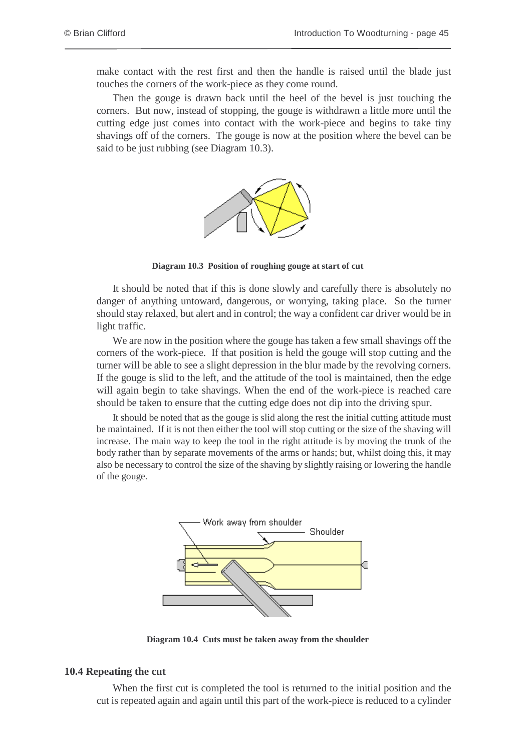make contact with the rest first and then the handle is raised until the blade just touches the corners of the work-piece as they come round.

Then the gouge is drawn back until the heel of the bevel is just touching the corners. But now, instead of stopping, the gouge is withdrawn a little more until the cutting edge just comes into contact with the work-piece and begins to take tiny shavings off of the corners. The gouge is now at the position where the bevel can be said to be just rubbing (see Diagram 10.3).

**Diagram 10.3 Position of roughing gouge at start of cut**

It should be noted that if this is done slowly and carefully there is absolutely no danger of anything untoward, dangerous, or worrying, taking place. So the turner should stay relaxed, but alert and in control; the way a confident car driver would be in light traffic.

We are now in the position where the gouge has taken a few small shavings off the corners of the work-piece. If that position is held the gouge will stop cutting and the turner will be able to see a slight depression in the blur made by the revolving corners. If the gouge is slid to the left, and the attitude of the tool is maintained, then the edge will again begin to take shavings. When the end of the work-piece is reached care should be taken to ensure that the cutting edge does not dip into the driving spur.

It should be noted that as the gouge is slid along the rest the initial cutting attitude must be maintained. If it is not then either the tool will stop cutting or the size of the shaving will increase. The main way to keep the tool in the right attitude is by moving the trunk of the body rather than by separate movements of the arms or hands; but, whilst doing this, it may also be necessary to control the size of the shaving by slightly raising or lowering the handle of the gouge.

Work away from shoulder

Shoulder

**Diagram 10.4 Cuts must be taken away from the shoulder**

## 10.4 Repeating the cut

When the first cut is completed the tool is returned to the initial position and the cut is repeated again and again until this part of the work-piece is reduced to a cylinder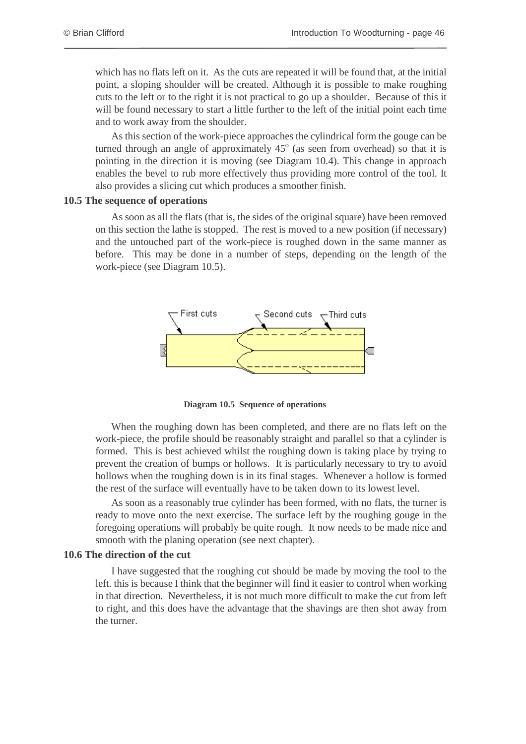which has no flats left on it. As the cuts are repeated it will be found that, at the initial point, a sloping shoulder will be created. Although it is possible to make roughing cuts to the left or to the right it is not practical to go up a shoulder. Because of this it will be found necessary to start a little further to the left of the initial point each time and to work away from the shoulder.

As this section of the work-piece approaches the cylindrical form the gouge can be turned through an angle of approximately 45° (as seen from overhead) so that it is pointing in the direction it is moving (see Diagram 10.4). This change in approach enables the bevel to rub more effectively thus providing more control of the tool. It also provides a slicing cut which produces a smoother finish.

## 10.5 The sequence of operations

As soon as all the flats (that is, the sides of the original square) have been removed on this section the lathe is stopped. The rest is moved to a new position (if necessary) and the untouched part of the work-piece is roughed down in the same manner as before. This may be done in a number of steps, depending on the length of the work-piece (see Diagram 10.5).

First cuts — Second cuts — Third cuts

**Diagram 10.5 Sequence of operations**

When the roughing down has been completed, and there are no flats left on the work-piece, the profile should be reasonably straight and parallel so that a cylinder is formed. This is best achieved whilst the roughing down is taking place by trying to prevent the creation of bumps or hollows. It is particularly necessary to try to avoid hollows when the roughing down is in its final stages. Whenever a hollow is formed the rest of the surface will eventually have to be taken down to its lowest level.

As soon as a reasonably true cylinder has been formed, with no flats, the turner is ready to move onto the next exercise. The surface left by the roughing gouge in the foregoing operations will probably be quite rough. It now needs to be made nice and smooth with the planing operation (see next chapter).

## 10.6 The direction of the cut

I have suggested that the roughing cut should be made by moving the tool to the left. this is because I think that the beginner will find it easier to control when working in that direction. Nevertheless, it is not much more difficult to make the cut from left to right, and this does have the advantage that the shavings are then shot away from the turner.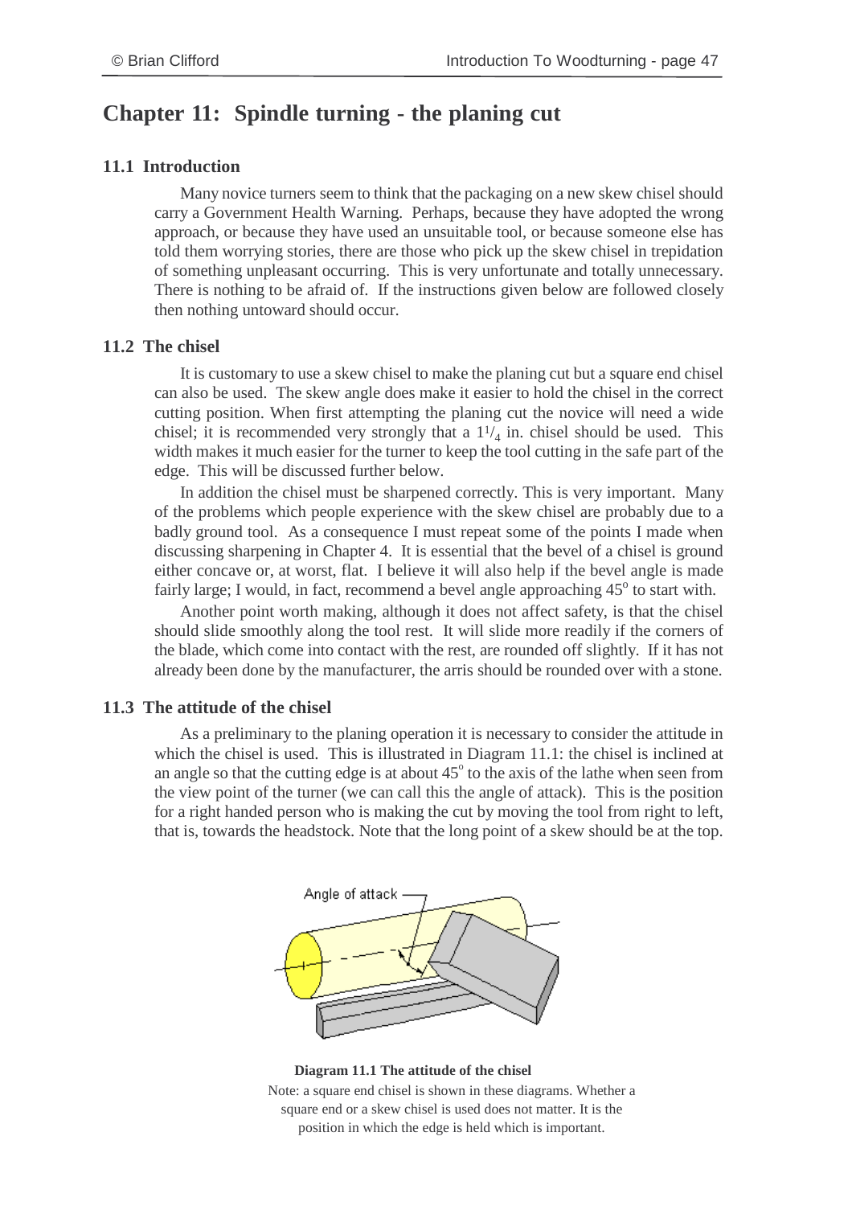# Chapter 11: Spindle turning - the planing cut

## 11.1 Introduction

Many novice turners seem to think that the packaging on a new skew chisel should carry a Government Health Warning. Perhaps, because they have adopted the wrong approach, or because they have used an unsuitable tool, or because someone else has told them worrying stories, there are those who pick up the skew chisel in trepidation of something unpleasant occurring. This is very unfortunate and totally unnecessary. There is nothing to be afraid of. If the instructions given below are followed closely then nothing untoward should occur.

## 11.2 The chisel

It is customary to use a skew chisel to make the planing cut but a square end chisel can also be used. The skew angle does make it easier to hold the chisel in the correct cutting position. When first attempting the planing cut the novice will need a wide chisel; it is recommended very strongly that a $1^{1}/_{4}$ in. chisel should be used. This width makes it much easier for the turner to keep the tool cutting in the safe part of the edge. This will be discussed further below.

In addition the chisel must be sharpened correctly. This is very important. Many of the problems which people experience with the skew chisel are probably due to a badly ground tool. As a consequence I must repeat some of the points I made when discussing sharpening in Chapter 4. It is essential that the bevel of a chisel is ground either concave or, at worst, flat. I believe it will also help if the bevel angle is made fairly large; I would, in fact, recommend a bevel angle approaching $45^{o}$ to start with.

Another point worth making, although it does not affect safety, is that the chisel should slide smoothly along the tool rest. It will slide more readily if the corners of the blade, which come into contact with the rest, are rounded off slightly. If it has not already been done by the manufacturer, the arris should be rounded over with a stone.

## 11.3 The attitude of the chisel

As a preliminary to the planing operation it is necessary to consider the attitude in which the chisel is used. This is illustrated in Diagram 11.1: the chisel is inclined at an angle so that the cutting edge is at about $45^{o}$ to the axis of the lathe when seen from the view point of the turner (we can call this the angle of attack). This is the position for a right handed person who is making the cut by moving the tool from right to left, that is, towards the headstock. Note that the long point of a skew should be at the top.

Angle of attack

**Diagram 11.1 The attitude of the chisel**

Note: a square end chisel is shown in these diagrams. Whether a square end or a skew chisel is used does not matter. It is the position in which the edge is held which is important.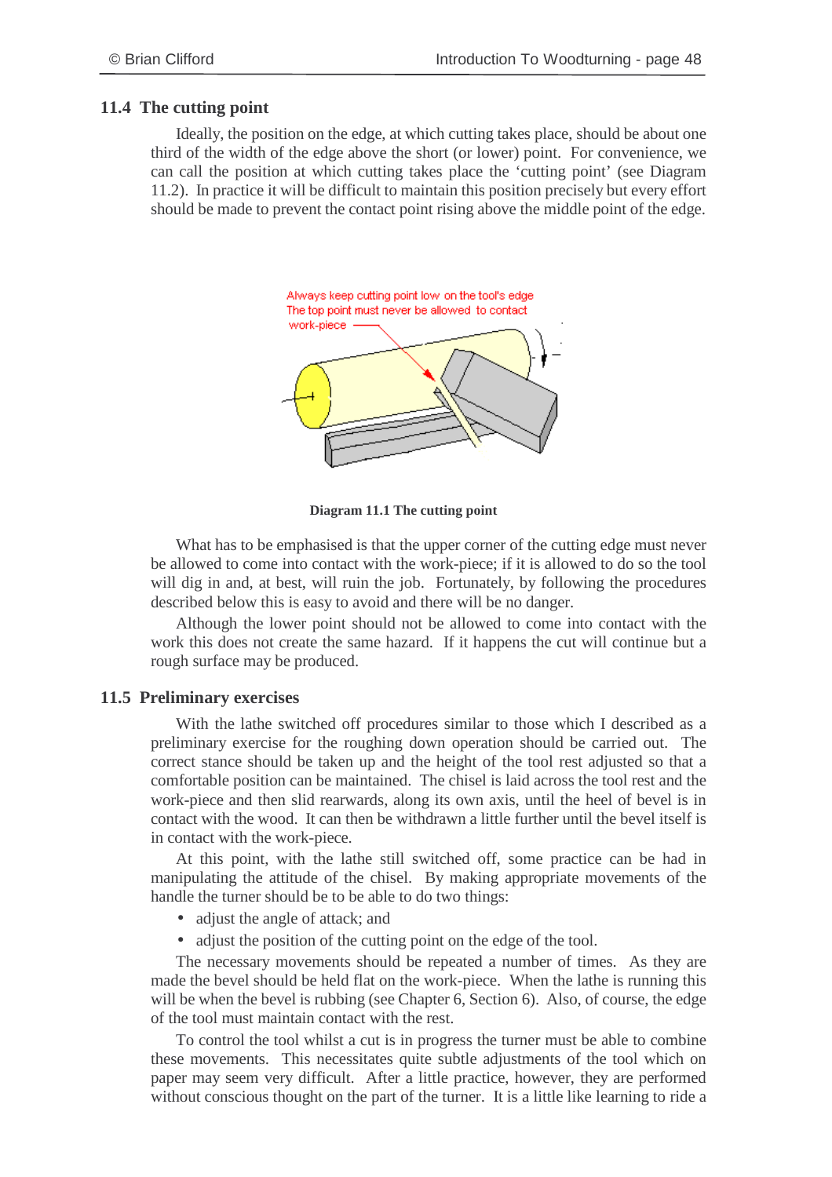## 11.4 The cutting point

Ideally, the position on the edge, at which cutting takes place, should be about one third of the width of the edge above the short (or lower) point. For convenience, we can call the position at which cutting takes place the 'cutting point' (see Diagram 11.2). In practice it will be difficult to maintain this position precisely but every effort should be made to prevent the contact point rising above the middle point of the edge.

Always keep cutting point low on the tool's edge
The top point must never be allowed to contact work-piece

**Diagram 11.1 The cutting point**

What has to be emphasised is that the upper corner of the cutting edge must never be allowed to come into contact with the work-piece; if it is allowed to do so the tool will dig in and, at best, will ruin the job. Fortunately, by following the procedures described below this is easy to avoid and there will be no danger.

Although the lower point should not be allowed to come into contact with the work this does not create the same hazard. If it happens the cut will continue but a rough surface may be produced.

## 11.5 Preliminary exercises

With the lathe switched off procedures similar to those which I described as a preliminary exercise for the roughing down operation should be carried out. The correct stance should be taken up and the height of the tool rest adjusted so that a comfortable position can be maintained. The chisel is laid across the tool rest and the work-piece and then slid rearwards, along its own axis, until the heel of bevel is in contact with the wood. It can then be withdrawn a little further until the bevel itself is in contact with the work-piece.

At this point, with the lathe still switched off, some practice can be had in manipulating the attitude of the chisel. By making appropriate movements of the handle the turner should be to be able to do two things:

- adjust the angle of attack; and
- adjust the position of the cutting point on the edge of the tool.

The necessary movements should be repeated a number of times. As they are made the bevel should be held flat on the work-piece. When the lathe is running this will be when the bevel is rubbing (see Chapter 6, Section 6). Also, of course, the edge of the tool must maintain contact with the rest.

To control the tool whilst a cut is in progress the turner must be able to combine these movements. This necessitates quite subtle adjustments of the tool which on paper may seem very difficult. After a little practice, however, they are performed without conscious thought on the part of the turner. It is a little like learning to ride a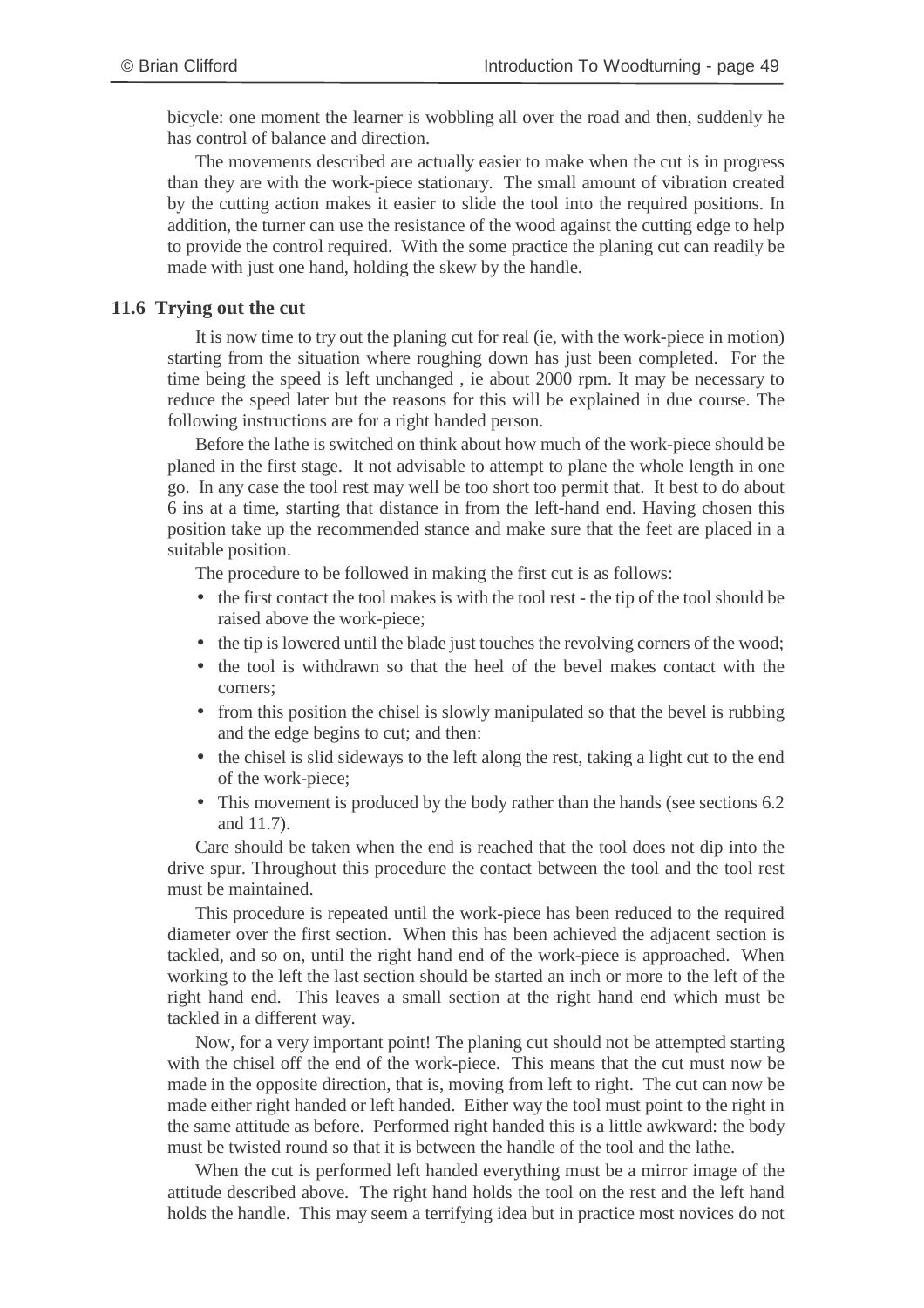bicycle: one moment the learner is wobbling all over the road and then, suddenly he has control of balance and direction.

The movements described are actually easier to make when the cut is in progress than they are with the work-piece stationary. The small amount of vibration created by the cutting action makes it easier to slide the tool into the required positions. In addition, the turner can use the resistance of the wood against the cutting edge to help to provide the control required. With the some practice the planing cut can readily be made with just one hand, holding the skew by the handle.

### 11.6 Trying out the cut

It is now time to try out the planing cut for real (ie, with the work-piece in motion) starting from the situation where roughing down has just been completed. For the time being the speed is left unchanged , ie about 2000 rpm. It may be necessary to reduce the speed later but the reasons for this will be explained in due course. The following instructions are for a right handed person.

Before the lathe is switched on think about how much of the work-piece should be planed in the first stage. It not advisable to attempt to plane the whole length in one go. In any case the tool rest may well be too short too permit that. It best to do about 6 ins at a time, starting that distance in from the left-hand end. Having chosen this position take up the recommended stance and make sure that the feet are placed in a suitable position.

The procedure to be followed in making the first cut is as follows:

- the first contact the tool makes is with the tool rest - the tip of the tool should be raised above the work-piece;
- the tip is lowered until the blade just touches the revolving corners of the wood;
- the tool is withdrawn so that the heel of the bevel makes contact with the corners;
- from this position the chisel is slowly manipulated so that the bevel is rubbing and the edge begins to cut; and then:
- the chisel is slid sideways to the left along the rest, taking a light cut to the end of the work-piece;
- This movement is produced by the body rather than the hands (see sections 6.2 and 11.7).

Care should be taken when the end is reached that the tool does not dip into the drive spur. Throughout this procedure the contact between the tool and the tool rest must be maintained.

This procedure is repeated until the work-piece has been reduced to the required diameter over the first section. When this has been achieved the adjacent section is tackled, and so on, until the right hand end of the work-piece is approached. When working to the left the last section should be started an inch or more to the left of the right hand end. This leaves a small section at the right hand end which must be tackled in a different way.

Now, for a very important point! The planing cut should not be attempted starting with the chisel off the end of the work-piece. This means that the cut must now be made in the opposite direction, that is, moving from left to right. The cut can now be made either right handed or left handed. Either way the tool must point to the right in the same attitude as before. Performed right handed this is a little awkward: the body must be twisted round so that it is between the handle of the tool and the lathe.

When the cut is performed left handed everything must be a mirror image of the attitude described above. The right hand holds the tool on the rest and the left hand holds the handle. This may seem a terrifying idea but in practice most novices do not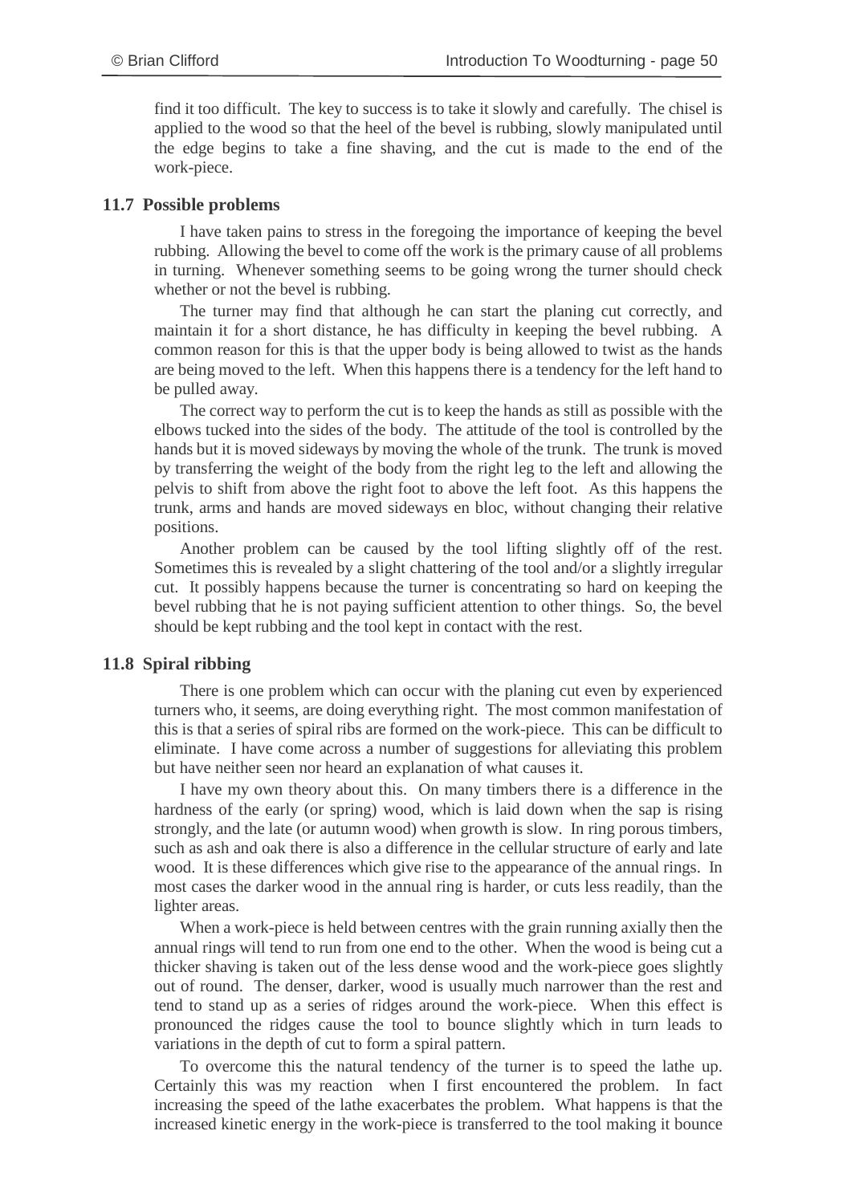find it too difficult. The key to success is to take it slowly and carefully. The chisel is applied to the wood so that the heel of the bevel is rubbing, slowly manipulated until the edge begins to take a fine shaving, and the cut is made to the end of the work-piece.

### 11.7 Possible problems

I have taken pains to stress in the foregoing the importance of keeping the bevel rubbing. Allowing the bevel to come off the work is the primary cause of all problems in turning. Whenever something seems to be going wrong the turner should check whether or not the bevel is rubbing.

The turner may find that although he can start the planing cut correctly, and maintain it for a short distance, he has difficulty in keeping the bevel rubbing. A common reason for this is that the upper body is being allowed to twist as the hands are being moved to the left. When this happens there is a tendency for the left hand to be pulled away.

The correct way to perform the cut is to keep the hands as still as possible with the elbows tucked into the sides of the body. The attitude of the tool is controlled by the hands but it is moved sideways by moving the whole of the trunk. The trunk is moved by transferring the weight of the body from the right leg to the left and allowing the pelvis to shift from above the right foot to above the left foot. As this happens the trunk, arms and hands are moved sideways en bloc, without changing their relative positions.

Another problem can be caused by the tool lifting slightly off of the rest. Sometimes this is revealed by a slight chattering of the tool and/or a slightly irregular cut. It possibly happens because the turner is concentrating so hard on keeping the bevel rubbing that he is not paying sufficient attention to other things. So, the bevel should be kept rubbing and the tool kept in contact with the rest.

### 11.8 Spiral ribbing

There is one problem which can occur with the planing cut even by experienced turners who, it seems, are doing everything right. The most common manifestation of this is that a series of spiral ribs are formed on the work-piece. This can be difficult to eliminate. I have come across a number of suggestions for alleviating this problem but have neither seen nor heard an explanation of what causes it.

I have my own theory about this. On many timbers there is a difference in the hardness of the early (or spring) wood, which is laid down when the sap is rising strongly, and the late (or autumn wood) when growth is slow. In ring porous timbers, such as ash and oak there is also a difference in the cellular structure of early and late wood. It is these differences which give rise to the appearance of the annual rings. In most cases the darker wood in the annual ring is harder, or cuts less readily, than the lighter areas.

When a work-piece is held between centres with the grain running axially then the annual rings will tend to run from one end to the other. When the wood is being cut a thicker shaving is taken out of the less dense wood and the work-piece goes slightly out of round. The denser, darker, wood is usually much narrower than the rest and tend to stand up as a series of ridges around the work-piece. When this effect is pronounced the ridges cause the tool to bounce slightly which in turn leads to variations in the depth of cut to form a spiral pattern.

To overcome this the natural tendency of the turner is to speed the lathe up. Certainly this was my reaction when I first encountered the problem. In fact increasing the speed of the lathe exacerbates the problem. What happens is that the increased kinetic energy in the work-piece is transferred to the tool making it bounce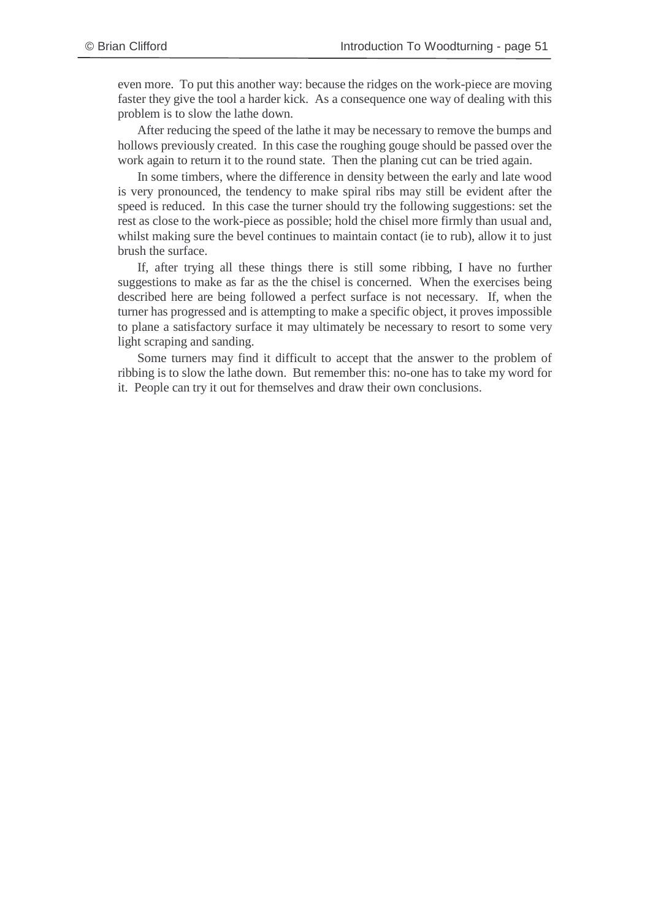even more. To put this another way: because the ridges on the work-piece are moving faster they give the tool a harder kick. As a consequence one way of dealing with this problem is to slow the lathe down.

After reducing the speed of the lathe it may be necessary to remove the bumps and hollows previously created. In this case the roughing gouge should be passed over the work again to return it to the round state. Then the planing cut can be tried again.

In some timbers, where the difference in density between the early and late wood is very pronounced, the tendency to make spiral ribs may still be evident after the speed is reduced. In this case the turner should try the following suggestions: set the rest as close to the work-piece as possible; hold the chisel more firmly than usual and, whilst making sure the bevel continues to maintain contact (ie to rub), allow it to just brush the surface.

If, after trying all these things there is still some ribbing, I have no further suggestions to make as far as the the chisel is concerned. When the exercises being described here are being followed a perfect surface is not necessary. If, when the turner has progressed and is attempting to make a specific object, it proves impossible to plane a satisfactory surface it may ultimately be necessary to resort to some very light scraping and sanding.

Some turners may find it difficult to accept that the answer to the problem of ribbing is to slow the lathe down. But remember this: no-one has to take my word for it. People can try it out for themselves and draw their own conclusions.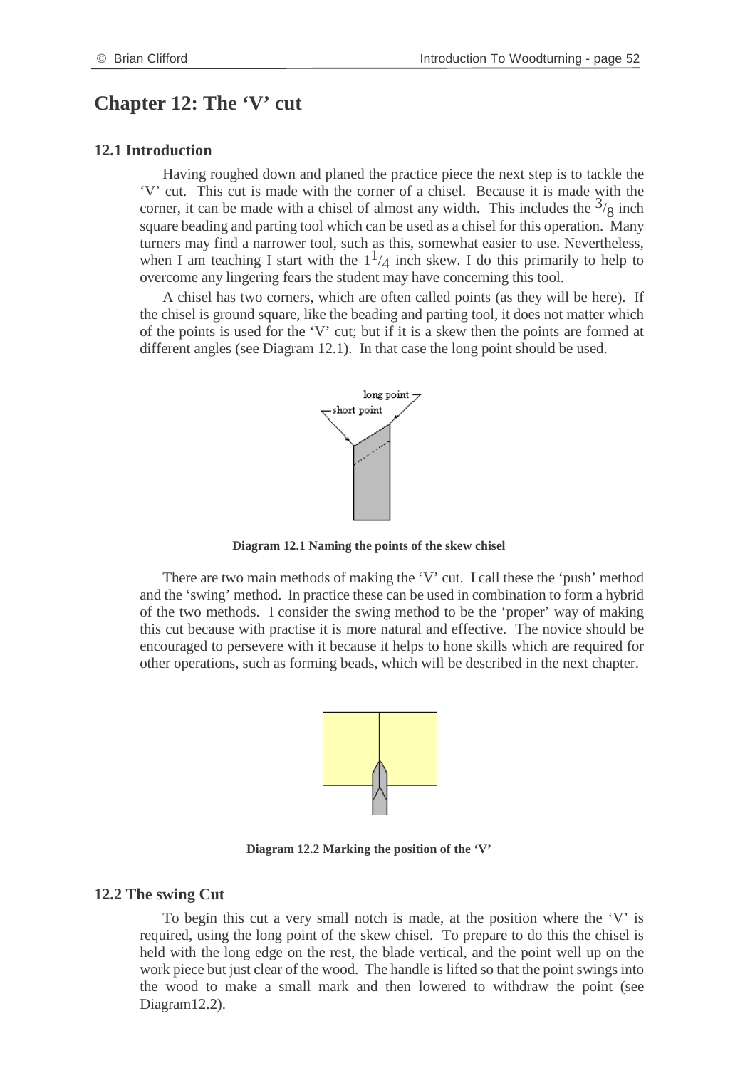# Chapter 12: The 'V' cut

## 12.1 Introduction

Having roughed down and planed the practice piece the next step is to tackle the 'V' cut. This cut is made with the corner of a chisel. Because it is made with the corner, it can be made with a chisel of almost any width. This includes the $^3/_8$ inch square beading and parting tool which can be used as a chisel for this operation. Many turners may find a narrower tool, such as this, somewhat easier to use. Nevertheless, when I am teaching I start with the $1^1/_4$ inch skew. I do this primarily to help to overcome any lingering fears the student may have concerning this tool.

A chisel has two corners, which are often called points (as they will be here). If the chisel is ground square, like the beading and parting tool, it does not matter which of the points is used for the 'V' cut; but if it is a skew then the points are formed at different angles (see Diagram 12.1). In that case the long point should be used.

**Diagram 12.1 Naming the points of the skew chisel**

There are two main methods of making the 'V' cut. I call these the 'push' method and the 'swing' method. In practice these can be used in combination to form a hybrid of the two methods. I consider the swing method to be the 'proper' way of making this cut because with practise it is more natural and effective. The novice should be encouraged to persevere with it because it helps to hone skills which are required for other operations, such as forming beads, which will be described in the next chapter.

**Diagram 12.2 Marking the position of the 'V'**

## 12.2 The swing Cut

To begin this cut a very small notch is made, at the position where the 'V' is required, using the long point of the skew chisel. To prepare to do this the chisel is held with the long edge on the rest, the blade vertical, and the point well up on the work piece but just clear of the wood. The handle is lifted so that the point swings into the wood to make a small mark and then lowered to withdraw the point (see Diagram12.2).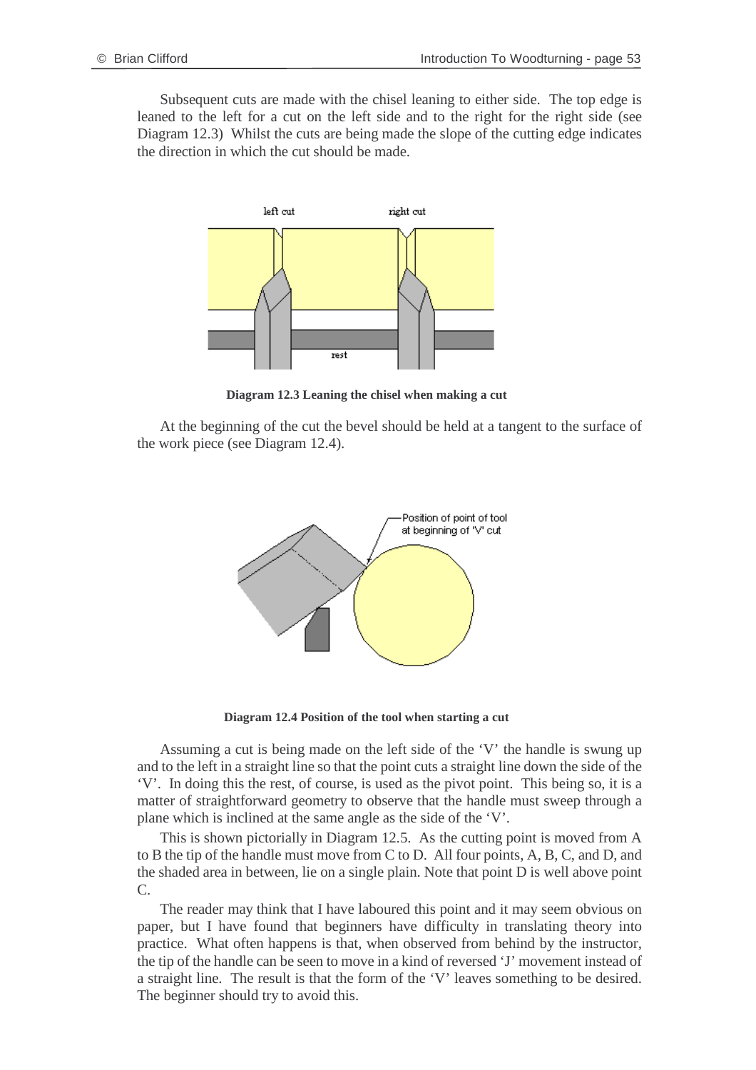Subsequent cuts are made with the chisel leaning to either side. The top edge is leaned to the left for a cut on the left side and to the right for the right side (see Diagram 12.3) Whilst the cuts are being made the slope of the cutting edge indicates the direction in which the cut should be made.

**Diagram 12.3 Leaning the chisel when making a cut**

At the beginning of the cut the bevel should be held at a tangent to the surface of the work piece (see Diagram 12.4).

**Diagram 12.4 Position of the tool when starting a cut**

Assuming a cut is being made on the left side of the 'V' the handle is swung up and to the left in a straight line so that the point cuts a straight line down the side of the 'V'. In doing this the rest, of course, is used as the pivot point. This being so, it is a matter of straightforward geometry to observe that the handle must sweep through a plane which is inclined at the same angle as the side of the 'V'.

This is shown pictorially in Diagram 12.5. As the cutting point is moved from A to B the tip of the handle must move from C to D. All four points, A, B, C, and D, and the shaded area in between, lie on a single plain. Note that point D is well above point C.

The reader may think that I have laboured this point and it may seem obvious on paper, but I have found that beginners have difficulty in translating theory into practice. What often happens is that, when observed from behind by the instructor, the tip of the handle can be seen to move in a kind of reversed 'J' movement instead of a straight line. The result is that the form of the 'V' leaves something to be desired. The beginner should try to avoid this.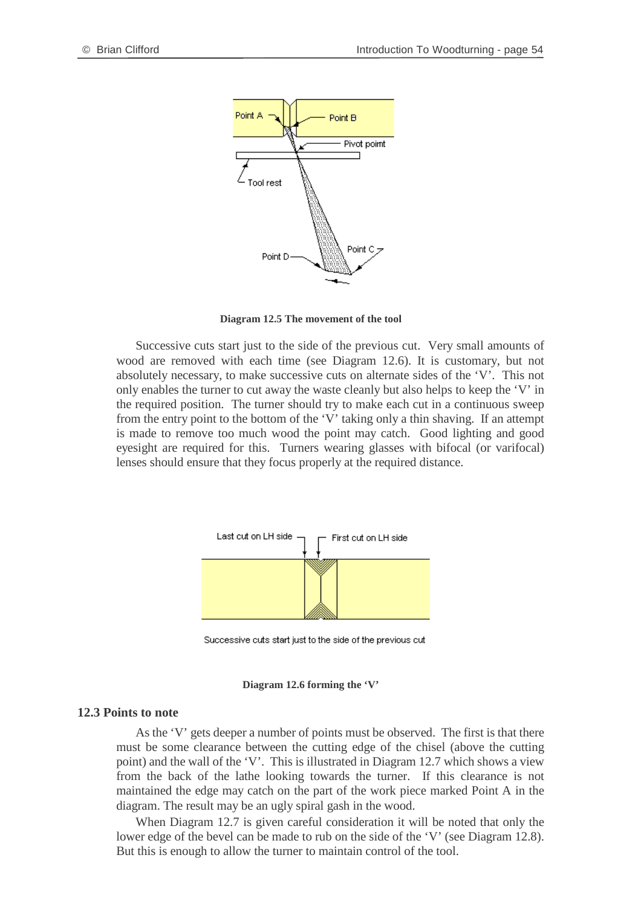**Diagram 12.5 The movement of the tool**

Successive cuts start just to the side of the previous cut. Very small amounts of wood are removed with each time (see Diagram 12.6). It is customary, but not absolutely necessary, to make successive cuts on alternate sides of the ‘V’. This not only enables the turner to cut away the waste cleanly but also helps to keep the ‘V’ in the required position. The turner should try to make each cut in a continuous sweep from the entry point to the bottom of the ‘V’ taking only a thin shaving. If an attempt is made to remove too much wood the point may catch. Good lighting and good eyesight are required for this. Turners wearing glasses with bifocal (or varifocal) lenses should ensure that they focus properly at the required distance.

Successive cuts start just to the side of the previous cut

**Diagram 12.6 forming the ‘V’**

## 12.3 Points to note

As the ‘V’ gets deeper a number of points must be observed. The first is that there must be some clearance between the cutting edge of the chisel (above the cutting point) and the wall of the ‘V’. This is illustrated in Diagram 12.7 which shows a view from the back of the lathe looking towards the turner. If this clearance is not maintained the edge may catch on the part of the work piece marked Point A in the diagram. The result may be an ugly spiral gash in the wood.

When Diagram 12.7 is given careful consideration it will be noted that only the lower edge of the bevel can be made to rub on the side of the ‘V’ (see Diagram 12.8). But this is enough to allow the turner to maintain control of the tool.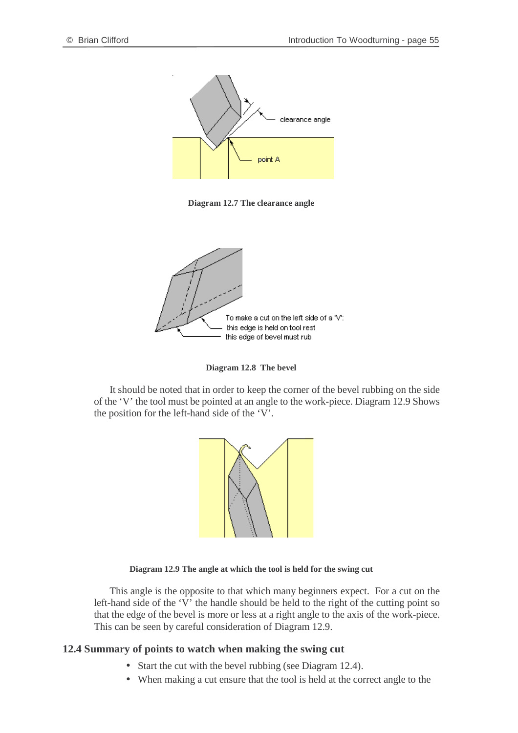**Diagram 12.7 The clearance angle**

**Diagram 12.8 The bevel**

It should be noted that in order to keep the corner of the bevel rubbing on the side of the 'V' the tool must be pointed at an angle to the work-piece. Diagram 12.9 Shows the position for the left-hand side of the 'V'.

**Diagram 12.9 The angle at which the tool is held for the swing cut**

This angle is the opposite to that which many beginners expect. For a cut on the left-hand side of the 'V' the handle should be held to the right of the cutting point so that the edge of the bevel is more or less at a right angle to the axis of the work-piece. This can be seen by careful consideration of Diagram 12.9.

## 12.4 Summary of points to watch when making the swing cut

- Start the cut with the bevel rubbing (see Diagram 12.4).
- When making a cut ensure that the tool is held at the correct angle to the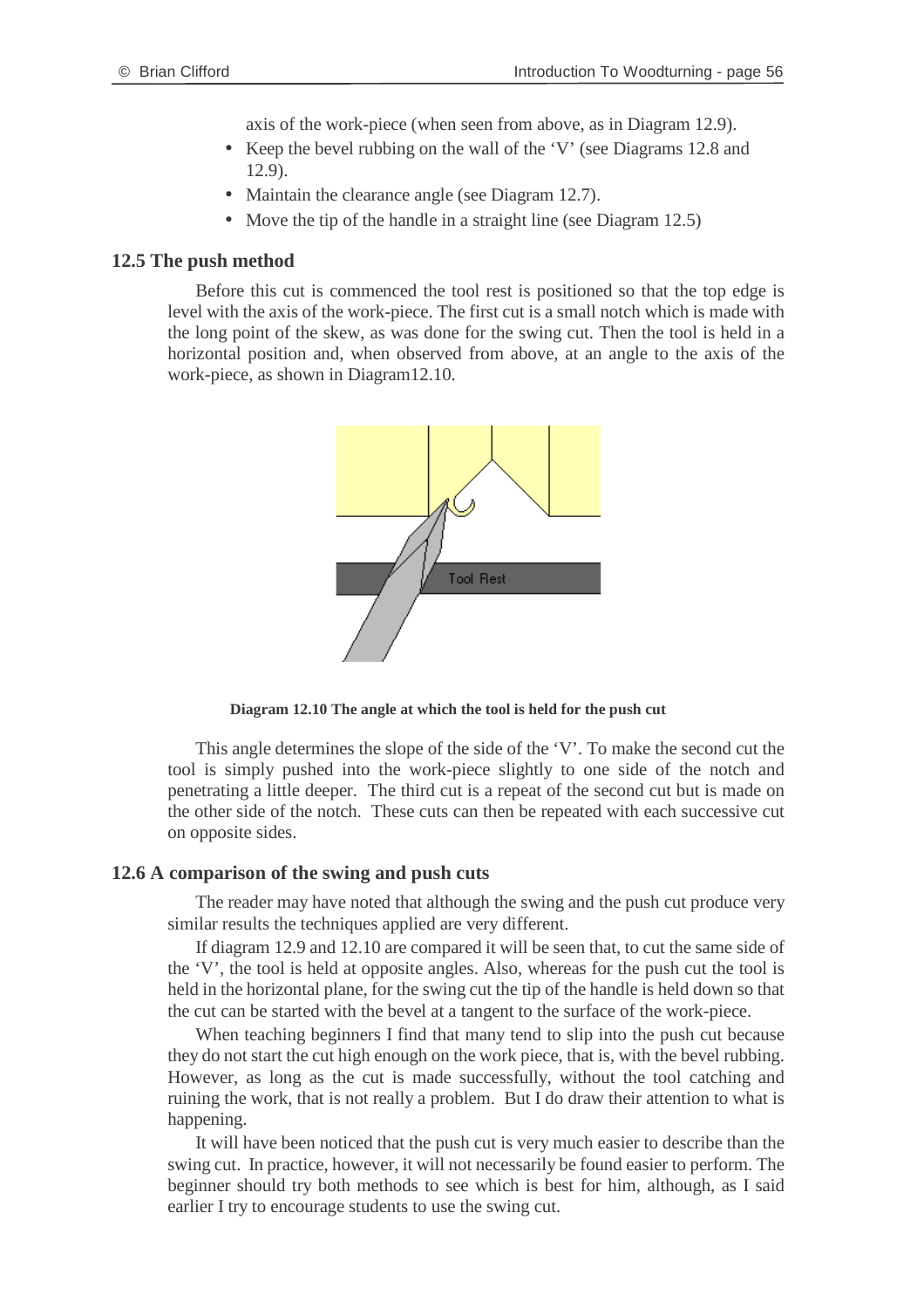axis of the work-piece (when seen from above, as in Diagram 12.9).

- Keep the bevel rubbing on the wall of the 'V' (see Diagrams 12.8 and 12.9).
- Maintain the clearance angle (see Diagram 12.7).
- Move the tip of the handle in a straight line (see Diagram 12.5)

## 12.5 The push method

Before this cut is commenced the tool rest is positioned so that the top edge is level with the axis of the work-piece. The first cut is a small notch which is made with the long point of the skew, as was done for the swing cut. Then the tool is held in a horizontal position and, when observed from above, at an angle to the axis of the work-piece, as shown in Diagram12.10.

**Diagram 12.10 The angle at which the tool is held for the push cut**

This angle determines the slope of the side of the 'V'. To make the second cut the tool is simply pushed into the work-piece slightly to one side of the notch and penetrating a little deeper. The third cut is a repeat of the second cut but is made on the other side of the notch. These cuts can then be repeated with each successive cut on opposite sides.

## 12.6 A comparison of the swing and push cuts

The reader may have noted that although the swing and the push cut produce very similar results the techniques applied are very different.

If diagram 12.9 and 12.10 are compared it will be seen that, to cut the same side of the 'V', the tool is held at opposite angles. Also, whereas for the push cut the tool is held in the horizontal plane, for the swing cut the tip of the handle is held down so that the cut can be started with the bevel at a tangent to the surface of the work-piece.

When teaching beginners I find that many tend to slip into the push cut because they do not start the cut high enough on the work piece, that is, with the bevel rubbing. However, as long as the cut is made successfully, without the tool catching and ruining the work, that is not really a problem. But I do draw their attention to what is happening.

It will have been noticed that the push cut is very much easier to describe than the swing cut. In practice, however, it will not necessarily be found easier to perform. The beginner should try both methods to see which is best for him, although, as I said earlier I try to encourage students to use the swing cut.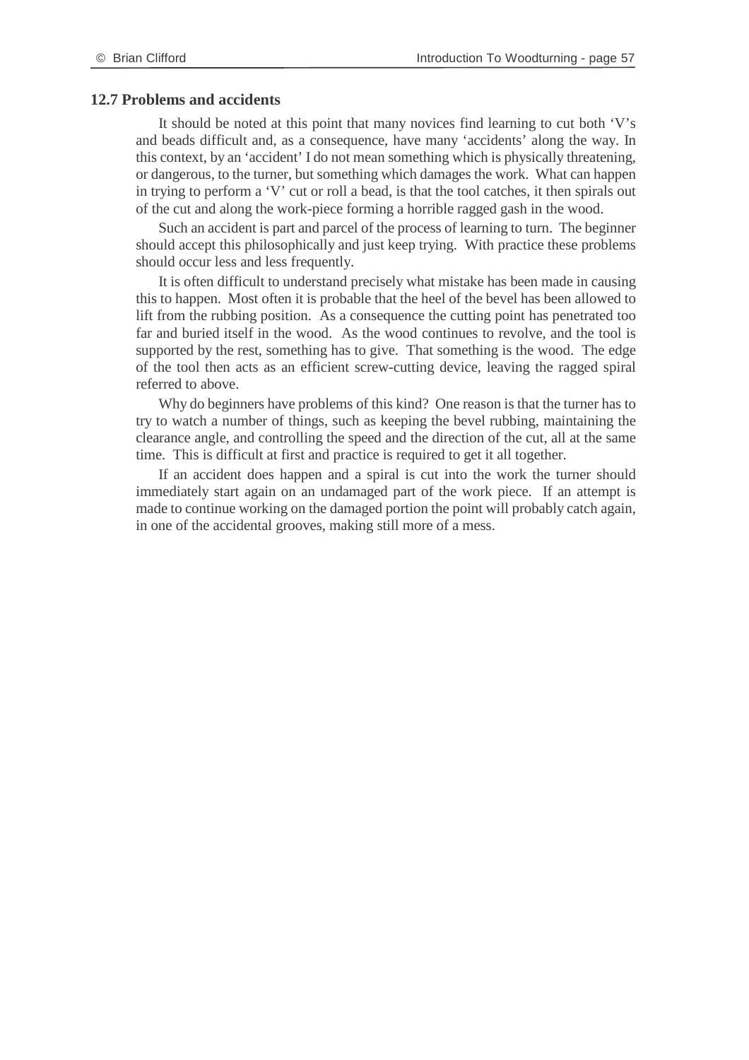## 12.7 Problems and accidents

It should be noted at this point that many novices find learning to cut both 'V's and beads difficult and, as a consequence, have many 'accidents' along the way. In this context, by an 'accident' I do not mean something which is physically threatening, or dangerous, to the turner, but something which damages the work. What can happen in trying to perform a 'V' cut or roll a bead, is that the tool catches, it then spirals out of the cut and along the work-piece forming a horrible ragged gash in the wood.

Such an accident is part and parcel of the process of learning to turn. The beginner should accept this philosophically and just keep trying. With practice these problems should occur less and less frequently.

It is often difficult to understand precisely what mistake has been made in causing this to happen. Most often it is probable that the heel of the bevel has been allowed to lift from the rubbing position. As a consequence the cutting point has penetrated too far and buried itself in the wood. As the wood continues to revolve, and the tool is supported by the rest, something has to give. That something is the wood. The edge of the tool then acts as an efficient screw-cutting device, leaving the ragged spiral referred to above.

Why do beginners have problems of this kind? One reason is that the turner has to try to watch a number of things, such as keeping the bevel rubbing, maintaining the clearance angle, and controlling the speed and the direction of the cut, all at the same time. This is difficult at first and practice is required to get it all together.

If an accident does happen and a spiral is cut into the work the turner should immediately start again on an undamaged part of the work piece. If an attempt is made to continue working on the damaged portion the point will probably catch again, in one of the accidental grooves, making still more of a mess.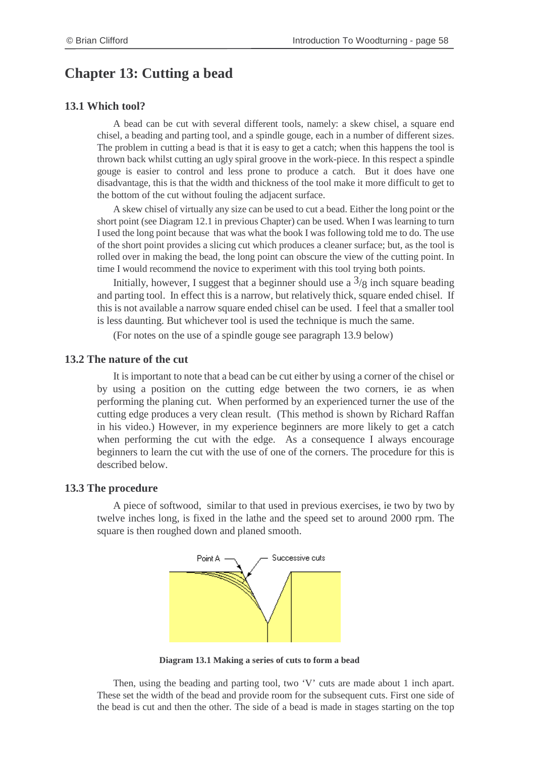# Chapter 13: Cutting a bead

## 13.1 Which tool?

A bead can be cut with several different tools, namely: a skew chisel, a square end chisel, a beading and parting tool, and a spindle gouge, each in a number of different sizes. The problem in cutting a bead is that it is easy to get a catch; when this happens the tool is thrown back whilst cutting an ugly spiral groove in the work-piece. In this respect a spindle gouge is easier to control and less prone to produce a catch. But it does have one disadvantage, this is that the width and thickness of the tool make it more difficult to get to the bottom of the cut without fouling the adjacent surface.

A skew chisel of virtually any size can be used to cut a bead. Either the long point or the short point (see Diagram 12.1 in previous Chapter) can be used. When I was learning to turn I used the long point because that was what the book I was following told me to do. The use of the short point provides a slicing cut which produces a cleaner surface; but, as the tool is rolled over in making the bead, the long point can obscure the view of the cutting point. In time I would recommend the novice to experiment with this tool trying both points.

Initially, however, I suggest that a beginner should use a $^3/_8$ inch square beading and parting tool. In effect this is a narrow, but relatively thick, square ended chisel. If this is not available a narrow square ended chisel can be used. I feel that a smaller tool is less daunting. But whichever tool is used the technique is much the same.

(For notes on the use of a spindle gouge see paragraph 13.9 below)

## 13.2 The nature of the cut

It is important to note that a bead can be cut either by using a corner of the chisel or by using a position on the cutting edge between the two corners, ie as when performing the planing cut. When performed by an experienced turner the use of the cutting edge produces a very clean result. (This method is shown by Richard Raffan in his video.) However, in my experience beginners are more likely to get a catch when performing the cut with the edge. As a consequence I always encourage beginners to learn the cut with the use of one of the corners. The procedure for this is described below.

## 13.3 The procedure

A piece of softwood, similar to that used in previous exercises, ie two by two by twelve inches long, is fixed in the lathe and the speed set to around 2000 rpm. The square is then roughed down and planed smooth.

Point A — Successive cuts

**Diagram 13.1 Making a series of cuts to form a bead**

Then, using the beading and parting tool, two 'V' cuts are made about 1 inch apart. These set the width of the bead and provide room for the subsequent cuts. First one side of the bead is cut and then the other. The side of a bead is made in stages starting on the top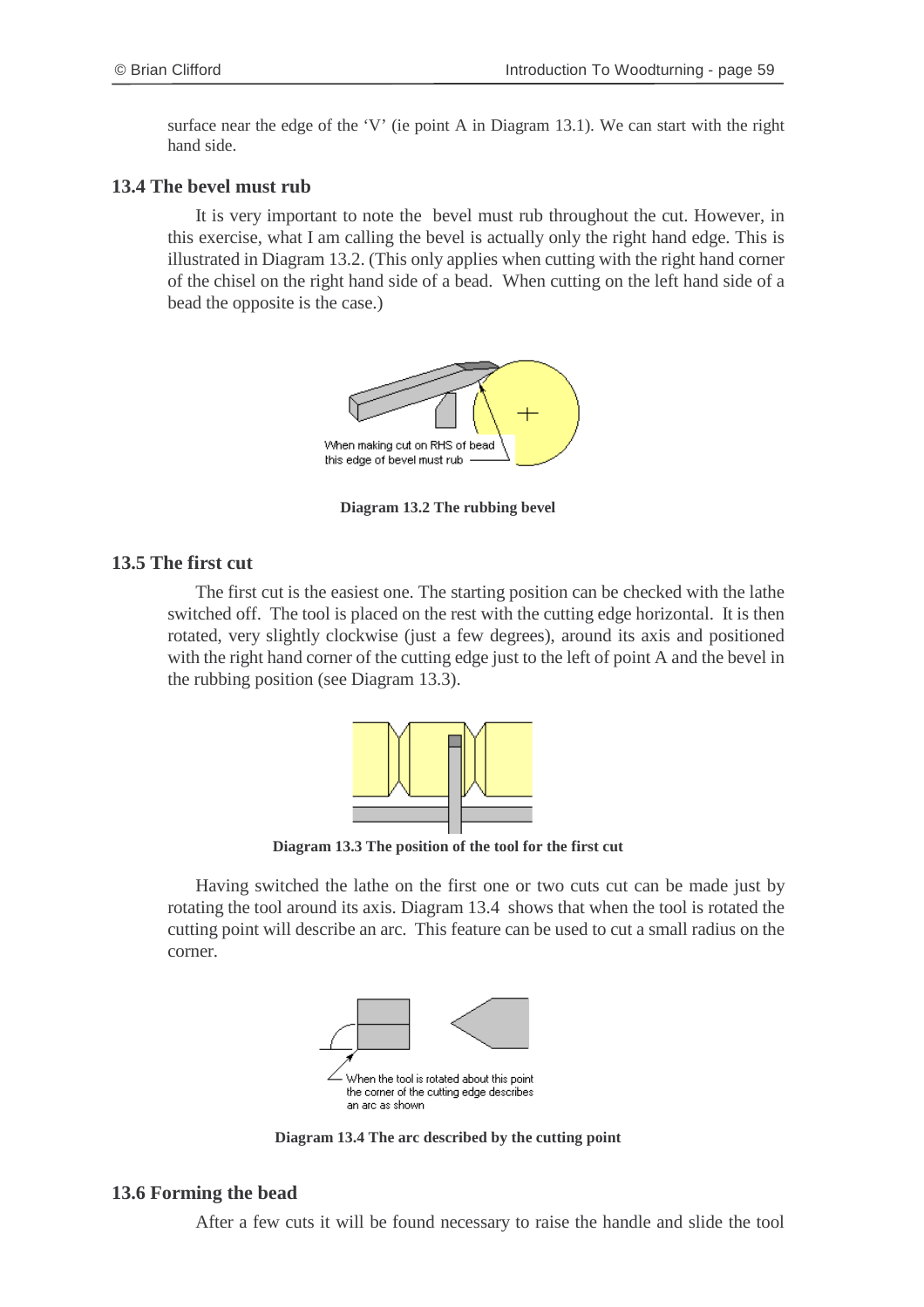surface near the edge of the 'V' (ie point A in Diagram 13.1). We can start with the right hand side.

### 13.4 The bevel must rub

It is very important to note the bevel must rub throughout the cut. However, in this exercise, what I am calling the bevel is actually only the right hand edge. This is illustrated in Diagram 13.2. (This only applies when cutting with the right hand corner of the chisel on the right hand side of a bead. When cutting on the left hand side of a bead the opposite is the case.)

When making cut on RHS of bead this edge of bevel must rub

**Diagram 13.2 The rubbing bevel**

### 13.5 The first cut

The first cut is the easiest one. The starting position can be checked with the lathe switched off. The tool is placed on the rest with the cutting edge horizontal. It is then rotated, very slightly clockwise (just a few degrees), around its axis and positioned with the right hand corner of the cutting edge just to the left of point A and the bevel in the rubbing position (see Diagram 13.3).

**Diagram 13.3 The position of the tool for the first cut**

Having switched the lathe on the first one or two cuts cut can be made just by rotating the tool around its axis. Diagram 13.4 shows that when the tool is rotated the cutting point will describe an arc. This feature can be used to cut a small radius on the corner.

When the tool is rotated about this point the corner of the cutting edge describes an arc as shown

**Diagram 13.4 The arc described by the cutting point**

### 13.6 Forming the bead

After a few cuts it will be found necessary to raise the handle and slide the tool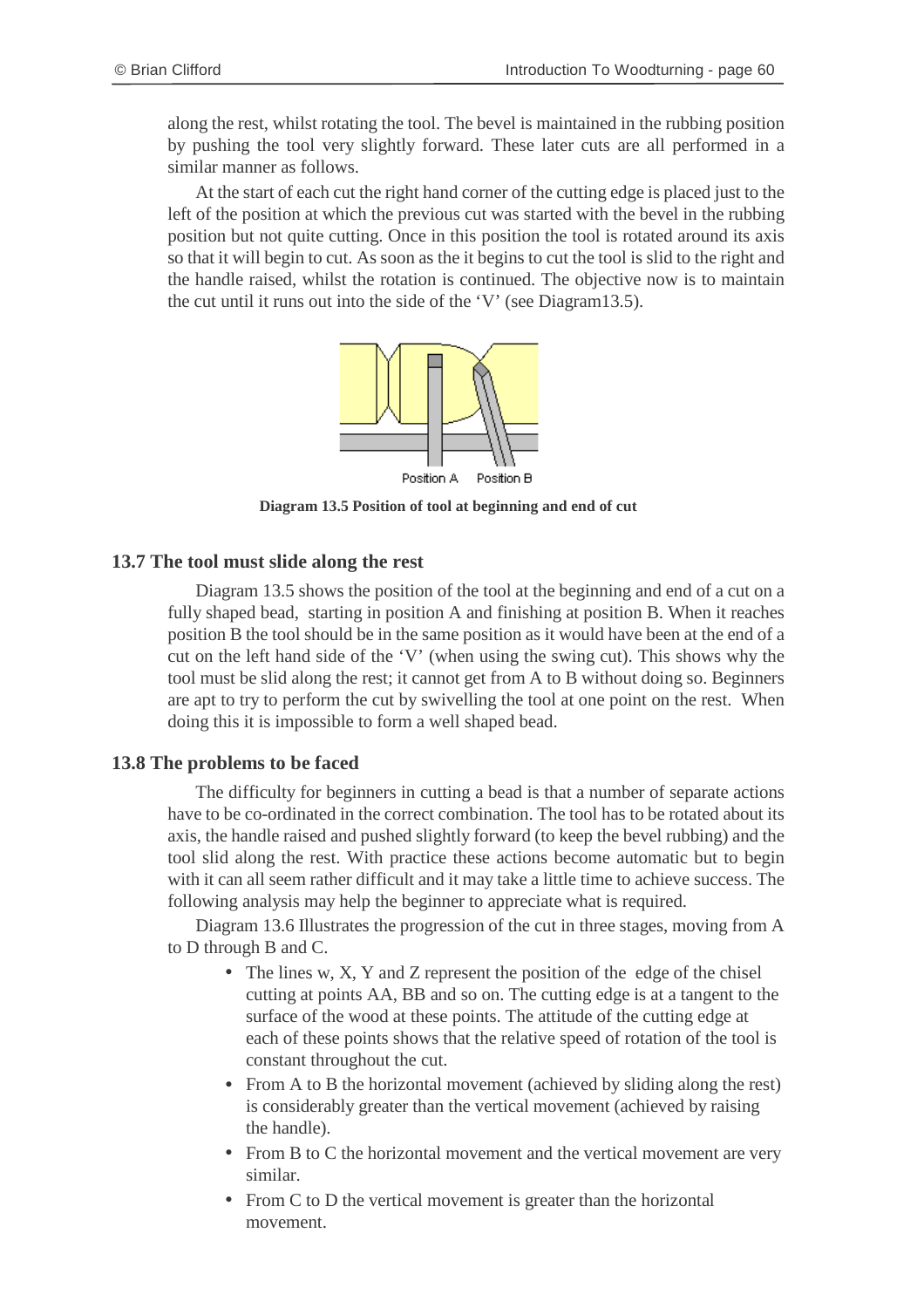along the rest, whilst rotating the tool. The bevel is maintained in the rubbing position by pushing the tool very slightly forward. These later cuts are all performed in a similar manner as follows.

At the start of each cut the right hand corner of the cutting edge is placed just to the left of the position at which the previous cut was started with the bevel in the rubbing position but not quite cutting. Once in this position the tool is rotated around its axis so that it will begin to cut. As soon as the it begins to cut the tool is slid to the right and the handle raised, whilst the rotation is continued. The objective now is to maintain the cut until it runs out into the side of the 'V' (see Diagram13.5).

Position A Position B

**Diagram 13.5 Position of tool at beginning and end of cut**

## 13.7 The tool must slide along the rest

Diagram 13.5 shows the position of the tool at the beginning and end of a cut on a fully shaped bead, starting in position A and finishing at position B. When it reaches position B the tool should be in the same position as it would have been at the end of a cut on the left hand side of the 'V' (when using the swing cut). This shows why the tool must be slid along the rest; it cannot get from A to B without doing so. Beginners are apt to try to perform the cut by swivelling the tool at one point on the rest. When doing this it is impossible to form a well shaped bead.

## 13.8 The problems to be faced

The difficulty for beginners in cutting a bead is that a number of separate actions have to be co-ordinated in the correct combination. The tool has to be rotated about its axis, the handle raised and pushed slightly forward (to keep the bevel rubbing) and the tool slid along the rest. With practice these actions become automatic but to begin with it can all seem rather difficult and it may take a little time to achieve success. The following analysis may help the beginner to appreciate what is required.

Diagram 13.6 Illustrates the progression of the cut in three stages, moving from A to D through B and C.

- The lines w, X, Y and Z represent the position of the edge of the chisel cutting at points AA, BB and so on. The cutting edge is at a tangent to the surface of the wood at these points. The attitude of the cutting edge at each of these points shows that the relative speed of rotation of the tool is constant throughout the cut.
- From A to B the horizontal movement (achieved by sliding along the rest) is considerably greater than the vertical movement (achieved by raising the handle).
- From B to C the horizontal movement and the vertical movement are very similar.
- From C to D the vertical movement is greater than the horizontal movement.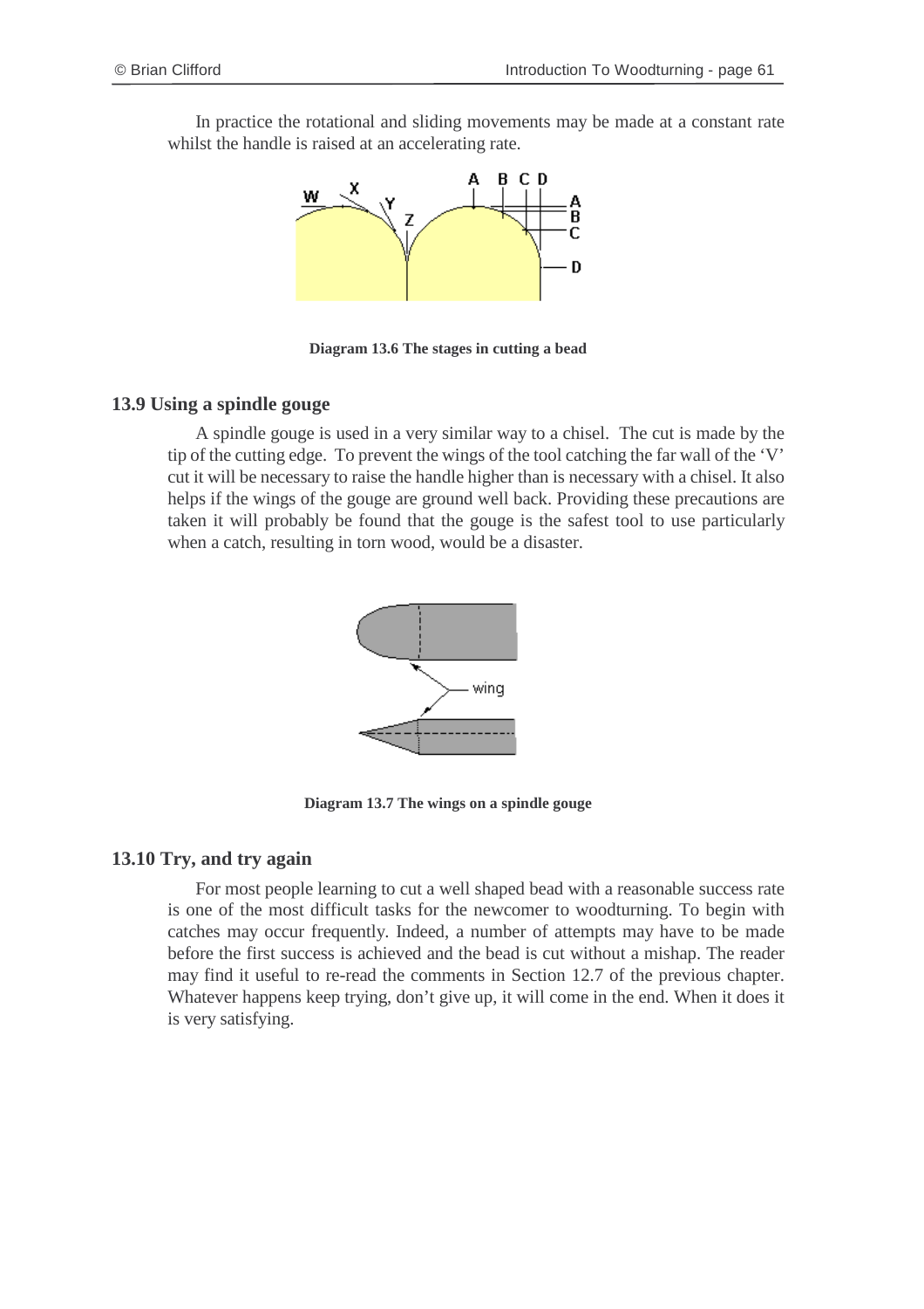In practice the rotational and sliding movements may be made at a constant rate whilst the handle is raised at an accelerating rate.

**Diagram 13.6 The stages in cutting a bead**

## 13.9 Using a spindle gouge

A spindle gouge is used in a very similar way to a chisel. The cut is made by the tip of the cutting edge. To prevent the wings of the tool catching the far wall of the 'V' cut it will be necessary to raise the handle higher than is necessary with a chisel. It also helps if the wings of the gouge are ground well back. Providing these precautions are taken it will probably be found that the gouge is the safest tool to use particularly when a catch, resulting in torn wood, would be a disaster.

**Diagram 13.7 The wings on a spindle gouge**

## 13.10 Try, and try again

For most people learning to cut a well shaped bead with a reasonable success rate is one of the most difficult tasks for the newcomer to woodturning. To begin with catches may occur frequently. Indeed, a number of attempts may have to be made before the first success is achieved and the bead is cut without a mishap. The reader may find it useful to re-read the comments in Section 12.7 of the previous chapter. Whatever happens keep trying, don't give up, it will come in the end. When it does it is very satisfying.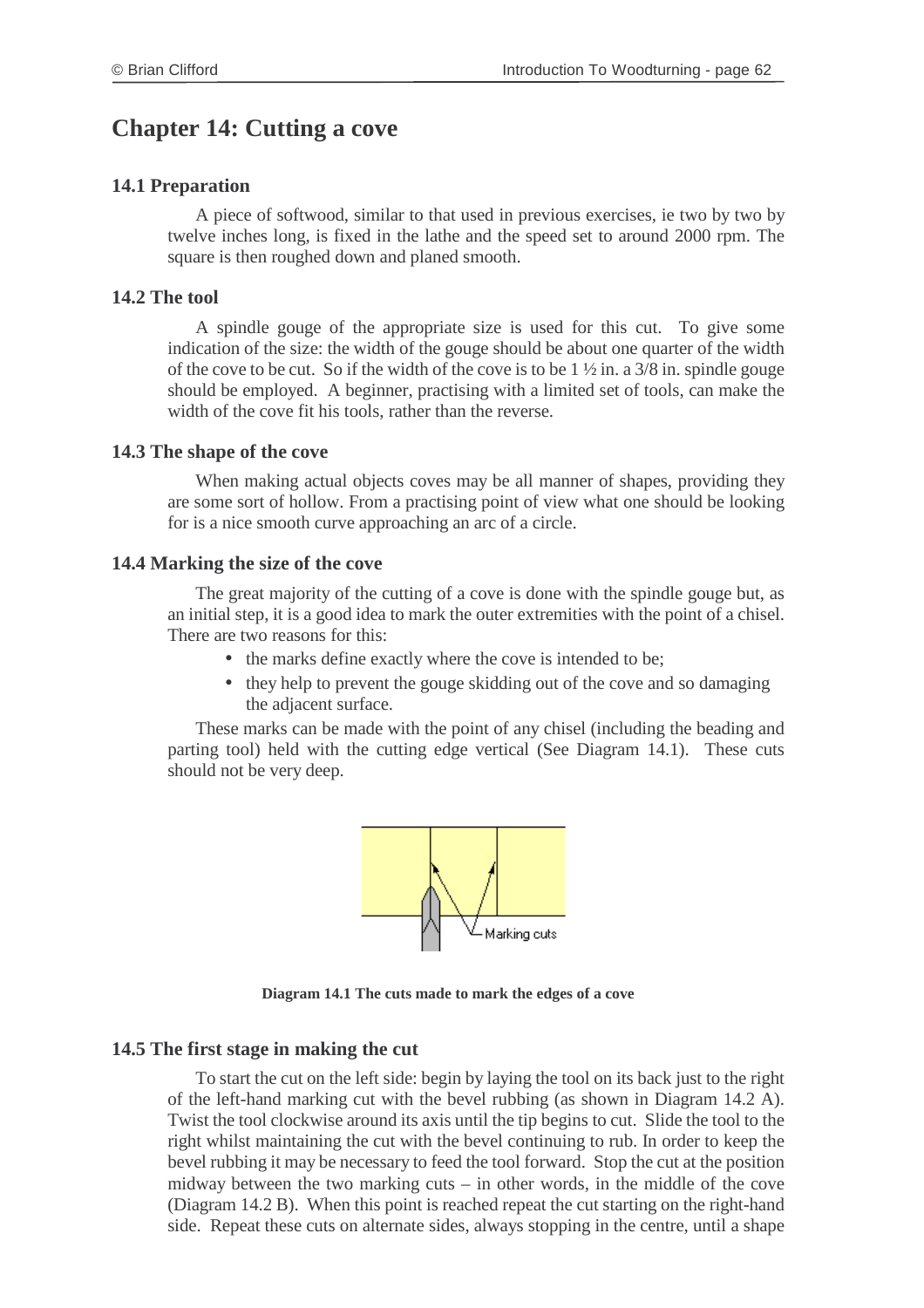# Chapter 14: Cutting a cove

## 14.1 Preparation

A piece of softwood, similar to that used in previous exercises, ie two by two by twelve inches long, is fixed in the lathe and the speed set to around 2000 rpm. The square is then roughed down and planed smooth.

## 14.2 The tool

A spindle gouge of the appropriate size is used for this cut. To give some indication of the size: the width of the gouge should be about one quarter of the width of the cove to be cut. So if the width of the cove is to be 1 ½ in. a 3/8 in. spindle gouge should be employed. A beginner, practising with a limited set of tools, can make the width of the cove fit his tools, rather than the reverse.

## 14.3 The shape of the cove

When making actual objects coves may be all manner of shapes, providing they are some sort of hollow. From a practising point of view what one should be looking for is a nice smooth curve approaching an arc of a circle.

## 14.4 Marking the size of the cove

The great majority of the cutting of a cove is done with the spindle gouge but, as an initial step, it is a good idea to mark the outer extremities with the point of a chisel. There are two reasons for this:

- the marks define exactly where the cove is intended to be;
- they help to prevent the gouge skidding out of the cove and so damaging the adjacent surface.

These marks can be made with the point of any chisel (including the beading and parting tool) held with the cutting edge vertical (See Diagram 14.1). These cuts should not be very deep.

Marking cuts

**Diagram 14.1 The cuts made to mark the edges of a cove**

## 14.5 The first stage in making the cut

To start the cut on the left side: begin by laying the tool on its back just to the right of the left-hand marking cut with the bevel rubbing (as shown in Diagram 14.2 A). Twist the tool clockwise around its axis until the tip begins to cut. Slide the tool to the right whilst maintaining the cut with the bevel continuing to rub. In order to keep the bevel rubbing it may be necessary to feed the tool forward. Stop the cut at the position midway between the two marking cuts – in other words, in the middle of the cove (Diagram 14.2 B). When this point is reached repeat the cut starting on the right-hand side. Repeat these cuts on alternate sides, always stopping in the centre, until a shape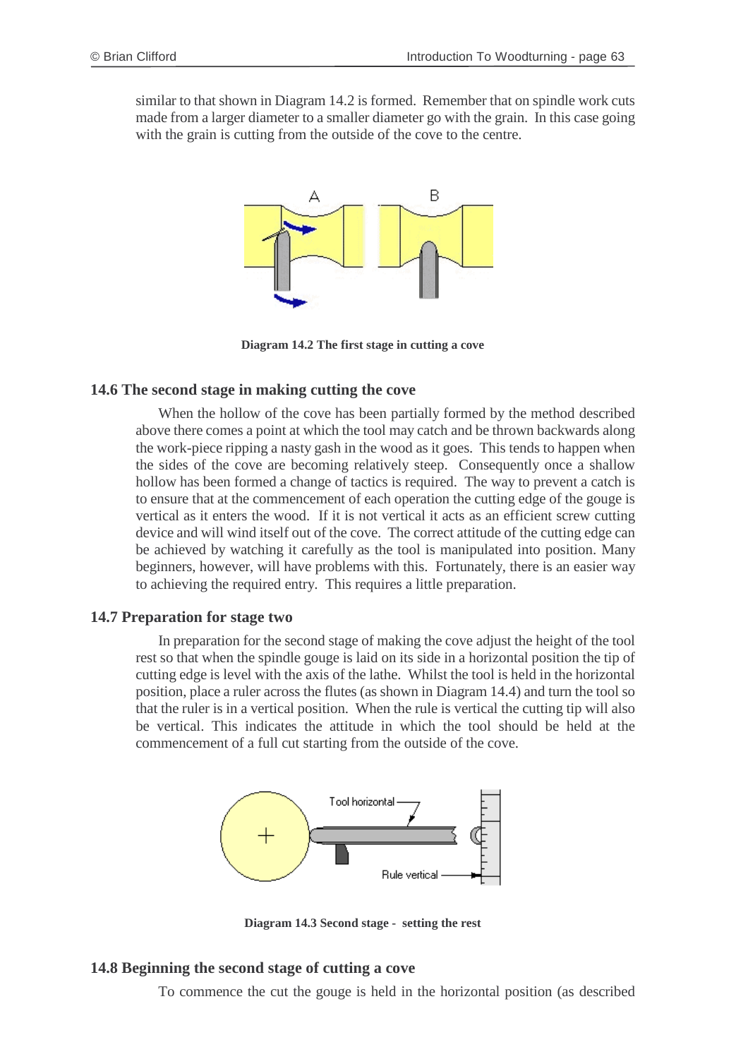similar to that shown in Diagram 14.2 is formed. Remember that on spindle work cuts made from a larger diameter to a smaller diameter go with the grain. In this case going with the grain is cutting from the outside of the cove to the centre.

**Diagram 14.2 The first stage in cutting a cove**

### 14.6 The second stage in making cutting the cove

When the hollow of the cove has been partially formed by the method described above there comes a point at which the tool may catch and be thrown backwards along the work-piece ripping a nasty gash in the wood as it goes. This tends to happen when the sides of the cove are becoming relatively steep. Consequently once a shallow hollow has been formed a change of tactics is required. The way to prevent a catch is to ensure that at the commencement of each operation the cutting edge of the gouge is vertical as it enters the wood. If it is not vertical it acts as an efficient screw cutting device and will wind itself out of the cove. The correct attitude of the cutting edge can be achieved by watching it carefully as the tool is manipulated into position. Many beginners, however, will have problems with this. Fortunately, there is an easier way to achieving the required entry. This requires a little preparation.

### 14.7 Preparation for stage two

In preparation for the second stage of making the cove adjust the height of the tool rest so that when the spindle gouge is laid on its side in a horizontal position the tip of cutting edge is level with the axis of the lathe. Whilst the tool is held in the horizontal position, place a ruler across the flutes (as shown in Diagram 14.4) and turn the tool so that the ruler is in a vertical position. When the rule is vertical the cutting tip will also be vertical. This indicates the attitude in which the tool should be held at the commencement of a full cut starting from the outside of the cove.

**Diagram 14.3 Second stage - setting the rest**

### 14.8 Beginning the second stage of cutting a cove

To commence the cut the gouge is held in the horizontal position (as described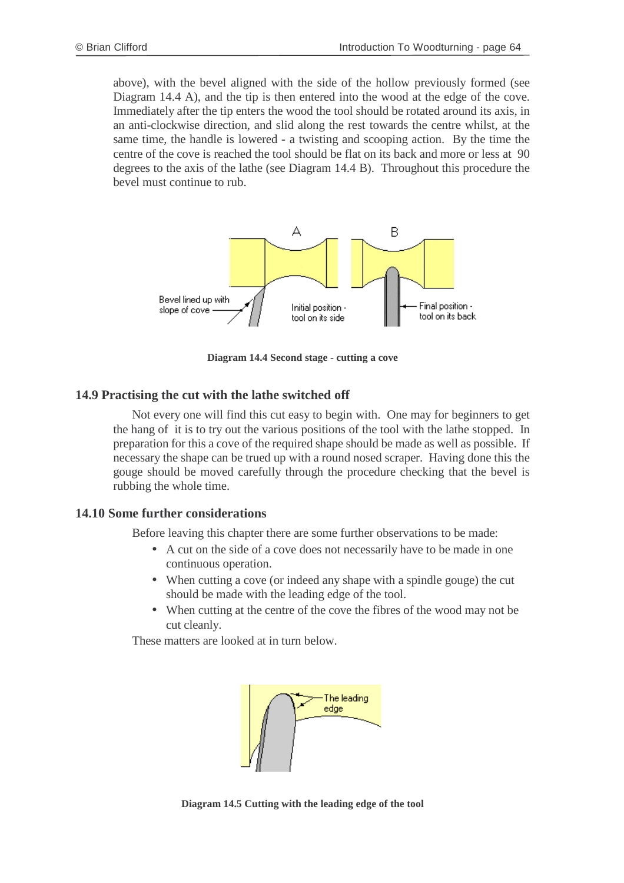above), with the bevel aligned with the side of the hollow previously formed (see Diagram 14.4 A), and the tip is then entered into the wood at the edge of the cove. Immediately after the tip enters the wood the tool should be rotated around its axis, in an anti-clockwise direction, and slid along the rest towards the centre whilst, at the same time, the handle is lowered - a twisting and scooping action. By the time the centre of the cove is reached the tool should be flat on its back and more or less at 90 degrees to the axis of the lathe (see Diagram 14.4 B). Throughout this procedure the bevel must continue to rub.

**Diagram 14.4 Second stage - cutting a cove**

### 14.9 Practising the cut with the lathe switched off

Not every one will find this cut easy to begin with. One may for beginners to get the hang of it is to try out the various positions of the tool with the lathe stopped. In preparation for this a cove of the required shape should be made as well as possible. If necessary the shape can be trued up with a round nosed scraper. Having done this the gouge should be moved carefully through the procedure checking that the bevel is rubbing the whole time.

### 14.10 Some further considerations

Before leaving this chapter there are some further observations to be made:

- A cut on the side of a cove does not necessarily have to be made in one continuous operation.
- When cutting a cove (or indeed any shape with a spindle gouge) the cut should be made with the leading edge of the tool.
- When cutting at the centre of the cove the fibres of the wood may not be cut cleanly.

These matters are looked at in turn below.

**Diagram 14.5 Cutting with the leading edge of the tool**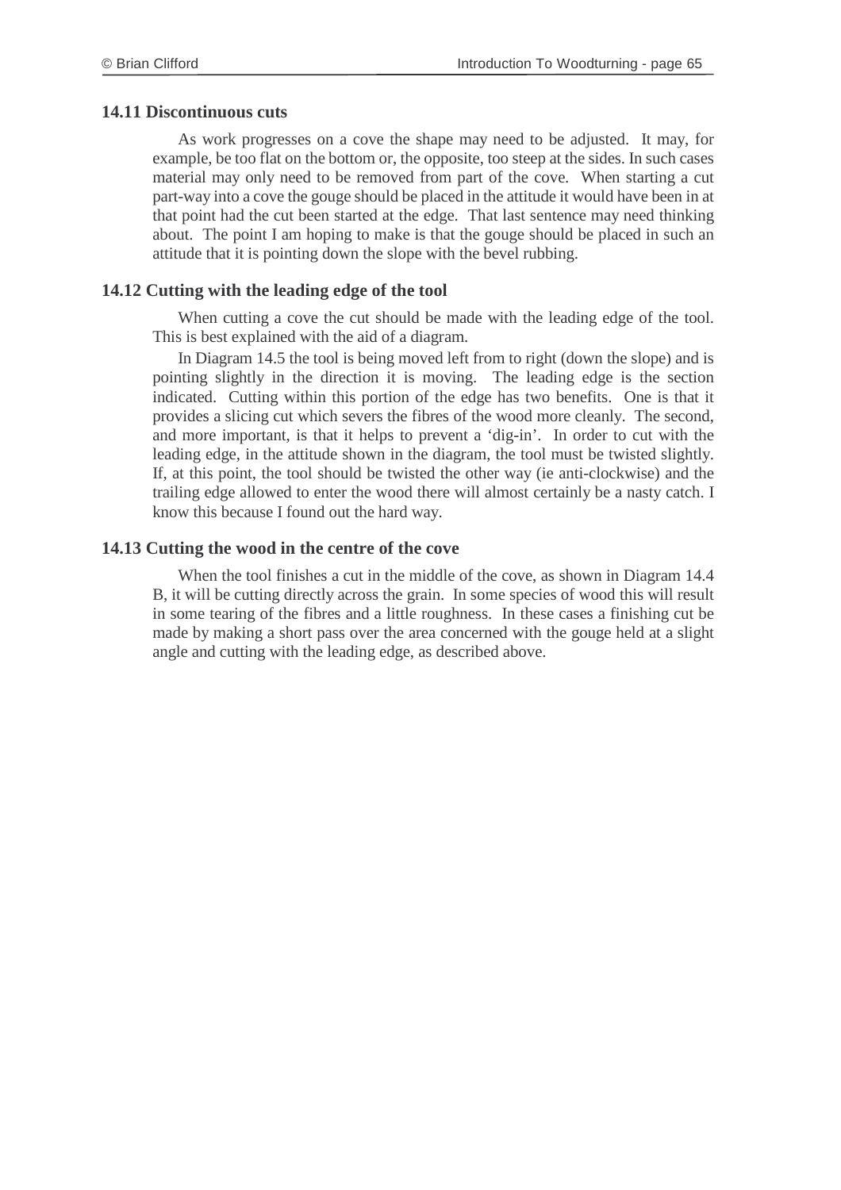### 14.11 Discontinuous cuts

As work progresses on a cove the shape may need to be adjusted. It may, for example, be too flat on the bottom or, the opposite, too steep at the sides. In such cases material may only need to be removed from part of the cove. When starting a cut part-way into a cove the gouge should be placed in the attitude it would have been in at that point had the cut been started at the edge. That last sentence may need thinking about. The point I am hoping to make is that the gouge should be placed in such an attitude that it is pointing down the slope with the bevel rubbing.

### 14.12 Cutting with the leading edge of the tool

When cutting a cove the cut should be made with the leading edge of the tool. This is best explained with the aid of a diagram.

In Diagram 14.5 the tool is being moved left from to right (down the slope) and is pointing slightly in the direction it is moving. The leading edge is the section indicated. Cutting within this portion of the edge has two benefits. One is that it provides a slicing cut which severs the fibres of the wood more cleanly. The second, and more important, is that it helps to prevent a 'dig-in'. In order to cut with the leading edge, in the attitude shown in the diagram, the tool must be twisted slightly. If, at this point, the tool should be twisted the other way (ie anti-clockwise) and the trailing edge allowed to enter the wood there will almost certainly be a nasty catch. I know this because I found out the hard way.

### 14.13 Cutting the wood in the centre of the cove

When the tool finishes a cut in the middle of the cove, as shown in Diagram 14.4 B, it will be cutting directly across the grain. In some species of wood this will result in some tearing of the fibres and a little roughness. In these cases a finishing cut be made by making a short pass over the area concerned with the gouge held at a slight angle and cutting with the leading edge, as described above.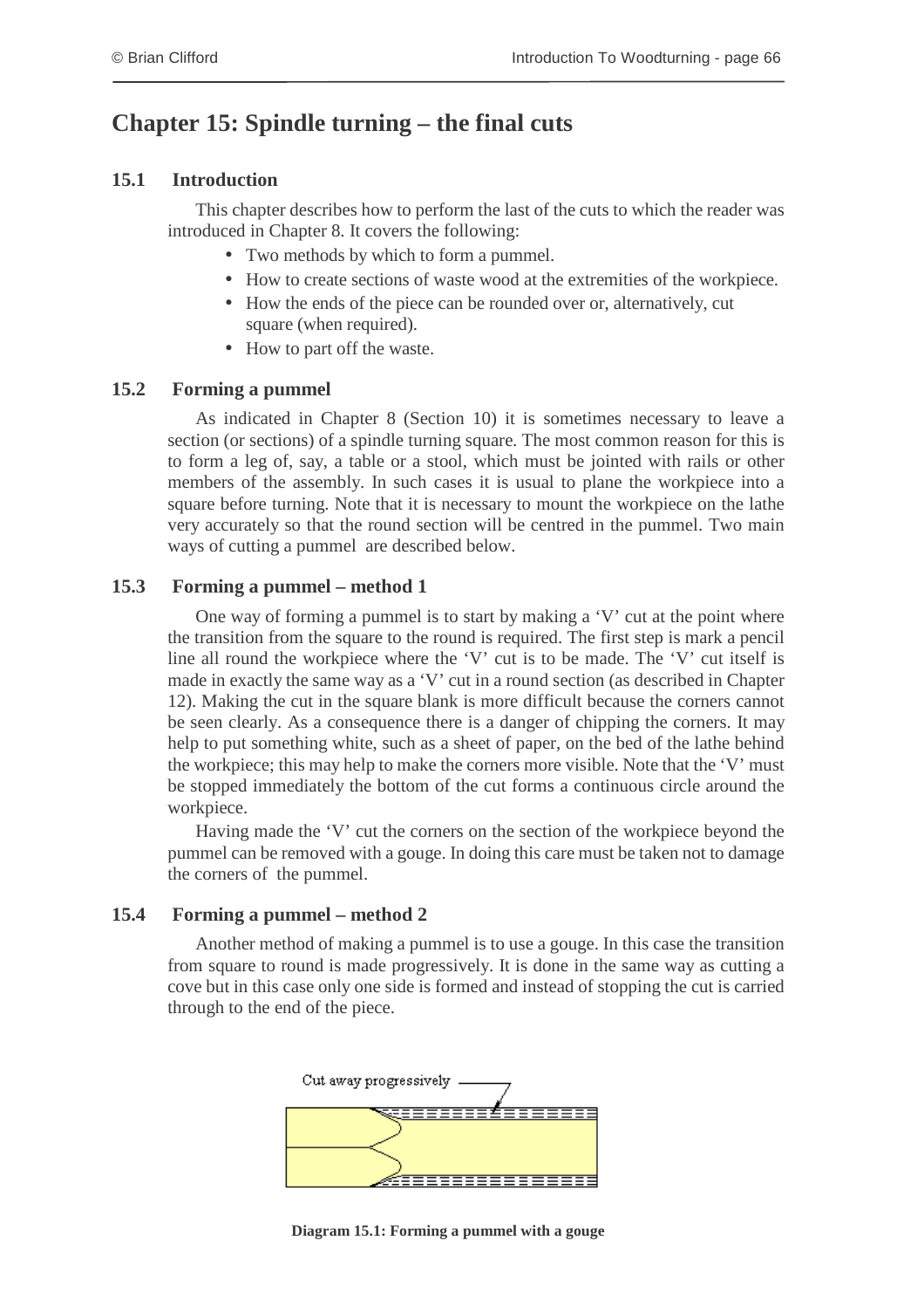# Chapter 15: Spindle turning – the final cuts

## 15.1 Introduction

This chapter describes how to perform the last of the cuts to which the reader was introduced in Chapter 8. It covers the following:

- Two methods by which to form a pummel.
- How to create sections of waste wood at the extremities of the workpiece.
- How the ends of the piece can be rounded over or, alternatively, cut square (when required).
- How to part off the waste.

## 15.2 Forming a pummel

As indicated in Chapter 8 (Section 10) it is sometimes necessary to leave a section (or sections) of a spindle turning square. The most common reason for this is to form a leg of, say, a table or a stool, which must be jointed with rails or other members of the assembly. In such cases it is usual to plane the workpiece into a square before turning. Note that it is necessary to mount the workpiece on the lathe very accurately so that the round section will be centred in the pummel. Two main ways of cutting a pummel are described below.

## 15.3 Forming a pummel – method 1

One way of forming a pummel is to start by making a 'V' cut at the point where the transition from the square to the round is required. The first step is mark a pencil line all round the workpiece where the 'V' cut is to be made. The 'V' cut itself is made in exactly the same way as a 'V' cut in a round section (as described in Chapter 12). Making the cut in the square blank is more difficult because the corners cannot be seen clearly. As a consequence there is a danger of chipping the corners. It may help to put something white, such as a sheet of paper, on the bed of the lathe behind the workpiece; this may help to make the corners more visible. Note that the 'V' must be stopped immediately the bottom of the cut forms a continuous circle around the workpiece.

Having made the 'V' cut the corners on the section of the workpiece beyond the pummel can be removed with a gouge. In doing this care must be taken not to damage the corners of the pummel.

## 15.4 Forming a pummel – method 2

Another method of making a pummel is to use a gouge. In this case the transition from square to round is made progressively. It is done in the same way as cutting a cove but in this case only one side is formed and instead of stopping the cut is carried through to the end of the piece.

Cut away progressively

**Diagram 15.1: Forming a pummel with a gouge**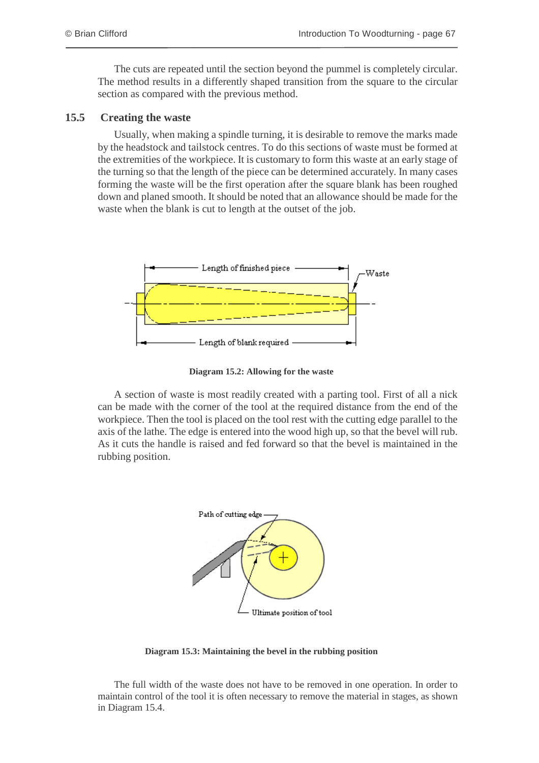The cuts are repeated until the section beyond the pummel is completely circular. The method results in a differently shaped transition from the square to the circular section as compared with the previous method.

## 15.5 Creating the waste

Usually, when making a spindle turning, it is desirable to remove the marks made by the headstock and tailstock centres. To do this sections of waste must be formed at the extremities of the workpiece. It is customary to form this waste at an early stage of the turning so that the length of the piece can be determined accurately. In many cases forming the waste will be the first operation after the square blank has been roughed down and planed smooth. It should be noted that an allowance should be made for the waste when the blank is cut to length at the outset of the job.

**Diagram 15.2: Allowing for the waste**

A section of waste is most readily created with a parting tool. First of all a nick can be made with the corner of the tool at the required distance from the end of the workpiece. Then the tool is placed on the tool rest with the cutting edge parallel to the axis of the lathe. The edge is entered into the wood high up, so that the bevel will rub. As it cuts the handle is raised and fed forward so that the bevel is maintained in the rubbing position.

**Diagram 15.3: Maintaining the bevel in the rubbing position**

The full width of the waste does not have to be removed in one operation. In order to maintain control of the tool it is often necessary to remove the material in stages, as shown in Diagram 15.4.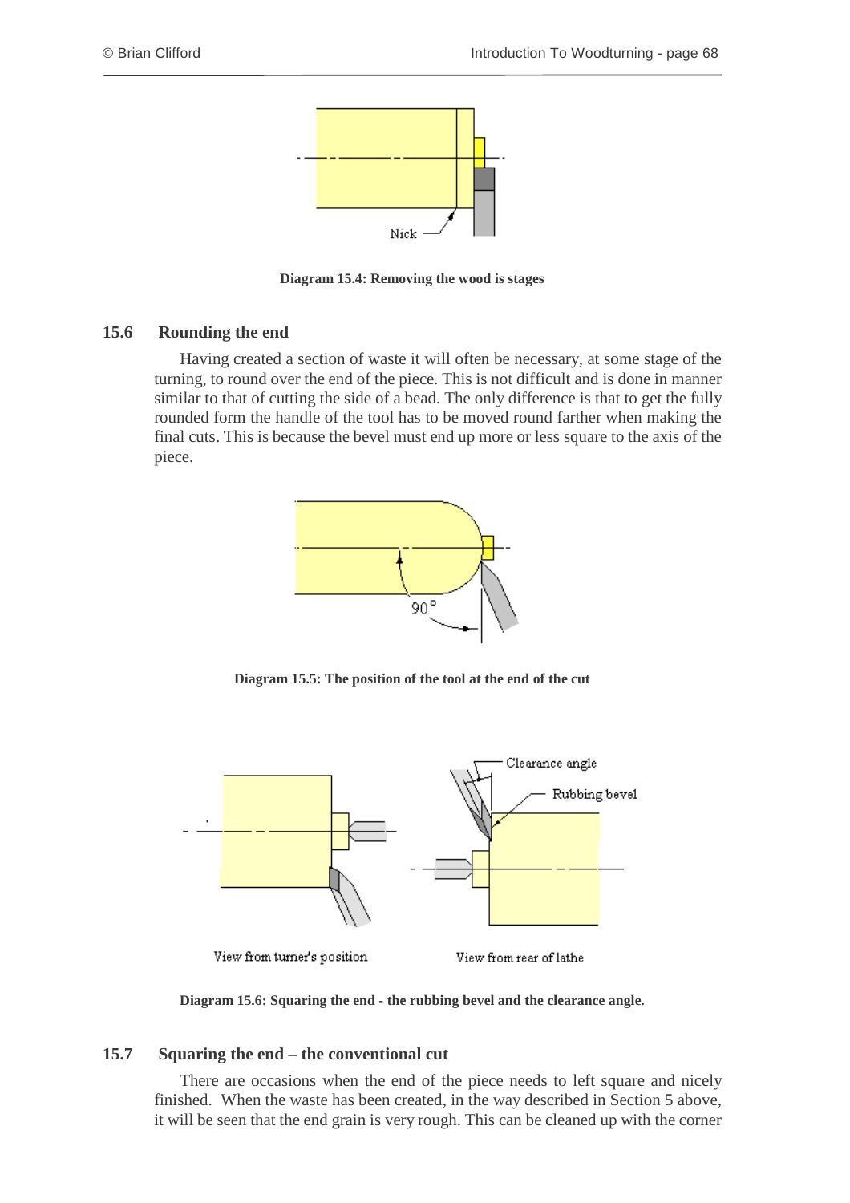Diagram 15.4: Removing the wood is stages

## 15.6 Rounding the end

Having created a section of waste it will often be necessary, at some stage of the turning, to round over the end of the piece. This is not difficult and is done in manner similar to that of cutting the side of a bead. The only difference is that to get the fully rounded form the handle of the tool has to be moved round farther when making the final cuts. This is because the bevel must end up more or less square to the axis of the piece.

Diagram 15.5: The position of the tool at the end of the cut

Diagram 15.6: Squaring the end - the rubbing bevel and the clearance angle.

## 15.7 Squaring the end – the conventional cut

There are occasions when the end of the piece needs to left square and nicely finished. When the waste has been created, in the way described in Section 5 above, it will be seen that the end grain is very rough. This can be cleaned up with the corner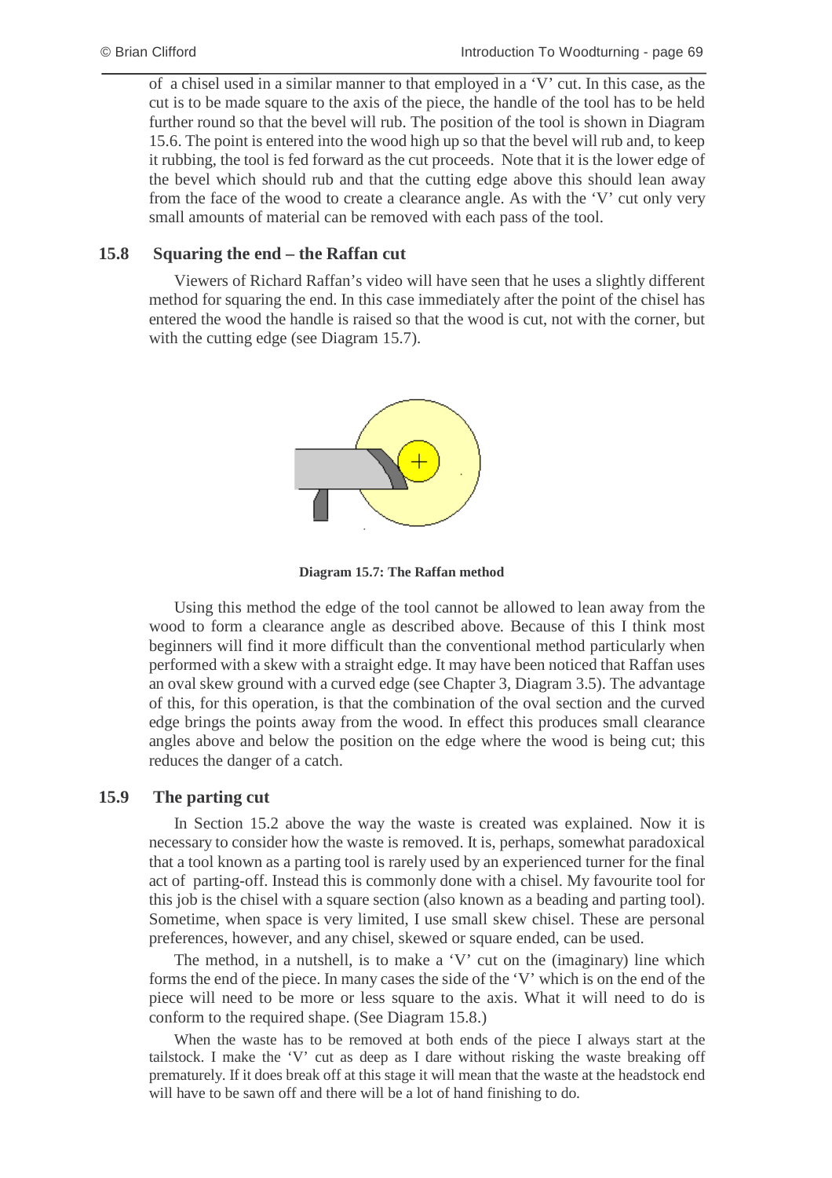of a chisel used in a similar manner to that employed in a 'V' cut. In this case, as the cut is to be made square to the axis of the piece, the handle of the tool has to be held further round so that the bevel will rub. The position of the tool is shown in Diagram 15.6. The point is entered into the wood high up so that the bevel will rub and, to keep it rubbing, the tool is fed forward as the cut proceeds. Note that it is the lower edge of the bevel which should rub and that the cutting edge above this should lean away from the face of the wood to create a clearance angle. As with the 'V' cut only very small amounts of material can be removed with each pass of the tool.

## 15.8 Squaring the end – the Raffan cut

Viewers of Richard Raffan's video will have seen that he uses a slightly different method for squaring the end. In this case immediately after the point of the chisel has entered the wood the handle is raised so that the wood is cut, not with the corner, but with the cutting edge (see Diagram 15.7).

**Diagram 15.7: The Raffan method**

Using this method the edge of the tool cannot be allowed to lean away from the wood to form a clearance angle as described above. Because of this I think most beginners will find it more difficult than the conventional method particularly when performed with a skew with a straight edge. It may have been noticed that Raffan uses an oval skew ground with a curved edge (see Chapter 3, Diagram 3.5). The advantage of this, for this operation, is that the combination of the oval section and the curved edge brings the points away from the wood. In effect this produces small clearance angles above and below the position on the edge where the wood is being cut; this reduces the danger of a catch.

## 15.9 The parting cut

In Section 15.2 above the way the waste is created was explained. Now it is necessary to consider how the waste is removed. It is, perhaps, somewhat paradoxical that a tool known as a parting tool is rarely used by an experienced turner for the final act of parting-off. Instead this is commonly done with a chisel. My favourite tool for this job is the chisel with a square section (also known as a beading and parting tool). Sometime, when space is very limited, I use small skew chisel. These are personal preferences, however, and any chisel, skewed or square ended, can be used.

The method, in a nutshell, is to make a 'V' cut on the (imaginary) line which forms the end of the piece. In many cases the side of the 'V' which is on the end of the piece will need to be more or less square to the axis. What it will need to do is conform to the required shape. (See Diagram 15.8.)

When the waste has to be removed at both ends of the piece I always start at the tailstock. I make the 'V' cut as deep as I dare without risking the waste breaking off prematurely. If it does break off at this stage it will mean that the waste at the headstock end will have to be sawn off and there will be a lot of hand finishing to do.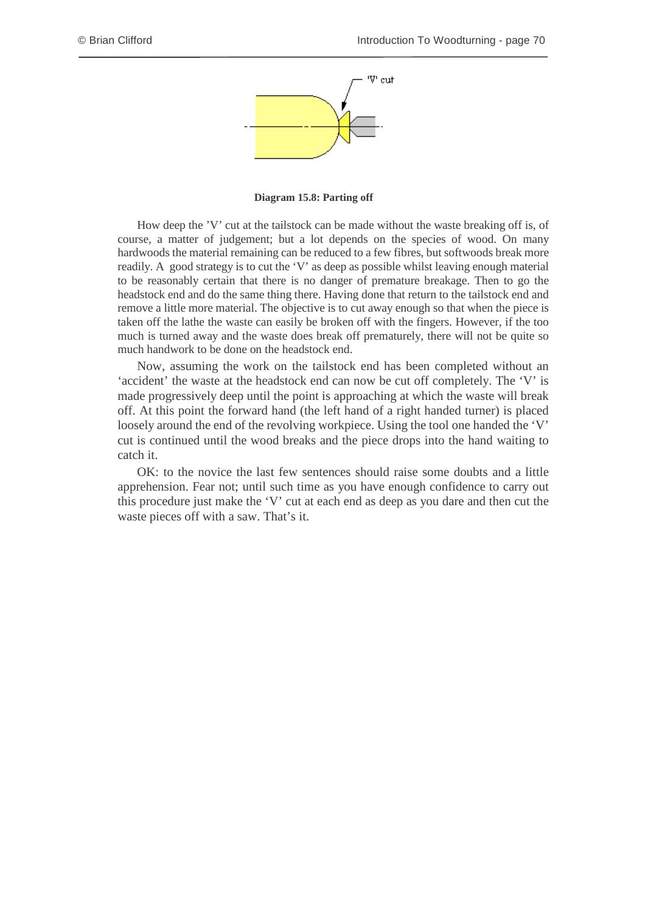'V' cut

**Diagram 15.8: Parting off**

How deep the 'V' cut at the tailstock can be made without the waste breaking off is, of course, a matter of judgement; but a lot depends on the species of wood. On many hardwoods the material remaining can be reduced to a few fibres, but softwoods break more readily. A good strategy is to cut the 'V' as deep as possible whilst leaving enough material to be reasonably certain that there is no danger of premature breakage. Then to go the headstock end and do the same thing there. Having done that return to the tailstock end and remove a little more material. The objective is to cut away enough so that when the piece is taken off the lathe the waste can easily be broken off with the fingers. However, if the too much is turned away and the waste does break off prematurely, there will not be quite so much handwork to be done on the headstock end.

Now, assuming the work on the tailstock end has been completed without an 'accident' the waste at the headstock end can now be cut off completely. The 'V' is made progressively deep until the point is approaching at which the waste will break off. At this point the forward hand (the left hand of a right handed turner) is placed loosely around the end of the revolving workpiece. Using the tool one handed the 'V' cut is continued until the wood breaks and the piece drops into the hand waiting to catch it.

OK: to the novice the last few sentences should raise some doubts and a little apprehension. Fear not; until such time as you have enough confidence to carry out this procedure just make the 'V' cut at each end as deep as you dare and then cut the waste pieces off with a saw. That's it.